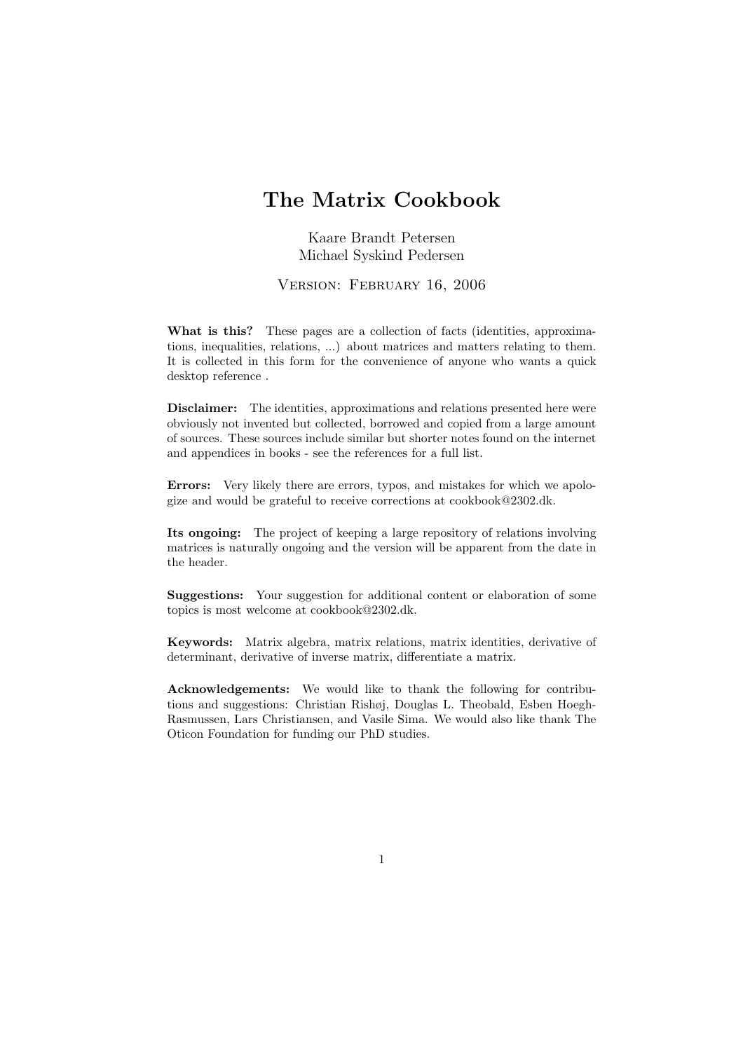# The Matrix Cookbook

Kaare Brandt Petersen
Michael Syskind Pedersen

Version: February 16, 2006

**What is this?** These pages are a collection of facts (identities, approximations, inequalities, relations, ...) about matrices and matters relating to them. It is collected in this form for the convenience of anyone who wants a quick desktop reference .

**Disclaimer:** The identities, approximations and relations presented here were obviously not invented but collected, borrowed and copied from a large amount of sources. These sources include similar but shorter notes found on the internet and appendices in books - see the references for a full list.

**Errors:** Very likely there are errors, typos, and mistakes for which we apologize and would be grateful to receive corrections at cookbook@2302.dk.

**Its ongoing:** The project of keeping a large repository of relations involving matrices is naturally ongoing and the version will be apparent from the date in the header.

**Suggestions:** Your suggestion for additional content or elaboration of some topics is most welcome at cookbook@2302.dk.

**Keywords:** Matrix algebra, matrix relations, matrix identities, derivative of determinant, derivative of inverse matrix, differentiate a matrix.

**Acknowledgements:** We would like to thank the following for contributions and suggestions: Christian Rishøj, Douglas L. Theobald, Esben Hoegh-Rasmussen, Lars Christiansen, and Vasile Sima. We would also like thank The Oticon Foundation for funding our PhD studies.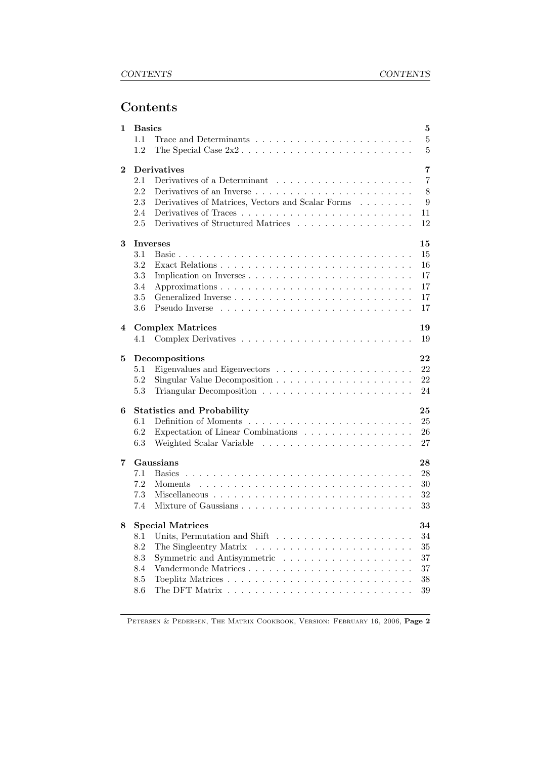# Contents

- **1 Basics** — **5**
  - 1.1 Trace and Determinants — 5
  - 1.2 The Special Case 2x2 — 5
- **2 Derivatives** — **7**
  - 2.1 Derivatives of a Determinant — 7
  - 2.2 Derivatives of an Inverse — 8
  - 2.3 Derivatives of Matrices, Vectors and Scalar Forms — 9
  - 2.4 Derivatives of Traces — 11
  - 2.5 Derivatives of Structured Matrices — 12
- **3 Inverses** — **15**
  - 3.1 Basic — 15
  - 3.2 Exact Relations — 16
  - 3.3 Implication on Inverses — 17
  - 3.4 Approximations — 17
  - 3.5 Generalized Inverse — 17
  - 3.6 Pseudo Inverse — 17
- **4 Complex Matrices** — **19**
  - 4.1 Complex Derivatives — 19
- **5 Decompositions** — **22**
  - 5.1 Eigenvalues and Eigenvectors — 22
  - 5.2 Singular Value Decomposition — 22
  - 5.3 Triangular Decomposition — 24
- **6 Statistics and Probability** — **25**
  - 6.1 Definition of Moments — 25
  - 6.2 Expectation of Linear Combinations — 26
  - 6.3 Weighted Scalar Variable — 27
- **7 Gaussians** — **28**
  - 7.1 Basics — 28
  - 7.2 Moments — 30
  - 7.3 Miscellaneous — 32
  - 7.4 Mixture of Gaussians — 33
- **8 Special Matrices** — **34**
  - 8.1 Units, Permutation and Shift — 34
  - 8.2 The Singleentry Matrix — 35
  - 8.3 Symmetric and Antisymmetric — 37
  - 8.4 Vandermonde Matrices — 37
  - 8.5 Toeplitz Matrices — 38
  - 8.6 The DFT Matrix — 39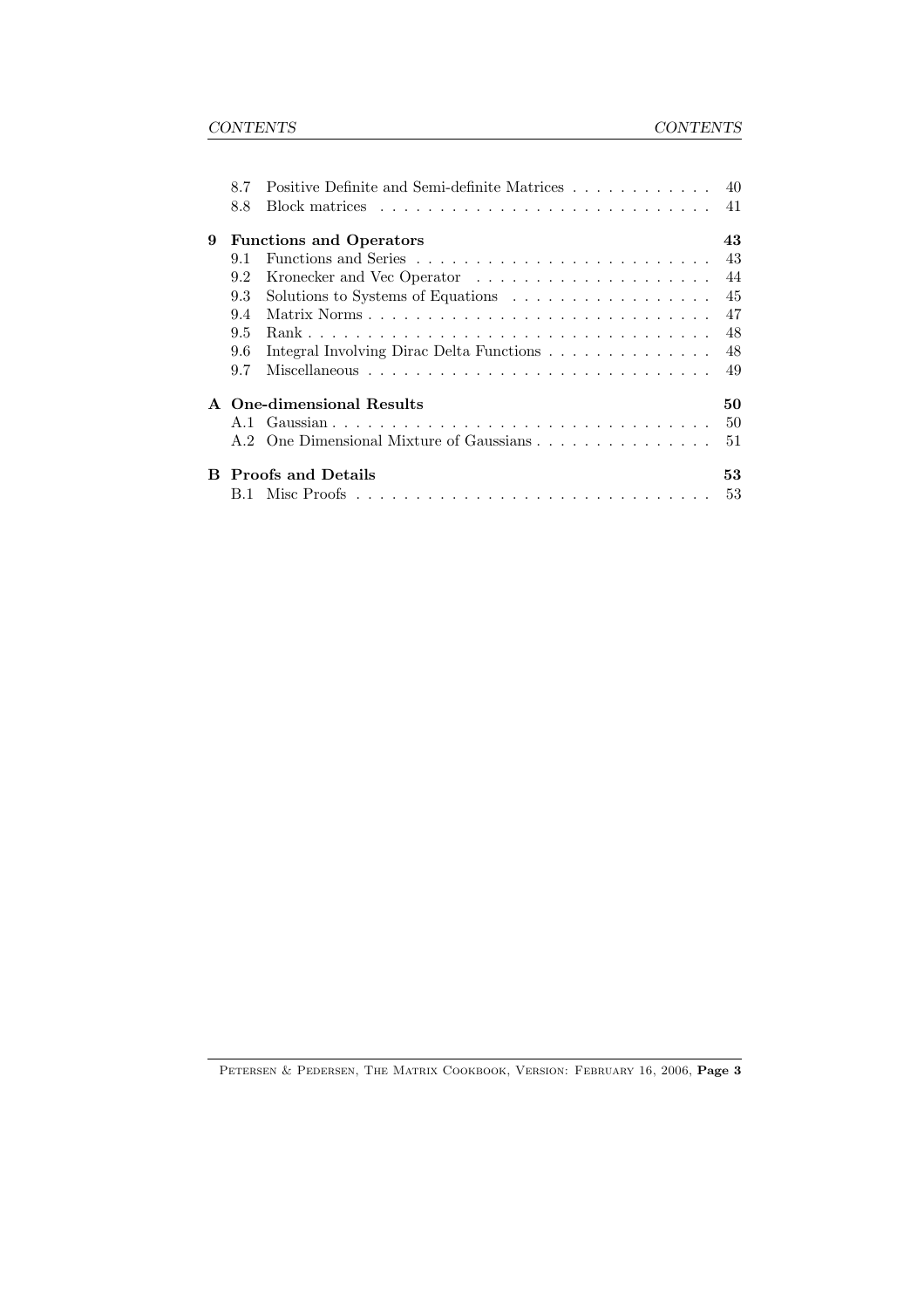8.7 Positive Definite and Semi-definite Matrices . . . . . . . . . . . . 40
8.8 Block matrices . . . . . . . . . . . . . . . . . . . . . . . . . . . . 41

**9 Functions and Operators** **43**

9.1 Functions and Series . . . . . . . . . . . . . . . . . . . . . . . . . 43
9.2 Kronecker and Vec Operator . . . . . . . . . . . . . . . . . . . . . 44
9.3 Solutions to Systems of Equations . . . . . . . . . . . . . . . . . . 45
9.4 Matrix Norms . . . . . . . . . . . . . . . . . . . . . . . . . . . . . 47
9.5 Rank . . . . . . . . . . . . . . . . . . . . . . . . . . . . . . . . . . 48
9.6 Integral Involving Dirac Delta Functions . . . . . . . . . . . . . . 48
9.7 Miscellaneous . . . . . . . . . . . . . . . . . . . . . . . . . . . . . 49

**A One-dimensional Results** **50**

A.1 Gaussian . . . . . . . . . . . . . . . . . . . . . . . . . . . . . . . . 50
A.2 One Dimensional Mixture of Gaussians . . . . . . . . . . . . . . . 51

**B Proofs and Details** **53**

B.1 Misc Proofs . . . . . . . . . . . . . . . . . . . . . . . . . . . . . . 53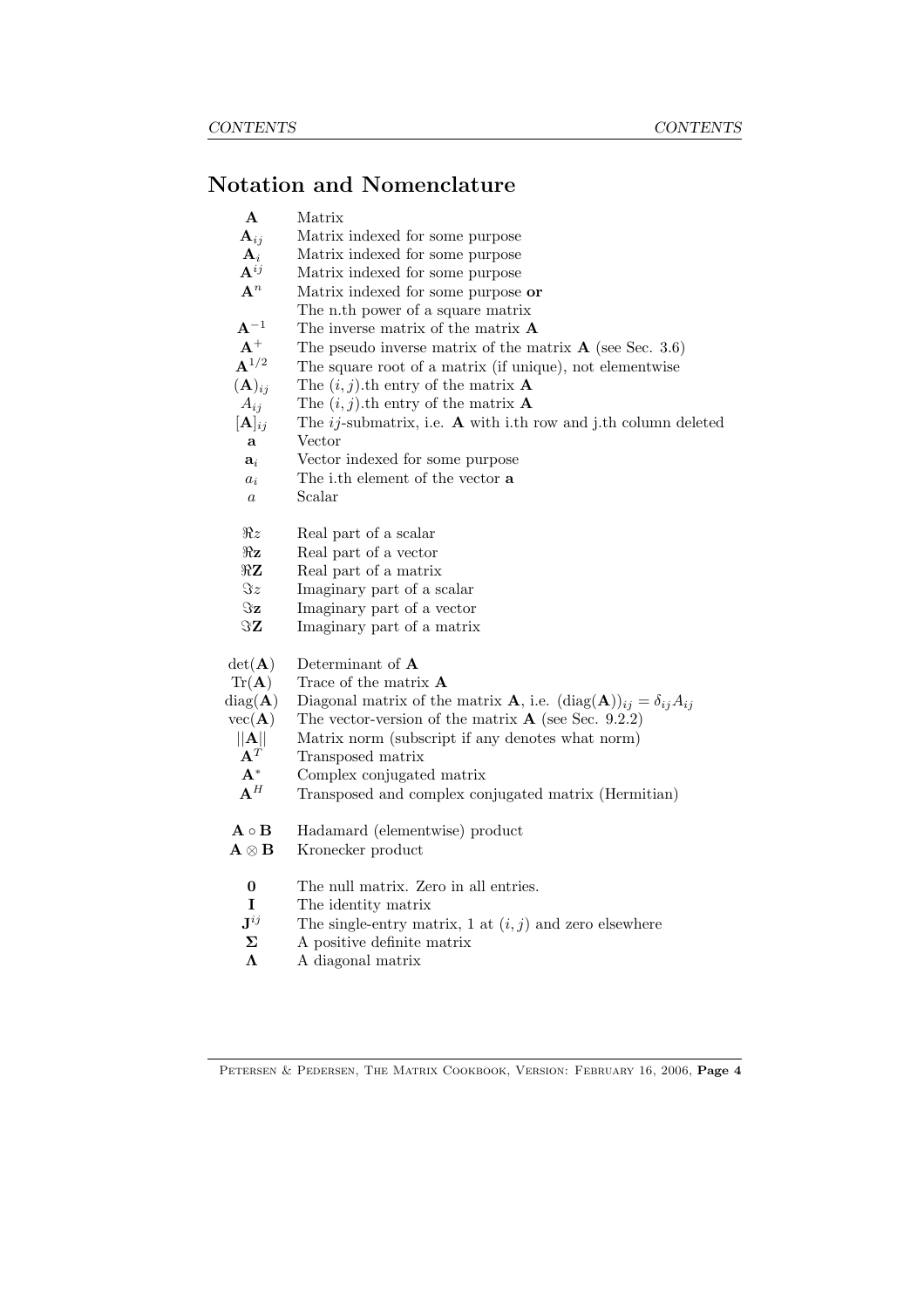## Notation and Nomenclature

| | |
|---|---|
| $\mathbf{A}$ | Matrix |
| $\mathbf{A}_{ij}$ | Matrix indexed for some purpose |
| $\mathbf{A}_{i}$ | Matrix indexed for some purpose |
| $\mathbf{A}^{ij}$ | Matrix indexed for some purpose |
| $\mathbf{A}^{n}$ | Matrix indexed for some purpose **or** |
| | The n.th power of a square matrix |
| $\mathbf{A}^{-1}$ | The inverse matrix of the matrix $\mathbf{A}$ |
| $\mathbf{A}^{+}$ | The pseudo inverse matrix of the matrix $\mathbf{A}$ (see Sec. 3.6) |
| $\mathbf{A}^{1/2}$ | The square root of a matrix (if unique), not elementwise |
| $(\mathbf{A})_{ij}$ | The $(i,j)$.th entry of the matrix $\mathbf{A}$ |
| $A_{ij}$ | The $(i,j)$.th entry of the matrix $\mathbf{A}$ |
| $[\mathbf{A}]_{ij}$ | The $ij$-submatrix, i.e. $\mathbf{A}$ with i.th row and j.th column deleted |
| $\mathbf{a}$ | Vector |
| $\mathbf{a}_{i}$ | Vector indexed for some purpose |
| $a_i$ | The i.th element of the vector $\mathbf{a}$ |
| $a$ | Scalar |
| | |
| $\Re z$ | Real part of a scalar |
| $\Re \mathbf{z}$ | Real part of a vector |
| $\Re \mathbf{Z}$ | Real part of a matrix |
| $\Im z$ | Imaginary part of a scalar |
| $\Im \mathbf{z}$ | Imaginary part of a vector |
| $\Im \mathbf{Z}$ | Imaginary part of a matrix |
| | |
| $\det(\mathbf{A})$ | Determinant of $\mathbf{A}$ |
| $\mathrm{Tr}(\mathbf{A})$ | Trace of the matrix $\mathbf{A}$ |
| $\mathrm{diag}(\mathbf{A})$ | Diagonal matrix of the matrix $\mathbf{A}$, i.e. $(\mathrm{diag}(\mathbf{A}))_{ij} = \delta_{ij} A_{ij}$ |
| $\mathrm{vec}(\mathbf{A})$ | The vector-version of the matrix $\mathbf{A}$ (see Sec. 9.2.2) |
| $\|\|\mathbf{A}\|\|$ | Matrix norm (subscript if any denotes what norm) |
| $\mathbf{A}^{T}$ | Transposed matrix |
| $\mathbf{A}^{*}$ | Complex conjugated matrix |
| $\mathbf{A}^{H}$ | Transposed and complex conjugated matrix (Hermitian) |
| | |
| $\mathbf{A} \circ \mathbf{B}$ | Hadamard (elementwise) product |
| $\mathbf{A} \otimes \mathbf{B}$ | Kronecker product |
| | |
| $\mathbf{0}$ | The null matrix. Zero in all entries. |
| $\mathbf{I}$ | The identity matrix |
| $\mathbf{J}^{ij}$ | The single-entry matrix, 1 at $(i,j)$ and zero elsewhere |
| $\mathbf{\Sigma}$ | A positive definite matrix |
| $\mathbf{\Lambda}$ | A diagonal matrix |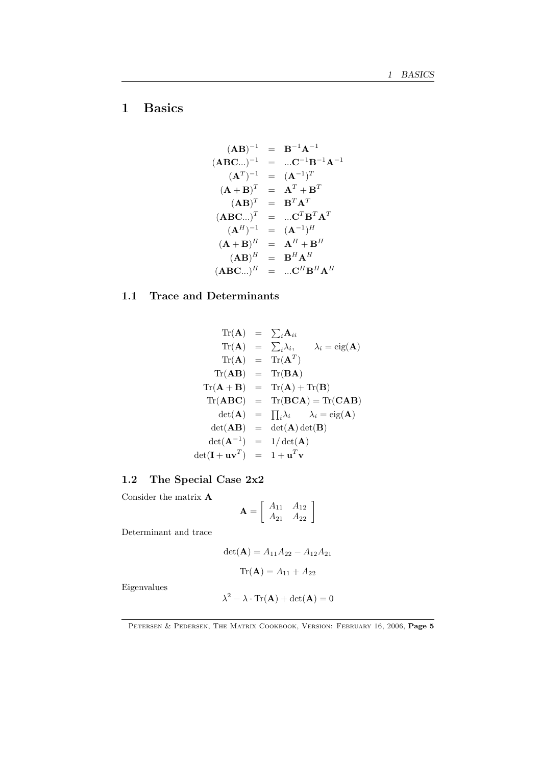# 1 Basics

$$
\begin{aligned}
(\mathbf{AB})^{-1} &= \mathbf{B}^{-1}\mathbf{A}^{-1} \\
(\mathbf{ABC}...)^{-1} &= ...\mathbf{C}^{-1}\mathbf{B}^{-1}\mathbf{A}^{-1} \\
(\mathbf{A}^T)^{-1} &= (\mathbf{A}^{-1})^T \\
(\mathbf{A}+\mathbf{B})^T &= \mathbf{A}^T + \mathbf{B}^T \\
(\mathbf{AB})^T &= \mathbf{B}^T\mathbf{A}^T \\
(\mathbf{ABC}...)^T &= ...\mathbf{C}^T\mathbf{B}^T\mathbf{A}^T \\
(\mathbf{A}^H)^{-1} &= (\mathbf{A}^{-1})^H \\
(\mathbf{A}+\mathbf{B})^H &= \mathbf{A}^H + \mathbf{B}^H \\
(\mathbf{AB})^H &= \mathbf{B}^H\mathbf{A}^H \\
(\mathbf{ABC}...)^H &= ...\mathbf{C}^H\mathbf{B}^H\mathbf{A}^H
\end{aligned}
$$

## 1.1 Trace and Determinants

$$
\begin{aligned}
\mathrm{Tr}(\mathbf{A}) &= \textstyle\sum_i \mathbf{A}_{ii} \\
\mathrm{Tr}(\mathbf{A}) &= \textstyle\sum_i \lambda_i, \qquad \lambda_i = \mathrm{eig}(\mathbf{A}) \\
\mathrm{Tr}(\mathbf{A}) &= \mathrm{Tr}(\mathbf{A}^T) \\
\mathrm{Tr}(\mathbf{AB}) &= \mathrm{Tr}(\mathbf{BA}) \\
\mathrm{Tr}(\mathbf{A}+\mathbf{B}) &= \mathrm{Tr}(\mathbf{A}) + \mathrm{Tr}(\mathbf{B}) \\
\mathrm{Tr}(\mathbf{ABC}) &= \mathrm{Tr}(\mathbf{BCA}) = \mathrm{Tr}(\mathbf{CAB}) \\
\det(\mathbf{A}) &= \textstyle\prod_i \lambda_i \qquad \lambda_i = \mathrm{eig}(\mathbf{A}) \\
\det(\mathbf{AB}) &= \det(\mathbf{A})\det(\mathbf{B}) \\
\det(\mathbf{A}^{-1}) &= 1/\det(\mathbf{A}) \\
\det(\mathbf{I}+\mathbf{u}\mathbf{v}^T) &= 1 + \mathbf{u}^T\mathbf{v}
\end{aligned}
$$

## 1.2 The Special Case 2x2

Consider the matrix $\mathbf{A}$

$$
\mathbf{A} = \begin{bmatrix} A_{11} & A_{12} \\ A_{21} & A_{22} \end{bmatrix}
$$

Determinant and trace

$$
\det(\mathbf{A}) = A_{11}A_{22} - A_{12}A_{21}
$$

$$
\mathrm{Tr}(\mathbf{A}) = A_{11} + A_{22}
$$

Eigenvalues

$$
\lambda^2 - \lambda \cdot \mathrm{Tr}(\mathbf{A}) + \det(\mathbf{A}) = 0
$$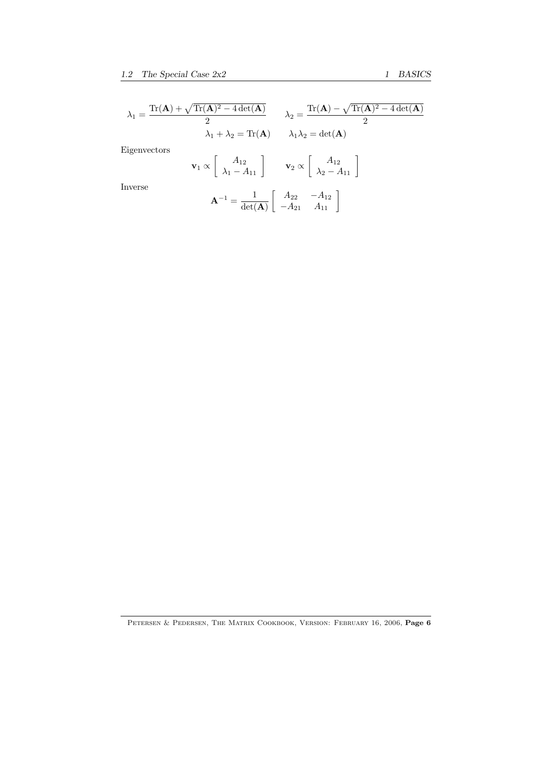$$\lambda_1 = \frac{\text{Tr}(\mathbf{A}) + \sqrt{\text{Tr}(\mathbf{A})^2 - 4\det(\mathbf{A})}}{2} \qquad \lambda_2 = \frac{\text{Tr}(\mathbf{A}) - \sqrt{\text{Tr}(\mathbf{A})^2 - 4\det(\mathbf{A})}}{2}$$

$$\lambda_1 + \lambda_2 = \text{Tr}(\mathbf{A}) \qquad \lambda_1\lambda_2 = \det(\mathbf{A})$$

Eigenvectors

$$\mathbf{v}_1 \propto \begin{bmatrix} A_{12} \\ \lambda_1 - A_{11} \end{bmatrix} \qquad \mathbf{v}_2 \propto \begin{bmatrix} A_{12} \\ \lambda_2 - A_{11} \end{bmatrix}$$

Inverse

$$\mathbf{A}^{-1} = \frac{1}{\det(\mathbf{A})} \begin{bmatrix} A_{22} & -A_{12} \\ -A_{21} & A_{11} \end{bmatrix}$$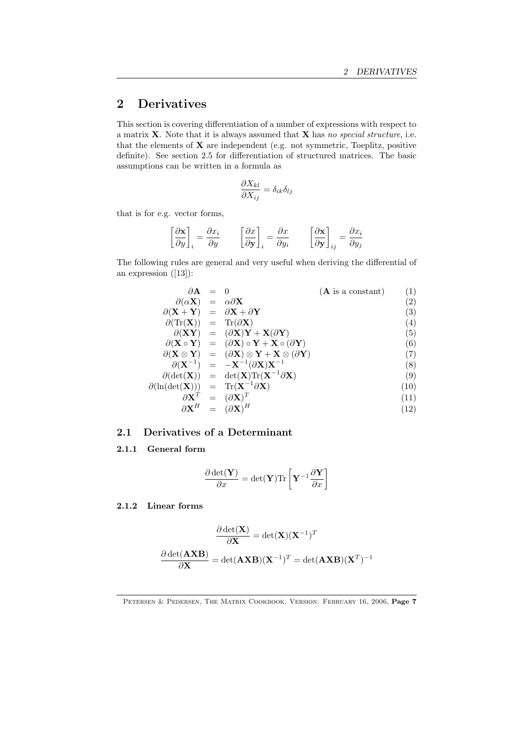# 2 Derivatives

This section is covering differentiation of a number of expressions with respect to a matrix $\mathbf{X}$. Note that it is always assumed that $\mathbf{X}$ has *no special structure*, i.e. that the elements of $\mathbf{X}$ are independent (e.g. not symmetric, Toeplitz, positive definite). See section 2.5 for differentiation of structured matrices. The basic assumptions can be written in a formula as

$$\frac{\partial X_{kl}}{\partial X_{ij}} = \delta_{ik}\delta_{lj}$$

that is for e.g. vector forms,

$$\left[\frac{\partial \mathbf{x}}{\partial y}\right]_i = \frac{\partial x_i}{\partial y} \qquad \left[\frac{\partial x}{\partial \mathbf{y}}\right]_i = \frac{\partial x}{\partial y_i} \qquad \left[\frac{\partial \mathbf{x}}{\partial \mathbf{y}}\right]_{ij} = \frac{\partial x_i}{\partial y_j}$$

The following rules are general and very useful when deriving the differential of an expression ([13]):

$$\begin{aligned}
\partial\mathbf{A} &= 0 \qquad (\mathbf{A} \text{ is a constant}) && (1)\\
\partial(\alpha\mathbf{X}) &= \alpha\partial\mathbf{X} && (2)\\
\partial(\mathbf{X}+\mathbf{Y}) &= \partial\mathbf{X} + \partial\mathbf{Y} && (3)\\
\partial(\mathrm{Tr}(\mathbf{X})) &= \mathrm{Tr}(\partial\mathbf{X}) && (4)\\
\partial(\mathbf{X}\mathbf{Y}) &= (\partial\mathbf{X})\mathbf{Y} + \mathbf{X}(\partial\mathbf{Y}) && (5)\\
\partial(\mathbf{X}\circ\mathbf{Y}) &= (\partial\mathbf{X})\circ\mathbf{Y} + \mathbf{X}\circ(\partial\mathbf{Y}) && (6)\\
\partial(\mathbf{X}\otimes\mathbf{Y}) &= (\partial\mathbf{X})\otimes\mathbf{Y} + \mathbf{X}\otimes(\partial\mathbf{Y}) && (7)\\
\partial(\mathbf{X}^{-1}) &= -\mathbf{X}^{-1}(\partial\mathbf{X})\mathbf{X}^{-1} && (8)\\
\partial(\det(\mathbf{X})) &= \det(\mathbf{X})\mathrm{Tr}(\mathbf{X}^{-1}\partial\mathbf{X}) && (9)\\
\partial(\ln(\det(\mathbf{X}))) &= \mathrm{Tr}(\mathbf{X}^{-1}\partial\mathbf{X}) && (10)\\
\partial\mathbf{X}^T &= (\partial\mathbf{X})^T && (11)\\
\partial\mathbf{X}^H &= (\partial\mathbf{X})^H && (12)
\end{aligned}$$

## 2.1 Derivatives of a Determinant

### 2.1.1 General form

$$\frac{\partial \det(\mathbf{Y})}{\partial x} = \det(\mathbf{Y})\mathrm{Tr}\left[\mathbf{Y}^{-1}\frac{\partial \mathbf{Y}}{\partial x}\right]$$

### 2.1.2 Linear forms

$$\frac{\partial \det(\mathbf{X})}{\partial \mathbf{X}} = \det(\mathbf{X})(\mathbf{X}^{-1})^T$$

$$\frac{\partial \det(\mathbf{A}\mathbf{X}\mathbf{B})}{\partial \mathbf{X}} = \det(\mathbf{A}\mathbf{X}\mathbf{B})(\mathbf{X}^{-1})^T = \det(\mathbf{A}\mathbf{X}\mathbf{B})(\mathbf{X}^T)^{-1}$$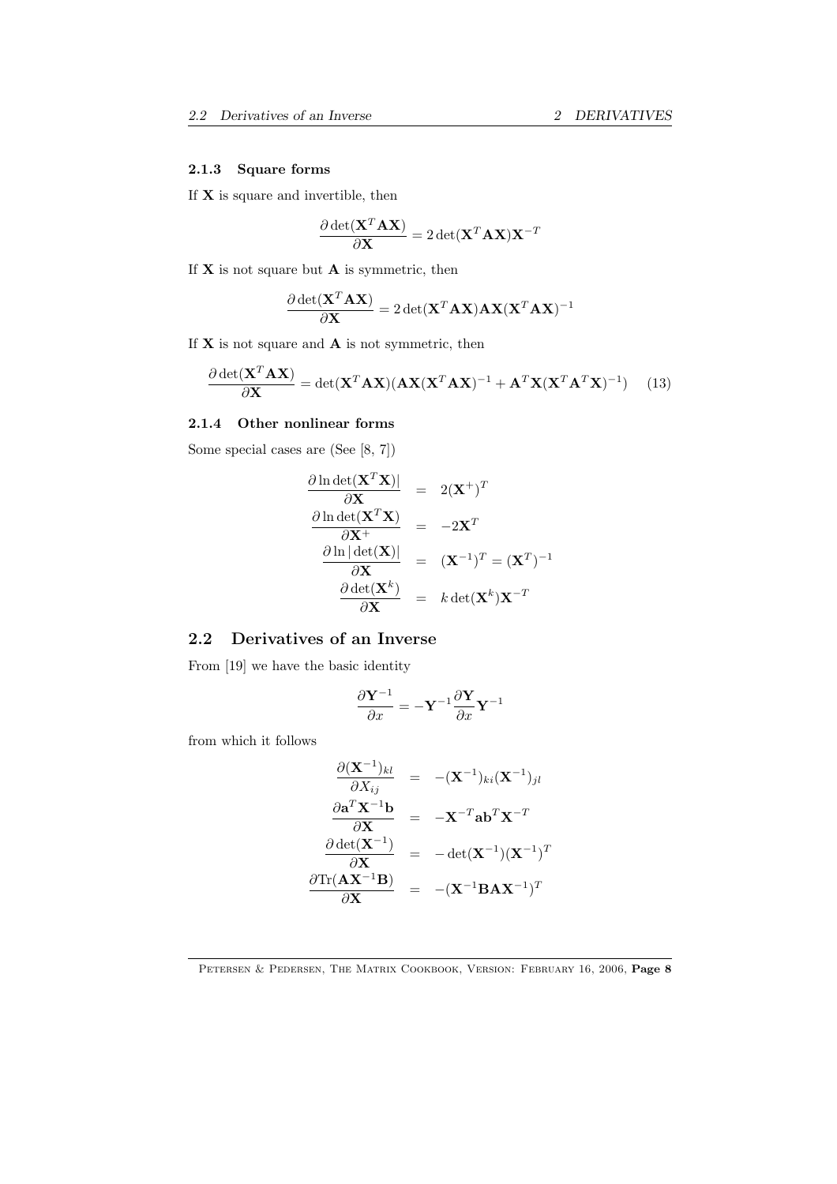### 2.1.3 Square forms

If $\mathbf{X}$ is square and invertible, then

$$\frac{\partial \det(\mathbf{X}^T\mathbf{A}\mathbf{X})}{\partial \mathbf{X}} = 2\det(\mathbf{X}^T\mathbf{A}\mathbf{X})\mathbf{X}^{-T}$$

If $\mathbf{X}$ is not square but $\mathbf{A}$ is symmetric, then

$$\frac{\partial \det(\mathbf{X}^T\mathbf{A}\mathbf{X})}{\partial \mathbf{X}} = 2\det(\mathbf{X}^T\mathbf{A}\mathbf{X})\mathbf{A}\mathbf{X}(\mathbf{X}^T\mathbf{A}\mathbf{X})^{-1}$$

If $\mathbf{X}$ is not square and $\mathbf{A}$ is not symmetric, then

$$\frac{\partial \det(\mathbf{X}^T\mathbf{A}\mathbf{X})}{\partial \mathbf{X}} = \det(\mathbf{X}^T\mathbf{A}\mathbf{X})(\mathbf{A}\mathbf{X}(\mathbf{X}^T\mathbf{A}\mathbf{X})^{-1} + \mathbf{A}^T\mathbf{X}(\mathbf{X}^T\mathbf{A}^T\mathbf{X})^{-1}) \quad (13)$$

### 2.1.4 Other nonlinear forms

Some special cases are (See [8, 7])

$$\begin{aligned}
\frac{\partial \ln \det(\mathbf{X}^T\mathbf{X})|}{\partial \mathbf{X}} &= 2(\mathbf{X}^+)^T \\
\frac{\partial \ln \det(\mathbf{X}^T\mathbf{X})}{\partial \mathbf{X}^+} &= -2\mathbf{X}^T \\
\frac{\partial \ln |\det(\mathbf{X})|}{\partial \mathbf{X}} &= (\mathbf{X}^{-1})^T = (\mathbf{X}^T)^{-1} \\
\frac{\partial \det(\mathbf{X}^k)}{\partial \mathbf{X}} &= k\det(\mathbf{X}^k)\mathbf{X}^{-T}
\end{aligned}$$

## 2.2 Derivatives of an Inverse

From [19] we have the basic identity

$$\frac{\partial \mathbf{Y}^{-1}}{\partial x} = -\mathbf{Y}^{-1}\frac{\partial \mathbf{Y}}{\partial x}\mathbf{Y}^{-1}$$

from which it follows

$$\begin{aligned}
\frac{\partial (\mathbf{X}^{-1})_{kl}}{\partial X_{ij}} &= -(\mathbf{X}^{-1})_{ki}(\mathbf{X}^{-1})_{jl} \\
\frac{\partial \mathbf{a}^T\mathbf{X}^{-1}\mathbf{b}}{\partial \mathbf{X}} &= -\mathbf{X}^{-T}\mathbf{a}\mathbf{b}^T\mathbf{X}^{-T} \\
\frac{\partial \det(\mathbf{X}^{-1})}{\partial \mathbf{X}} &= -\det(\mathbf{X}^{-1})(\mathbf{X}^{-1})^T \\
\frac{\partial \text{Tr}(\mathbf{A}\mathbf{X}^{-1}\mathbf{B})}{\partial \mathbf{X}} &= -(\mathbf{X}^{-1}\mathbf{B}\mathbf{A}\mathbf{X}^{-1})^T
\end{aligned}$$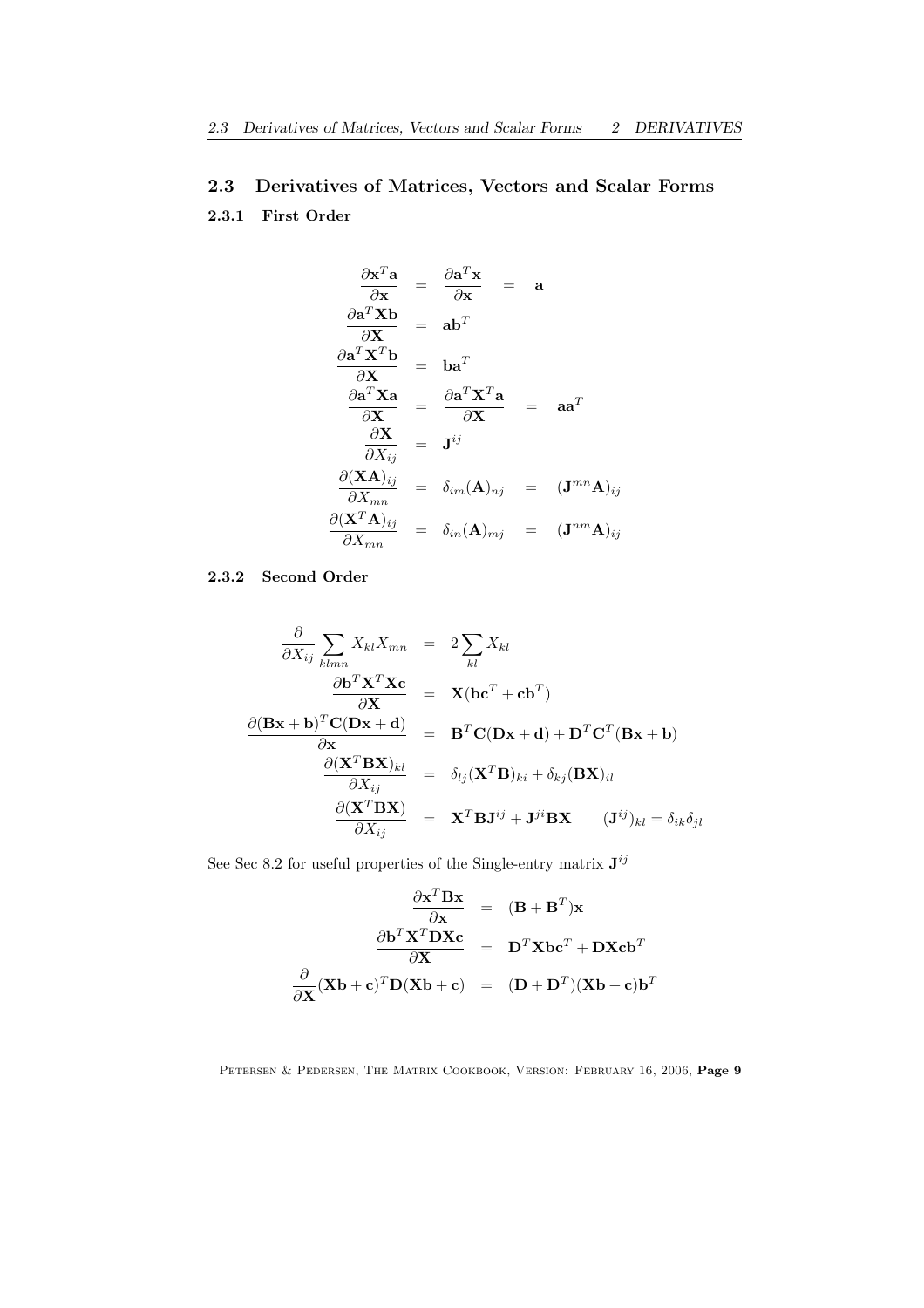## 2.3 Derivatives of Matrices, Vectors and Scalar Forms

### 2.3.1 First Order

$$
\begin{aligned}
\frac{\partial \mathbf{x}^T\mathbf{a}}{\partial \mathbf{x}} &= \frac{\partial \mathbf{a}^T\mathbf{x}}{\partial \mathbf{x}} = \mathbf{a} \\
\frac{\partial \mathbf{a}^T\mathbf{X}\mathbf{b}}{\partial \mathbf{X}} &= \mathbf{a}\mathbf{b}^T \\
\frac{\partial \mathbf{a}^T\mathbf{X}^T\mathbf{b}}{\partial \mathbf{X}} &= \mathbf{b}\mathbf{a}^T \\
\frac{\partial \mathbf{a}^T\mathbf{X}\mathbf{a}}{\partial \mathbf{X}} &= \frac{\partial \mathbf{a}^T\mathbf{X}^T\mathbf{a}}{\partial \mathbf{X}} = \mathbf{a}\mathbf{a}^T \\
\frac{\partial \mathbf{X}}{\partial X_{ij}} &= \mathbf{J}^{ij} \\
\frac{\partial (\mathbf{X}\mathbf{A})_{ij}}{\partial X_{mn}} &= \delta_{im}(\mathbf{A})_{nj} = (\mathbf{J}^{mn}\mathbf{A})_{ij} \\
\frac{\partial (\mathbf{X}^T\mathbf{A})_{ij}}{\partial X_{mn}} &= \delta_{in}(\mathbf{A})_{mj} = (\mathbf{J}^{nm}\mathbf{A})_{ij}
\end{aligned}
$$

### 2.3.2 Second Order

$$
\begin{aligned}
\frac{\partial}{\partial X_{ij}} \sum_{klmn} X_{kl}X_{mn} &= 2\sum_{kl} X_{kl} \\
\frac{\partial \mathbf{b}^T\mathbf{X}^T\mathbf{X}\mathbf{c}}{\partial \mathbf{X}} &= \mathbf{X}(\mathbf{b}\mathbf{c}^T + \mathbf{c}\mathbf{b}^T) \\
\frac{\partial (\mathbf{B}\mathbf{x}+\mathbf{b})^T\mathbf{C}(\mathbf{D}\mathbf{x}+\mathbf{d})}{\partial \mathbf{x}} &= \mathbf{B}^T\mathbf{C}(\mathbf{D}\mathbf{x}+\mathbf{d}) + \mathbf{D}^T\mathbf{C}^T(\mathbf{B}\mathbf{x}+\mathbf{b}) \\
\frac{\partial (\mathbf{X}^T\mathbf{B}\mathbf{X})_{kl}}{\partial X_{ij}} &= \delta_{lj}(\mathbf{X}^T\mathbf{B})_{ki} + \delta_{kj}(\mathbf{B}\mathbf{X})_{il} \\
\frac{\partial (\mathbf{X}^T\mathbf{B}\mathbf{X})}{\partial X_{ij}} &= \mathbf{X}^T\mathbf{B}\mathbf{J}^{ij} + \mathbf{J}^{ji}\mathbf{B}\mathbf{X} \qquad (\mathbf{J}^{ij})_{kl} = \delta_{ik}\delta_{jl}
\end{aligned}
$$

See Sec 8.2 for useful properties of the Single-entry matrix $\mathbf{J}^{ij}$

$$
\begin{aligned}
\frac{\partial \mathbf{x}^T\mathbf{B}\mathbf{x}}{\partial \mathbf{x}} &= (\mathbf{B}+\mathbf{B}^T)\mathbf{x} \\
\frac{\partial \mathbf{b}^T\mathbf{X}^T\mathbf{D}\mathbf{X}\mathbf{c}}{\partial \mathbf{X}} &= \mathbf{D}^T\mathbf{X}\mathbf{b}\mathbf{c}^T + \mathbf{D}\mathbf{X}\mathbf{c}\mathbf{b}^T \\
\frac{\partial}{\partial \mathbf{X}}(\mathbf{X}\mathbf{b}+\mathbf{c})^T\mathbf{D}(\mathbf{X}\mathbf{b}+\mathbf{c}) &= (\mathbf{D}+\mathbf{D}^T)(\mathbf{X}\mathbf{b}+\mathbf{c})\mathbf{b}^T
\end{aligned}
$$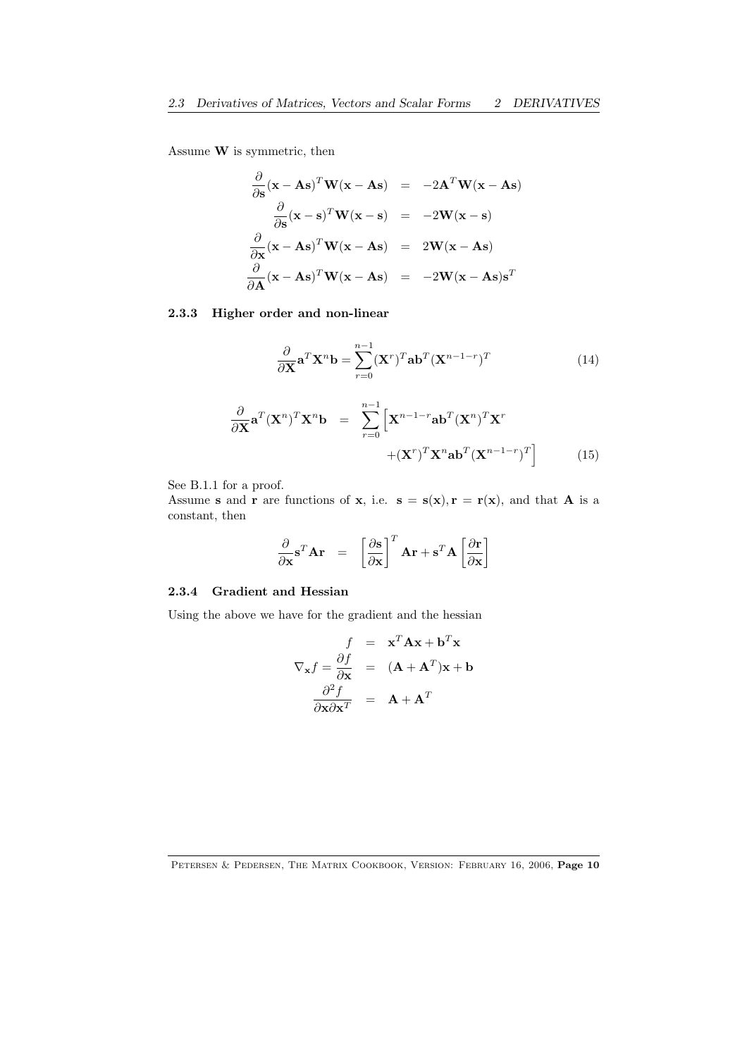Assume $\mathbf{W}$ is symmetric, then

$$
\begin{aligned}
\frac{\partial}{\partial \mathbf{s}}(\mathbf{x}-\mathbf{A}\mathbf{s})^T\mathbf{W}(\mathbf{x}-\mathbf{A}\mathbf{s}) &= -2\mathbf{A}^T\mathbf{W}(\mathbf{x}-\mathbf{A}\mathbf{s}) \\
\frac{\partial}{\partial \mathbf{s}}(\mathbf{x}-\mathbf{s})^T\mathbf{W}(\mathbf{x}-\mathbf{s}) &= -2\mathbf{W}(\mathbf{x}-\mathbf{s}) \\
\frac{\partial}{\partial \mathbf{x}}(\mathbf{x}-\mathbf{A}\mathbf{s})^T\mathbf{W}(\mathbf{x}-\mathbf{A}\mathbf{s}) &= 2\mathbf{W}(\mathbf{x}-\mathbf{A}\mathbf{s}) \\
\frac{\partial}{\partial \mathbf{A}}(\mathbf{x}-\mathbf{A}\mathbf{s})^T\mathbf{W}(\mathbf{x}-\mathbf{A}\mathbf{s}) &= -2\mathbf{W}(\mathbf{x}-\mathbf{A}\mathbf{s})\mathbf{s}^T
\end{aligned}
$$

### 2.3.3 Higher order and non-linear

$$
\frac{\partial}{\partial \mathbf{X}}\mathbf{a}^T\mathbf{X}^n\mathbf{b} = \sum_{r=0}^{n-1}(\mathbf{X}^r)^T\mathbf{a}\mathbf{b}^T(\mathbf{X}^{n-1-r})^T \tag{14}
$$

$$
\begin{aligned}
\frac{\partial}{\partial \mathbf{X}}\mathbf{a}^T(\mathbf{X}^n)^T\mathbf{X}^n\mathbf{b} &= \sum_{r=0}^{n-1}\Big[\mathbf{X}^{n-1-r}\mathbf{a}\mathbf{b}^T(\mathbf{X}^n)^T\mathbf{X}^r \\
&\qquad +(\mathbf{X}^r)^T\mathbf{X}^n\mathbf{a}\mathbf{b}^T(\mathbf{X}^{n-1-r})^T\Big]
\end{aligned} \tag{15}
$$

See B.1.1 for a proof.

Assume $\mathbf{s}$ and $\mathbf{r}$ are functions of $\mathbf{x}$, i.e. $\mathbf{s} = \mathbf{s}(\mathbf{x}), \mathbf{r} = \mathbf{r}(\mathbf{x})$, and that $\mathbf{A}$ is a constant, then

$$
\frac{\partial}{\partial \mathbf{x}}\mathbf{s}^T\mathbf{A}\mathbf{r} = \left[\frac{\partial \mathbf{s}}{\partial \mathbf{x}}\right]^T\mathbf{A}\mathbf{r} + \mathbf{s}^T\mathbf{A}\left[\frac{\partial \mathbf{r}}{\partial \mathbf{x}}\right]
$$

### 2.3.4 Gradient and Hessian

Using the above we have for the gradient and the hessian

$$
\begin{aligned}
f &= \mathbf{x}^T\mathbf{A}\mathbf{x} + \mathbf{b}^T\mathbf{x} \\
\nabla_{\mathbf{x}} f = \frac{\partial f}{\partial \mathbf{x}} &= (\mathbf{A}+\mathbf{A}^T)\mathbf{x} + \mathbf{b} \\
\frac{\partial^2 f}{\partial \mathbf{x}\partial \mathbf{x}^T} &= \mathbf{A}+\mathbf{A}^T
\end{aligned}
$$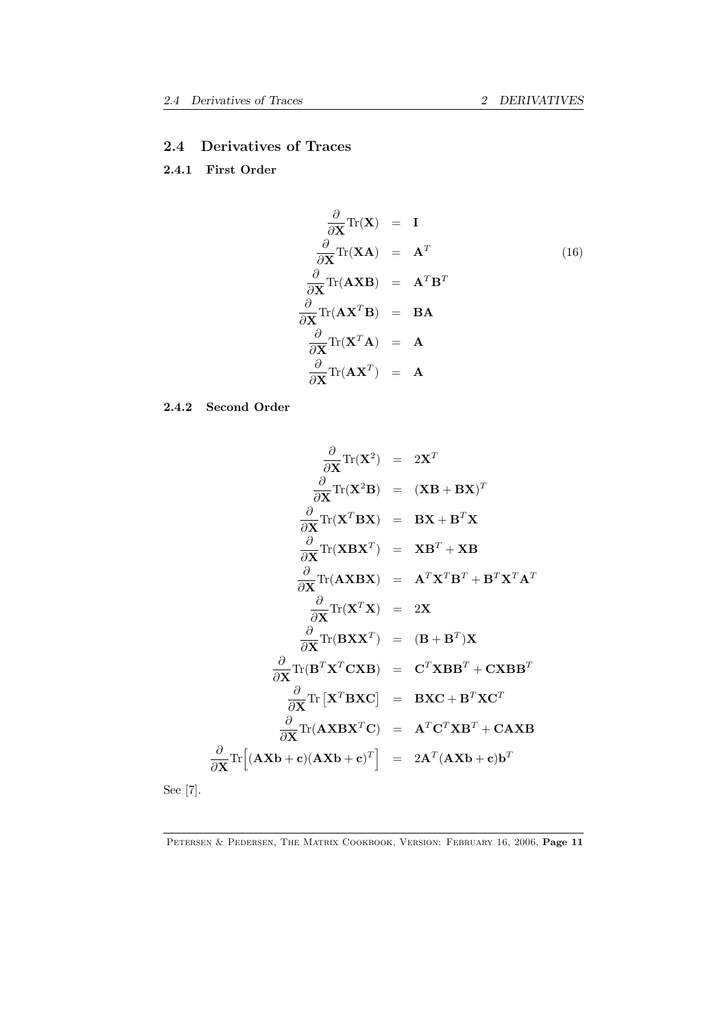## 2.4 Derivatives of Traces

### 2.4.1 First Order

$$
\begin{aligned}
\frac{\partial}{\partial \mathbf{X}} \text{Tr}(\mathbf{X}) &= \mathbf{I} \\
\frac{\partial}{\partial \mathbf{X}} \text{Tr}(\mathbf{X}\mathbf{A}) &= \mathbf{A}^T \\
\frac{\partial}{\partial \mathbf{X}} \text{Tr}(\mathbf{A}\mathbf{X}\mathbf{B}) &= \mathbf{A}^T\mathbf{B}^T \\
\frac{\partial}{\partial \mathbf{X}} \text{Tr}(\mathbf{A}\mathbf{X}^T\mathbf{B}) &= \mathbf{B}\mathbf{A} \\
\frac{\partial}{\partial \mathbf{X}} \text{Tr}(\mathbf{X}^T\mathbf{A}) &= \mathbf{A} \\
\frac{\partial}{\partial \mathbf{X}} \text{Tr}(\mathbf{A}\mathbf{X}^T) &= \mathbf{A}
\end{aligned} \tag{16}
$$

### 2.4.2 Second Order

$$
\begin{aligned}
\frac{\partial}{\partial \mathbf{X}} \text{Tr}(\mathbf{X}^2) &= 2\mathbf{X}^T \\
\frac{\partial}{\partial \mathbf{X}} \text{Tr}(\mathbf{X}^2\mathbf{B}) &= (\mathbf{X}\mathbf{B} + \mathbf{B}\mathbf{X})^T \\
\frac{\partial}{\partial \mathbf{X}} \text{Tr}(\mathbf{X}^T\mathbf{B}\mathbf{X}) &= \mathbf{B}\mathbf{X} + \mathbf{B}^T\mathbf{X} \\
\frac{\partial}{\partial \mathbf{X}} \text{Tr}(\mathbf{X}\mathbf{B}\mathbf{X}^T) &= \mathbf{X}\mathbf{B}^T + \mathbf{X}\mathbf{B} \\
\frac{\partial}{\partial \mathbf{X}} \text{Tr}(\mathbf{A}\mathbf{X}\mathbf{B}\mathbf{X}) &= \mathbf{A}^T\mathbf{X}^T\mathbf{B}^T + \mathbf{B}^T\mathbf{X}^T\mathbf{A}^T \\
\frac{\partial}{\partial \mathbf{X}} \text{Tr}(\mathbf{X}^T\mathbf{X}) &= 2\mathbf{X} \\
\frac{\partial}{\partial \mathbf{X}} \text{Tr}(\mathbf{B}\mathbf{X}\mathbf{X}^T) &= (\mathbf{B} + \mathbf{B}^T)\mathbf{X} \\
\frac{\partial}{\partial \mathbf{X}} \text{Tr}(\mathbf{B}^T\mathbf{X}^T\mathbf{C}\mathbf{X}\mathbf{B}) &= \mathbf{C}^T\mathbf{X}\mathbf{B}\mathbf{B}^T + \mathbf{C}\mathbf{X}\mathbf{B}\mathbf{B}^T \\
\frac{\partial}{\partial \mathbf{X}} \text{Tr}\left[\mathbf{X}^T\mathbf{B}\mathbf{X}\mathbf{C}\right] &= \mathbf{B}\mathbf{X}\mathbf{C} + \mathbf{B}^T\mathbf{X}\mathbf{C}^T \\
\frac{\partial}{\partial \mathbf{X}} \text{Tr}(\mathbf{A}\mathbf{X}\mathbf{B}\mathbf{X}^T\mathbf{C}) &= \mathbf{A}^T\mathbf{C}^T\mathbf{X}\mathbf{B}^T + \mathbf{C}\mathbf{A}\mathbf{X}\mathbf{B} \\
\frac{\partial}{\partial \mathbf{X}} \text{Tr}\Big[(\mathbf{A}\mathbf{X}\mathbf{b} + \mathbf{c})(\mathbf{A}\mathbf{X}\mathbf{b} + \mathbf{c})^T\Big] &= 2\mathbf{A}^T(\mathbf{A}\mathbf{X}\mathbf{b} + \mathbf{c})\mathbf{b}^T
\end{aligned}
$$

See [7].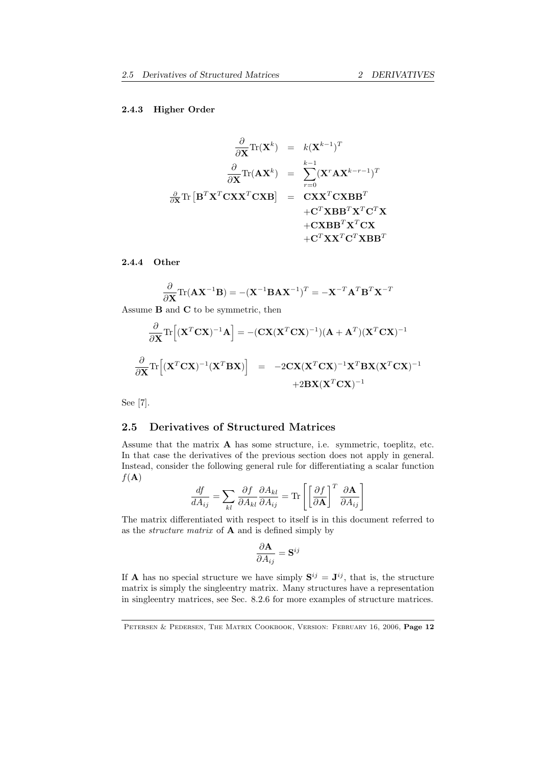#### 2.4.3 Higher Order

$$
\begin{aligned}
\frac{\partial}{\partial \mathbf{X}} \mathrm{Tr}(\mathbf{X}^k) &= k(\mathbf{X}^{k-1})^T \\
\frac{\partial}{\partial \mathbf{X}} \mathrm{Tr}(\mathbf{A}\mathbf{X}^k) &= \sum_{r=0}^{k-1} (\mathbf{X}^r \mathbf{A} \mathbf{X}^{k-r-1})^T \\
\frac{\partial}{\partial \mathbf{X}} \mathrm{Tr}\left[\mathbf{B}^T\mathbf{X}^T\mathbf{C}\mathbf{X}\mathbf{X}^T\mathbf{C}\mathbf{X}\mathbf{B}\right] &= \mathbf{C}\mathbf{X}\mathbf{X}^T\mathbf{C}\mathbf{X}\mathbf{B}\mathbf{B}^T \\
&\quad + \mathbf{C}^T\mathbf{X}\mathbf{B}\mathbf{B}^T\mathbf{X}^T\mathbf{C}^T\mathbf{X} \\
&\quad + \mathbf{C}\mathbf{X}\mathbf{B}\mathbf{B}^T\mathbf{X}^T\mathbf{C}\mathbf{X} \\
&\quad + \mathbf{C}^T\mathbf{X}\mathbf{X}^T\mathbf{C}^T\mathbf{X}\mathbf{B}\mathbf{B}^T
\end{aligned}
$$

#### 2.4.4 Other

$$
\frac{\partial}{\partial \mathbf{X}} \mathrm{Tr}(\mathbf{A}\mathbf{X}^{-1}\mathbf{B}) = -(\mathbf{X}^{-1}\mathbf{B}\mathbf{A}\mathbf{X}^{-1})^T = -\mathbf{X}^{-T}\mathbf{A}^T\mathbf{B}^T\mathbf{X}^{-T}
$$

Assume $\mathbf{B}$ and $\mathbf{C}$ to be symmetric, then

$$
\frac{\partial}{\partial \mathbf{X}} \mathrm{Tr}\Big[(\mathbf{X}^T\mathbf{C}\mathbf{X})^{-1}\mathbf{A}\Big] = -(\mathbf{C}\mathbf{X}(\mathbf{X}^T\mathbf{C}\mathbf{X})^{-1})(\mathbf{A}+\mathbf{A}^T)(\mathbf{X}^T\mathbf{C}\mathbf{X})^{-1}
$$

$$
\begin{aligned}
\frac{\partial}{\partial \mathbf{X}} \mathrm{Tr}\Big[(\mathbf{X}^T\mathbf{C}\mathbf{X})^{-1}(\mathbf{X}^T\mathbf{B}\mathbf{X})\Big] &= -2\mathbf{C}\mathbf{X}(\mathbf{X}^T\mathbf{C}\mathbf{X})^{-1}\mathbf{X}^T\mathbf{B}\mathbf{X}(\mathbf{X}^T\mathbf{C}\mathbf{X})^{-1} \\
&\quad + 2\mathbf{B}\mathbf{X}(\mathbf{X}^T\mathbf{C}\mathbf{X})^{-1}
\end{aligned}
$$

See [7].

## 2.5 Derivatives of Structured Matrices

Assume that the matrix $\mathbf{A}$ has some structure, i.e. symmetric, toeplitz, etc. In that case the derivatives of the previous section does not apply in general. Instead, consider the following general rule for differentiating a scalar function $f(\mathbf{A})$

$$
\frac{df}{dA_{ij}} = \sum_{kl} \frac{\partial f}{\partial A_{kl}} \frac{\partial A_{kl}}{\partial A_{ij}} = \mathrm{Tr}\left[\left[\frac{\partial f}{\partial \mathbf{A}}\right]^T \frac{\partial \mathbf{A}}{\partial A_{ij}}\right]
$$

The matrix differentiated with respect to itself is in this document referred to as the *structure matrix* of $\mathbf{A}$ and is defined simply by

$$
\frac{\partial \mathbf{A}}{\partial A_{ij}} = \mathbf{S}^{ij}
$$

If $\mathbf{A}$ has no special structure we have simply $\mathbf{S}^{ij} = \mathbf{J}^{ij}$, that is, the structure matrix is simply the singleentry matrix. Many structures have a representation in singleentry matrices, see Sec. 8.2.6 for more examples of structure matrices.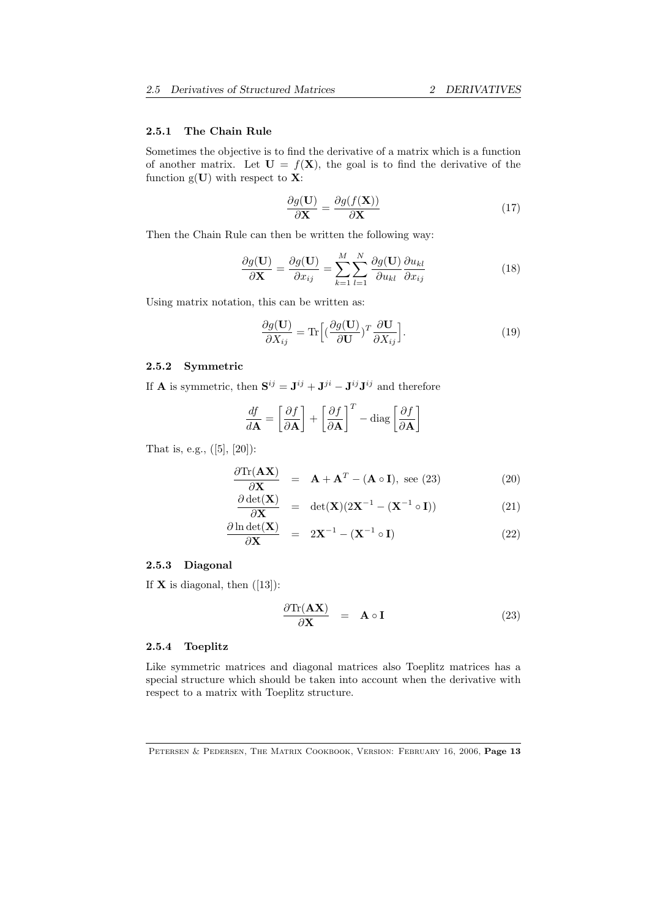### 2.5.1 The Chain Rule

Sometimes the objective is to find the derivative of a matrix which is a function of another matrix. Let $\mathbf{U} = f(\mathbf{X})$, the goal is to find the derivative of the function $g(\mathbf{U})$ with respect to $\mathbf{X}$:

$$\frac{\partial g(\mathbf{U})}{\partial \mathbf{X}} = \frac{\partial g(f(\mathbf{X}))}{\partial \mathbf{X}} \tag{17}$$

Then the Chain Rule can then be written the following way:

$$\frac{\partial g(\mathbf{U})}{\partial \mathbf{X}} = \frac{\partial g(\mathbf{U})}{\partial x_{ij}} = \sum_{k=1}^{M} \sum_{l=1}^{N} \frac{\partial g(\mathbf{U})}{\partial u_{kl}} \frac{\partial u_{kl}}{\partial x_{ij}} \tag{18}$$

Using matrix notation, this can be written as:

$$\frac{\partial g(\mathbf{U})}{\partial X_{ij}} = \mathrm{Tr}\Big[ \big(\frac{\partial g(\mathbf{U})}{\partial \mathbf{U}}\big)^T \frac{\partial \mathbf{U}}{\partial X_{ij}} \Big]. \tag{19}$$

### 2.5.2 Symmetric

If $\mathbf{A}$ is symmetric, then $\mathbf{S}^{ij} = \mathbf{J}^{ij} + \mathbf{J}^{ji} - \mathbf{J}^{ij}\mathbf{J}^{ij}$ and therefore

$$\frac{df}{d\mathbf{A}} = \left[\frac{\partial f}{\partial \mathbf{A}}\right] + \left[\frac{\partial f}{\partial \mathbf{A}}\right]^T - \mathrm{diag}\left[\frac{\partial f}{\partial \mathbf{A}}\right]$$

That is, e.g., ([5], [20]):

$$\frac{\partial \mathrm{Tr}(\mathbf{AX})}{\partial \mathbf{X}} = \mathbf{A} + \mathbf{A}^T - (\mathbf{A} \circ \mathbf{I}), \text{ see (23)} \tag{20}$$

$$\frac{\partial \det(\mathbf{X})}{\partial \mathbf{X}} = \det(\mathbf{X})(2\mathbf{X}^{-1} - (\mathbf{X}^{-1} \circ \mathbf{I})) \tag{21}$$

$$\frac{\partial \ln \det(\mathbf{X})}{\partial \mathbf{X}} = 2\mathbf{X}^{-1} - (\mathbf{X}^{-1} \circ \mathbf{I}) \tag{22}$$

### 2.5.3 Diagonal

If $\mathbf{X}$ is diagonal, then ([13]):

$$\frac{\partial \mathrm{Tr}(\mathbf{AX})}{\partial \mathbf{X}} = \mathbf{A} \circ \mathbf{I} \tag{23}$$

### 2.5.4 Toeplitz

Like symmetric matrices and diagonal matrices also Toeplitz matrices has a special structure which should be taken into account when the derivative with respect to a matrix with Toeplitz structure.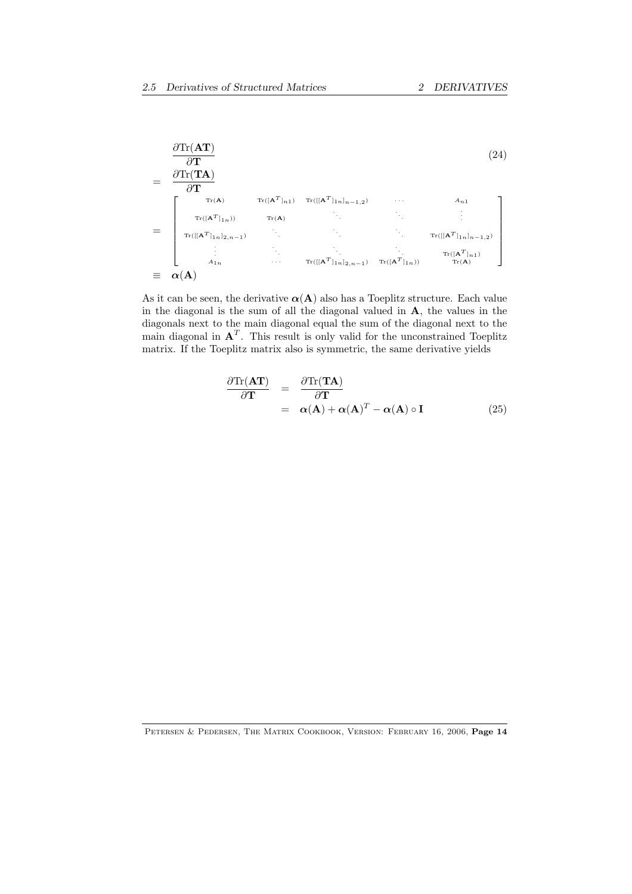$$
\begin{aligned}
& \frac{\partial \text{Tr}(\mathbf{AT})}{\partial \mathbf{T}} \\
= & \frac{\partial \text{Tr}(\mathbf{TA})}{\partial \mathbf{T}} \\
= & \begin{bmatrix}
\text{Tr}(\mathbf{A}) & \text{Tr}([\mathbf{A}^T]_{n1}) & \text{Tr}([[\mathbf{A}^T]_{1n}]_{n-1,2}) & \cdots & A_{n1} \\
\text{Tr}([\mathbf{A}^T]_{1n})) & \text{Tr}(\mathbf{A}) & \ddots & \ddots & \vdots \\
\text{Tr}([[\mathbf{A}^T]_{1n}]_{2,n-1}) & \ddots & \ddots & \ddots & \text{Tr}([[\mathbf{A}^T]_{1n}]_{n-1,2}) \\
\vdots & \ddots & \ddots & \ddots & \text{Tr}([\mathbf{A}^T]_{n1}) \\
A_{1n} & \cdots & \text{Tr}([[\mathbf{A}^T]_{1n}]_{2,n-1}) & \text{Tr}([\mathbf{A}^T]_{1n})) & \text{Tr}(\mathbf{A})
\end{bmatrix} \\
\equiv & \ \boldsymbol{\alpha}(\mathbf{A})
\end{aligned}
\tag{24}
$$

As it can be seen, the derivative $\boldsymbol{\alpha}(\mathbf{A})$ also has a Toeplitz structure. Each value in the diagonal is the sum of all the diagonal valued in $\mathbf{A}$, the values in the diagonals next to the main diagonal equal the sum of the diagonal next to the main diagonal in $\mathbf{A}^T$. This result is only valid for the unconstrained Toeplitz matrix. If the Toeplitz matrix also is symmetric, the same derivative yields

$$
\begin{aligned}
\frac{\partial \text{Tr}(\mathbf{AT})}{\partial \mathbf{T}} &= \frac{\partial \text{Tr}(\mathbf{TA})}{\partial \mathbf{T}} \\
&= \boldsymbol{\alpha}(\mathbf{A}) + \boldsymbol{\alpha}(\mathbf{A})^T - \boldsymbol{\alpha}(\mathbf{A}) \circ \mathbf{I}
\end{aligned}
\tag{25}
$$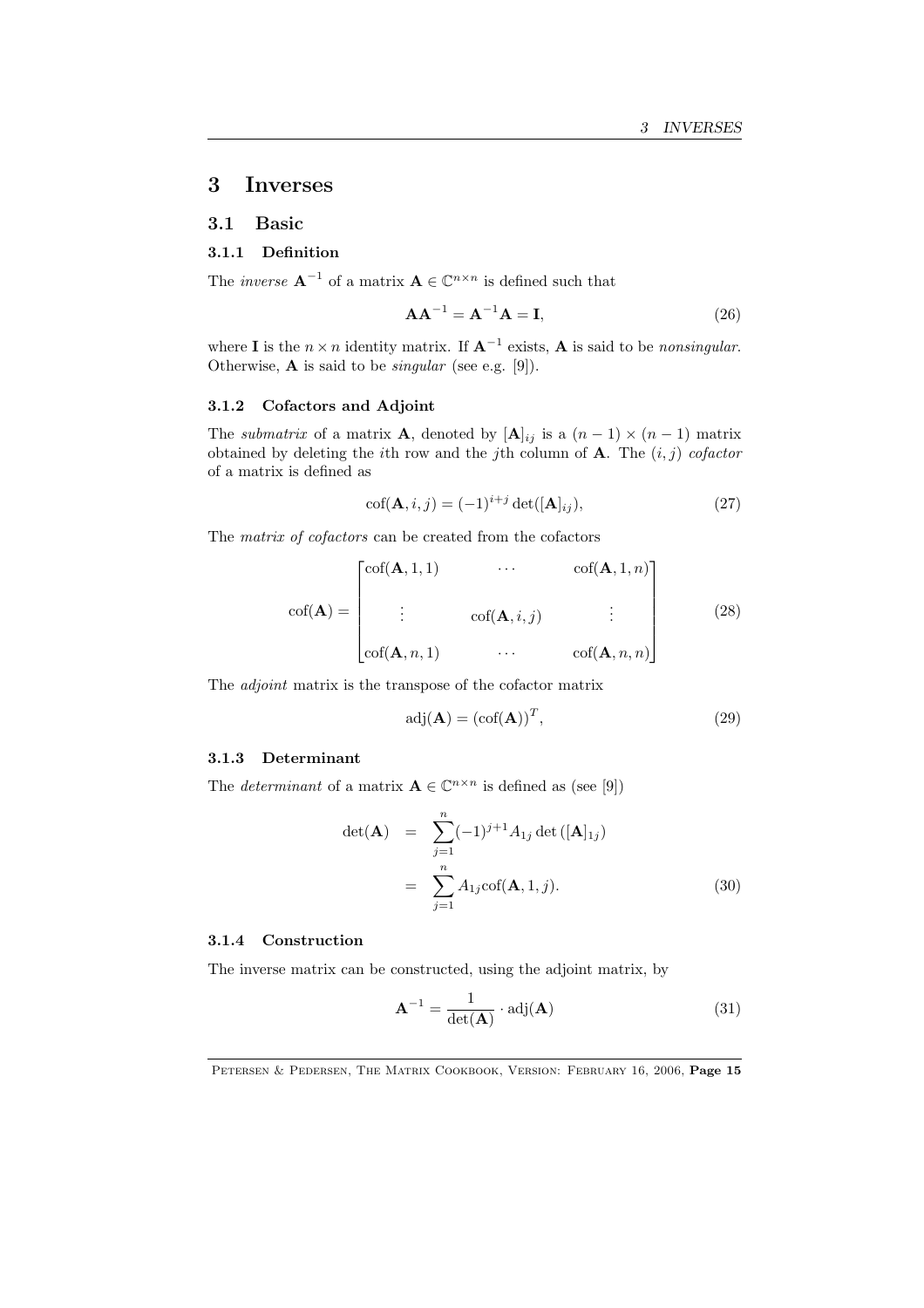# 3 Inverses

## 3.1 Basic

### 3.1.1 Definition

The *inverse* $\mathbf{A}^{-1}$ of a matrix $\mathbf{A} \in \mathbb{C}^{n\times n}$ is defined such that

$$\mathbf{A}\mathbf{A}^{-1} = \mathbf{A}^{-1}\mathbf{A} = \mathbf{I}, \tag{26}$$

where $\mathbf{I}$ is the $n \times n$ identity matrix. If $\mathbf{A}^{-1}$ exists, $\mathbf{A}$ is said to be *nonsingular*. Otherwise, $\mathbf{A}$ is said to be *singular* (see e.g. [9]).

### 3.1.2 Cofactors and Adjoint

The *submatrix* of a matrix $\mathbf{A}$, denoted by $[\mathbf{A}]_{ij}$ is a $(n-1)\times(n-1)$ matrix obtained by deleting the $i$th row and the $j$th column of $\mathbf{A}$. The $(i,j)$ *cofactor* of a matrix is defined as

$$\mathrm{cof}(\mathbf{A}, i, j) = (-1)^{i+j}\det([\mathbf{A}]_{ij}), \tag{27}$$

The *matrix of cofactors* can be created from the cofactors

$$\mathrm{cof}(\mathbf{A}) = \begin{bmatrix} \mathrm{cof}(\mathbf{A},1,1) & \cdots & \mathrm{cof}(\mathbf{A},1,n) \\ \vdots & \mathrm{cof}(\mathbf{A},i,j) & \vdots \\ \mathrm{cof}(\mathbf{A},n,1) & \cdots & \mathrm{cof}(\mathbf{A},n,n) \end{bmatrix} \tag{28}$$

The *adjoint* matrix is the transpose of the cofactor matrix

$$\mathrm{adj}(\mathbf{A}) = (\mathrm{cof}(\mathbf{A}))^T, \tag{29}$$

### 3.1.3 Determinant

The *determinant* of a matrix $\mathbf{A} \in \mathbb{C}^{n\times n}$ is defined as (see [9])

$$\begin{aligned} \det(\mathbf{A}) &= \sum_{j=1}^{n}(-1)^{j+1}A_{1j}\det([\mathbf{A}]_{1j}) \\ &= \sum_{j=1}^{n} A_{1j}\mathrm{cof}(\mathbf{A},1,j). \end{aligned} \tag{30}$$

### 3.1.4 Construction

The inverse matrix can be constructed, using the adjoint matrix, by

$$\mathbf{A}^{-1} = \frac{1}{\det(\mathbf{A})}\cdot \mathrm{adj}(\mathbf{A}) \tag{31}$$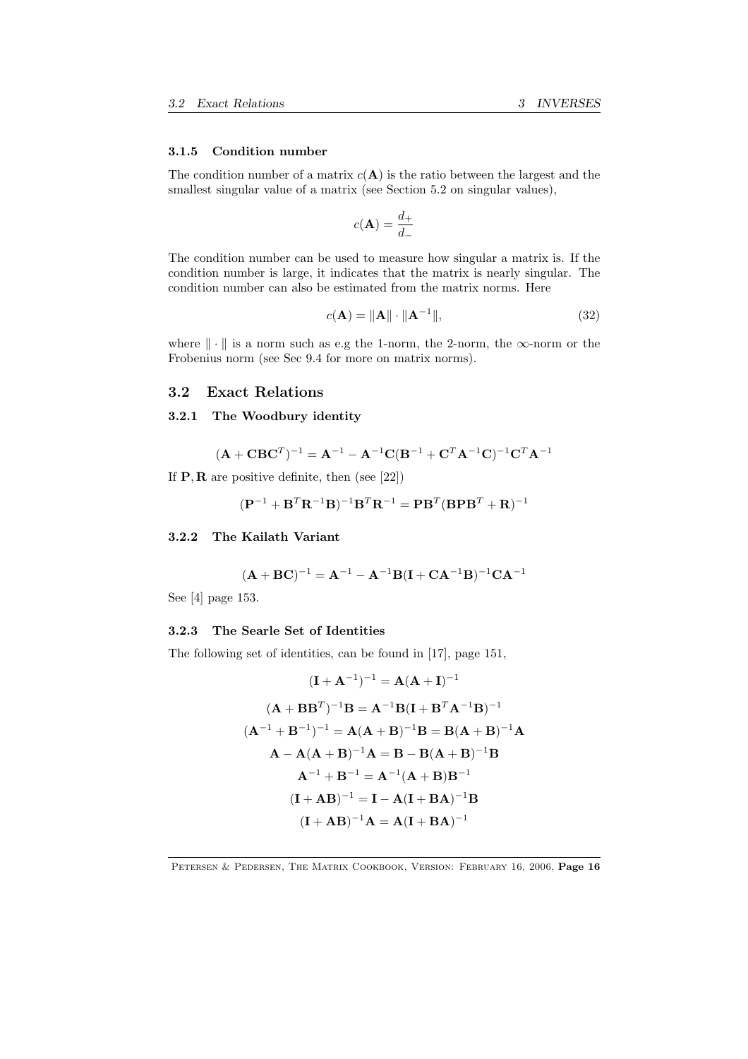### 3.1.5 Condition number

The condition number of a matrix $c(\mathbf{A})$ is the ratio between the largest and the smallest singular value of a matrix (see Section 5.2 on singular values),

$$c(\mathbf{A}) = \frac{d_+}{d_-}$$

The condition number can be used to measure how singular a matrix is. If the condition number is large, it indicates that the matrix is nearly singular. The condition number can also be estimated from the matrix norms. Here

$$c(\mathbf{A}) = \|\mathbf{A}\| \cdot \|\mathbf{A}^{-1}\|, \tag{32}$$

where $\|\cdot\|$ is a norm such as e.g the 1-norm, the 2-norm, the $\infty$-norm or the Frobenius norm (see Sec 9.4 for more on matrix norms).

## 3.2 Exact Relations

### 3.2.1 The Woodbury identity

$$(\mathbf{A} + \mathbf{C}\mathbf{B}\mathbf{C}^T)^{-1} = \mathbf{A}^{-1} - \mathbf{A}^{-1}\mathbf{C}(\mathbf{B}^{-1} + \mathbf{C}^T\mathbf{A}^{-1}\mathbf{C})^{-1}\mathbf{C}^T\mathbf{A}^{-1}$$

If $\mathbf{P}, \mathbf{R}$ are positive definite, then (see [22])

$$(\mathbf{P}^{-1} + \mathbf{B}^T\mathbf{R}^{-1}\mathbf{B})^{-1}\mathbf{B}^T\mathbf{R}^{-1} = \mathbf{P}\mathbf{B}^T(\mathbf{B}\mathbf{P}\mathbf{B}^T + \mathbf{R})^{-1}$$

### 3.2.2 The Kailath Variant

$$(\mathbf{A} + \mathbf{B}\mathbf{C})^{-1} = \mathbf{A}^{-1} - \mathbf{A}^{-1}\mathbf{B}(\mathbf{I} + \mathbf{C}\mathbf{A}^{-1}\mathbf{B})^{-1}\mathbf{C}\mathbf{A}^{-1}$$

See [4] page 153.

### 3.2.3 The Searle Set of Identities

The following set of identities, can be found in [17], page 151,

$$(\mathbf{I} + \mathbf{A}^{-1})^{-1} = \mathbf{A}(\mathbf{A} + \mathbf{I})^{-1}$$

$$(\mathbf{A} + \mathbf{B}\mathbf{B}^T)^{-1}\mathbf{B} = \mathbf{A}^{-1}\mathbf{B}(\mathbf{I} + \mathbf{B}^T\mathbf{A}^{-1}\mathbf{B})^{-1}$$

$$(\mathbf{A}^{-1} + \mathbf{B}^{-1})^{-1} = \mathbf{A}(\mathbf{A} + \mathbf{B})^{-1}\mathbf{B} = \mathbf{B}(\mathbf{A} + \mathbf{B})^{-1}\mathbf{A}$$

$$\mathbf{A} - \mathbf{A}(\mathbf{A} + \mathbf{B})^{-1}\mathbf{A} = \mathbf{B} - \mathbf{B}(\mathbf{A} + \mathbf{B})^{-1}\mathbf{B}$$

$$\mathbf{A}^{-1} + \mathbf{B}^{-1} = \mathbf{A}^{-1}(\mathbf{A} + \mathbf{B})\mathbf{B}^{-1}$$

$$(\mathbf{I} + \mathbf{A}\mathbf{B})^{-1} = \mathbf{I} - \mathbf{A}(\mathbf{I} + \mathbf{B}\mathbf{A})^{-1}\mathbf{B}$$

$$(\mathbf{I} + \mathbf{A}\mathbf{B})^{-1}\mathbf{A} = \mathbf{A}(\mathbf{I} + \mathbf{B}\mathbf{A})^{-1}$$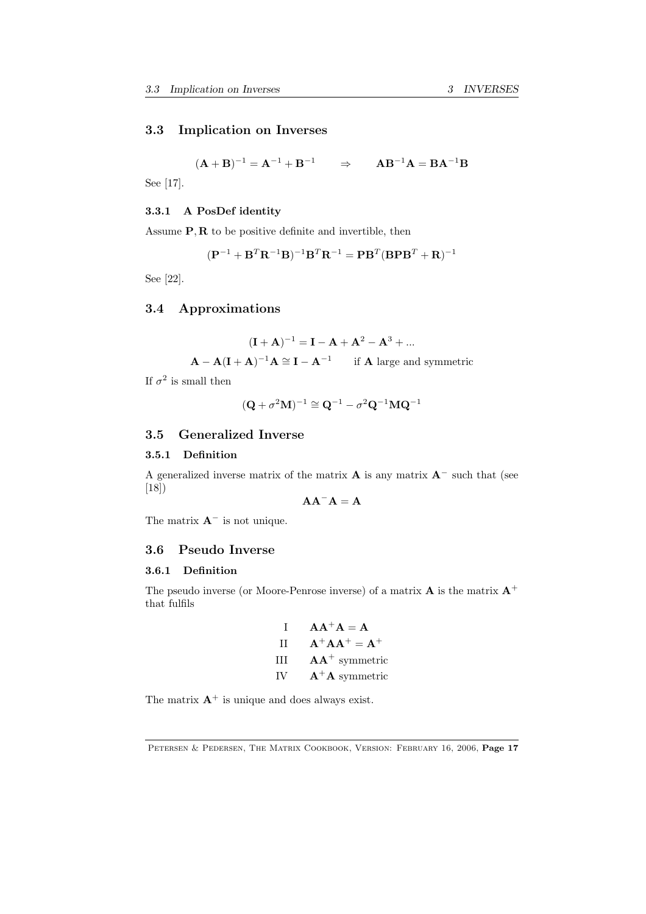## 3.3 Implication on Inverses

$$(\mathbf{A}+\mathbf{B})^{-1} = \mathbf{A}^{-1} + \mathbf{B}^{-1} \qquad \Rightarrow \qquad \mathbf{A}\mathbf{B}^{-1}\mathbf{A} = \mathbf{B}\mathbf{A}^{-1}\mathbf{B}$$

See [17].

### 3.3.1 A PosDef identity

Assume $\mathbf{P}, \mathbf{R}$ to be positive definite and invertible, then

$$(\mathbf{P}^{-1} + \mathbf{B}^T\mathbf{R}^{-1}\mathbf{B})^{-1}\mathbf{B}^T\mathbf{R}^{-1} = \mathbf{P}\mathbf{B}^T(\mathbf{B}\mathbf{P}\mathbf{B}^T + \mathbf{R})^{-1}$$

See [22].

## 3.4 Approximations

$$(\mathbf{I}+\mathbf{A})^{-1} = \mathbf{I} - \mathbf{A} + \mathbf{A}^2 - \mathbf{A}^3 + \ldots$$

$$\mathbf{A} - \mathbf{A}(\mathbf{I}+\mathbf{A})^{-1}\mathbf{A} \cong \mathbf{I} - \mathbf{A}^{-1} \qquad \text{if } \mathbf{A} \text{ large and symmetric}$$

If $\sigma^2$ is small then

$$(\mathbf{Q} + \sigma^2\mathbf{M})^{-1} \cong \mathbf{Q}^{-1} - \sigma^2\mathbf{Q}^{-1}\mathbf{M}\mathbf{Q}^{-1}$$

## 3.5 Generalized Inverse

### 3.5.1 Definition

A generalized inverse matrix of the matrix $\mathbf{A}$ is any matrix $\mathbf{A}^-$ such that (see [18])

$$\mathbf{A}\mathbf{A}^-\mathbf{A} = \mathbf{A}$$

The matrix $\mathbf{A}^-$ is not unique.

## 3.6 Pseudo Inverse

### 3.6.1 Definition

The pseudo inverse (or Moore-Penrose inverse) of a matrix $\mathbf{A}$ is the matrix $\mathbf{A}^+$ that fulfils

$$
\begin{array}{ll}
\text{I} & \mathbf{A}\mathbf{A}^+\mathbf{A} = \mathbf{A} \\
\text{II} & \mathbf{A}^+\mathbf{A}\mathbf{A}^+ = \mathbf{A}^+ \\
\text{III} & \mathbf{A}\mathbf{A}^+ \text{ symmetric} \\
\text{IV} & \mathbf{A}^+\mathbf{A} \text{ symmetric}
\end{array}
$$

The matrix $\mathbf{A}^+$ is unique and does always exist.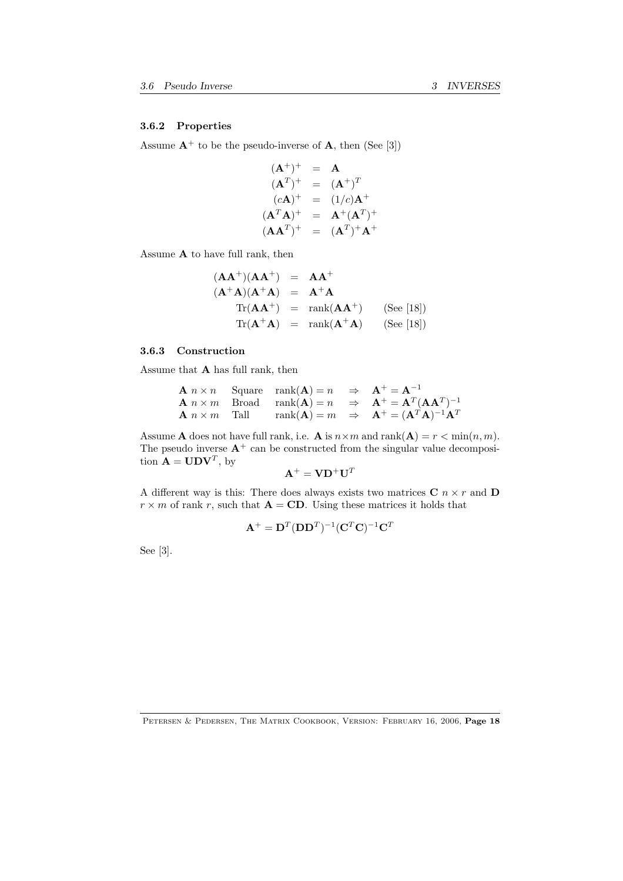### 3.6.2 Properties

Assume $\mathbf{A}^+$ to be the pseudo-inverse of $\mathbf{A}$, then (See [3])

$$
\begin{aligned}
(\mathbf{A}^+)^+ &= \mathbf{A} \\
(\mathbf{A}^T)^+ &= (\mathbf{A}^+)^T \\
(c\mathbf{A})^+ &= (1/c)\mathbf{A}^+ \\
(\mathbf{A}^T\mathbf{A})^+ &= \mathbf{A}^+(\mathbf{A}^T)^+ \\
(\mathbf{A}\mathbf{A}^T)^+ &= (\mathbf{A}^T)^+\mathbf{A}^+
\end{aligned}
$$

Assume $\mathbf{A}$ to have full rank, then

$$
\begin{aligned}
(\mathbf{A}\mathbf{A}^+)(\mathbf{A}\mathbf{A}^+) &= \mathbf{A}\mathbf{A}^+ \\
(\mathbf{A}^+\mathbf{A})(\mathbf{A}^+\mathbf{A}) &= \mathbf{A}^+\mathbf{A} \\
\mathrm{Tr}(\mathbf{A}\mathbf{A}^+) &= \mathrm{rank}(\mathbf{A}\mathbf{A}^+) \qquad \text{(See [18])} \\
\mathrm{Tr}(\mathbf{A}^+\mathbf{A}) &= \mathrm{rank}(\mathbf{A}^+\mathbf{A}) \qquad \text{(See [18])}
\end{aligned}
$$

### 3.6.3 Construction

Assume that $\mathbf{A}$ has full rank, then

$$
\begin{array}{llll}
\mathbf{A}\ n \times n & \text{Square} & \mathrm{rank}(\mathbf{A}) = n & \Rightarrow \quad \mathbf{A}^+ = \mathbf{A}^{-1} \\
\mathbf{A}\ n \times m & \text{Broad} & \mathrm{rank}(\mathbf{A}) = n & \Rightarrow \quad \mathbf{A}^+ = \mathbf{A}^T(\mathbf{A}\mathbf{A}^T)^{-1} \\
\mathbf{A}\ n \times m & \text{Tall} & \mathrm{rank}(\mathbf{A}) = m & \Rightarrow \quad \mathbf{A}^+ = (\mathbf{A}^T\mathbf{A})^{-1}\mathbf{A}^T
\end{array}
$$

Assume $\mathbf{A}$ does not have full rank, i.e. $\mathbf{A}$ is $n \times m$ and $\mathrm{rank}(\mathbf{A}) = r < \min(n, m)$. The pseudo inverse $\mathbf{A}^+$ can be constructed from the singular value decomposition $\mathbf{A} = \mathbf{U}\mathbf{D}\mathbf{V}^T$, by

$$
\mathbf{A}^+ = \mathbf{V}\mathbf{D}^+\mathbf{U}^T
$$

A different way is this: There does always exists two matrices $\mathbf{C}$ $n \times r$ and $\mathbf{D}$ $r \times m$ of rank $r$, such that $\mathbf{A} = \mathbf{C}\mathbf{D}$. Using these matrices it holds that

$$
\mathbf{A}^+ = \mathbf{D}^T(\mathbf{D}\mathbf{D}^T)^{-1}(\mathbf{C}^T\mathbf{C})^{-1}\mathbf{C}^T
$$

See [3].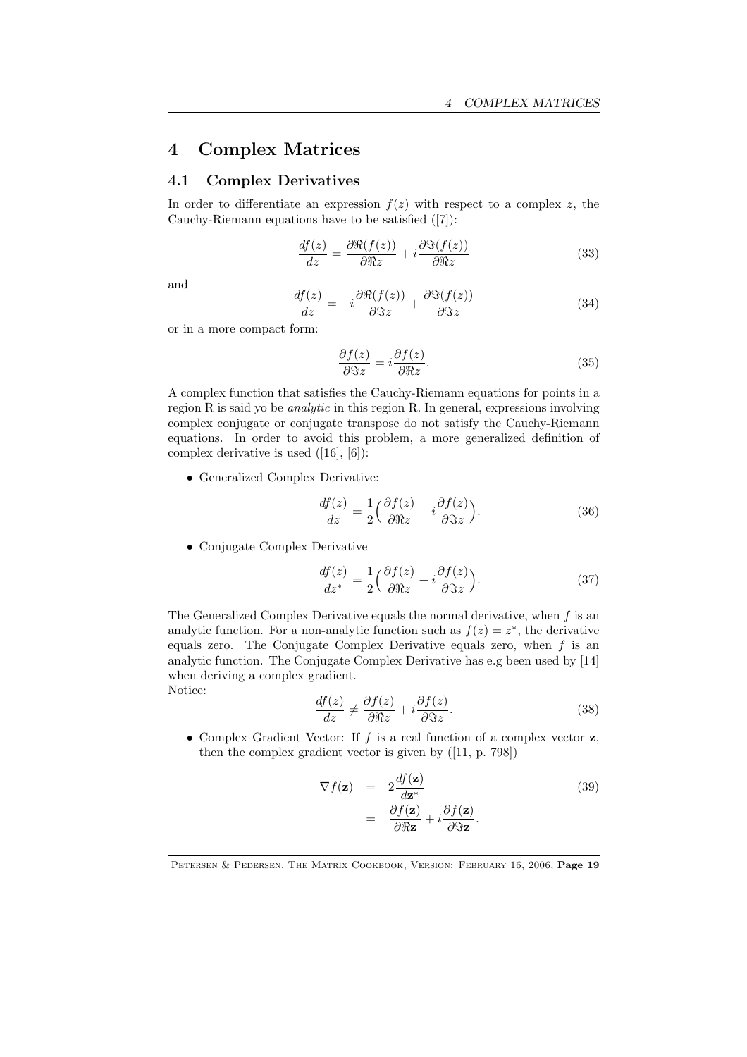# 4 Complex Matrices

## 4.1 Complex Derivatives

In order to differentiate an expression $f(z)$ with respect to a complex $z$, the Cauchy-Riemann equations have to be satisfied ([7]):

$$\frac{df(z)}{dz} = \frac{\partial \Re(f(z))}{\partial \Re z} + i\frac{\partial \Im(f(z))}{\partial \Re z} \tag{33}$$

and

$$\frac{df(z)}{dz} = -i\frac{\partial \Re(f(z))}{\partial \Im z} + \frac{\partial \Im(f(z))}{\partial \Im z} \tag{34}$$

or in a more compact form:

$$\frac{\partial f(z)}{\partial \Im z} = i\frac{\partial f(z)}{\partial \Re z}. \tag{35}$$

A complex function that satisfies the Cauchy-Riemann equations for points in a region R is said yo be *analytic* in this region R. In general, expressions involving complex conjugate or conjugate transpose do not satisfy the Cauchy-Riemann equations. In order to avoid this problem, a more generalized definition of complex derivative is used ([16], [6]):

- Generalized Complex Derivative:

$$\frac{df(z)}{dz} = \frac{1}{2}\Big(\frac{\partial f(z)}{\partial \Re z} - i\frac{\partial f(z)}{\partial \Im z}\Big). \tag{36}$$

- Conjugate Complex Derivative

$$\frac{df(z)}{dz^*} = \frac{1}{2}\Big(\frac{\partial f(z)}{\partial \Re z} + i\frac{\partial f(z)}{\partial \Im z}\Big). \tag{37}$$

The Generalized Complex Derivative equals the normal derivative, when $f$ is an analytic function. For a non-analytic function such as $f(z) = z^*$, the derivative equals zero. The Conjugate Complex Derivative equals zero, when $f$ is an analytic function. The Conjugate Complex Derivative has e.g been used by [14] when deriving a complex gradient.
Notice:

$$\frac{df(z)}{dz} \neq \frac{\partial f(z)}{\partial \Re z} + i\frac{\partial f(z)}{\partial \Im z}. \tag{38}$$

- Complex Gradient Vector: If $f$ is a real function of a complex vector $\mathbf{z}$, then the complex gradient vector is given by ([11, p. 798])

$$\begin{aligned} \nabla f(\mathbf{z}) &= 2\frac{df(\mathbf{z})}{d\mathbf{z}^*} \\ &= \frac{\partial f(\mathbf{z})}{\partial \Re \mathbf{z}} + i\frac{\partial f(\mathbf{z})}{\partial \Im \mathbf{z}}. \end{aligned} \tag{39}$$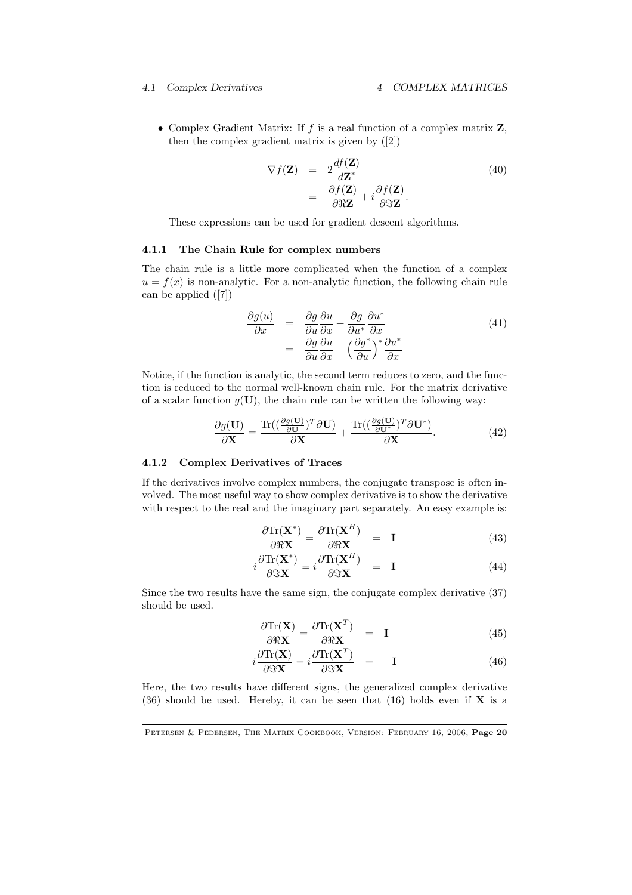- Complex Gradient Matrix: If $f$ is a real function of a complex matrix $\mathbf{Z}$, then the complex gradient matrix is given by ([2])

$$
\begin{aligned}
\nabla f(\mathbf{Z}) &= 2\frac{df(\mathbf{Z})}{d\mathbf{Z}^*} \\
&= \frac{\partial f(\mathbf{Z})}{\partial \Re\mathbf{Z}} + i\frac{\partial f(\mathbf{Z})}{\partial \Im\mathbf{Z}}.
\end{aligned} \tag{40}
$$

These expressions can be used for gradient descent algorithms.

### 4.1.1 The Chain Rule for complex numbers

The chain rule is a little more complicated when the function of a complex $u = f(x)$ is non-analytic. For a non-analytic function, the following chain rule can be applied ([7])

$$
\begin{aligned}
\frac{\partial g(u)}{\partial x} &= \frac{\partial g}{\partial u}\frac{\partial u}{\partial x} + \frac{\partial g}{\partial u^*}\frac{\partial u^*}{\partial x} \\
&= \frac{\partial g}{\partial u}\frac{\partial u}{\partial x} + \Big(\frac{\partial g^*}{\partial u}\Big)^*\frac{\partial u^*}{\partial x}
\end{aligned} \tag{41}
$$

Notice, if the function is analytic, the second term reduces to zero, and the function is reduced to the normal well-known chain rule. For the matrix derivative of a scalar function $g(\mathbf{U})$, the chain rule can be written the following way:

$$
\frac{\partial g(\mathbf{U})}{\partial \mathbf{X}} = \frac{\mathrm{Tr}((\frac{\partial g(\mathbf{U})}{\partial \mathbf{U}})^T \partial \mathbf{U})}{\partial \mathbf{X}} + \frac{\mathrm{Tr}((\frac{\partial g(\mathbf{U})}{\partial \mathbf{U}^*})^T \partial \mathbf{U}^*)}{\partial \mathbf{X}}. \tag{42}
$$

### 4.1.2 Complex Derivatives of Traces

If the derivatives involve complex numbers, the conjugate transpose is often involved. The most useful way to show complex derivative is to show the derivative with respect to the real and the imaginary part separately. An easy example is:

$$
\frac{\partial \mathrm{Tr}(\mathbf{X}^*)}{\partial \Re\mathbf{X}} = \frac{\partial \mathrm{Tr}(\mathbf{X}^H)}{\partial \Re\mathbf{X}} = \mathbf{I} \tag{43}
$$

$$
i\frac{\partial \mathrm{Tr}(\mathbf{X}^*)}{\partial \Im\mathbf{X}} = i\frac{\partial \mathrm{Tr}(\mathbf{X}^H)}{\partial \Im\mathbf{X}} = \mathbf{I} \tag{44}
$$

Since the two results have the same sign, the conjugate complex derivative (37) should be used.

$$
\frac{\partial \mathrm{Tr}(\mathbf{X})}{\partial \Re\mathbf{X}} = \frac{\partial \mathrm{Tr}(\mathbf{X}^T)}{\partial \Re\mathbf{X}} = \mathbf{I} \tag{45}
$$

$$
i\frac{\partial \mathrm{Tr}(\mathbf{X})}{\partial \Im\mathbf{X}} = i\frac{\partial \mathrm{Tr}(\mathbf{X}^T)}{\partial \Im\mathbf{X}} = -\mathbf{I} \tag{46}
$$

Here, the two results have different signs, the generalized complex derivative (36) should be used. Hereby, it can be seen that (16) holds even if $\mathbf{X}$ is a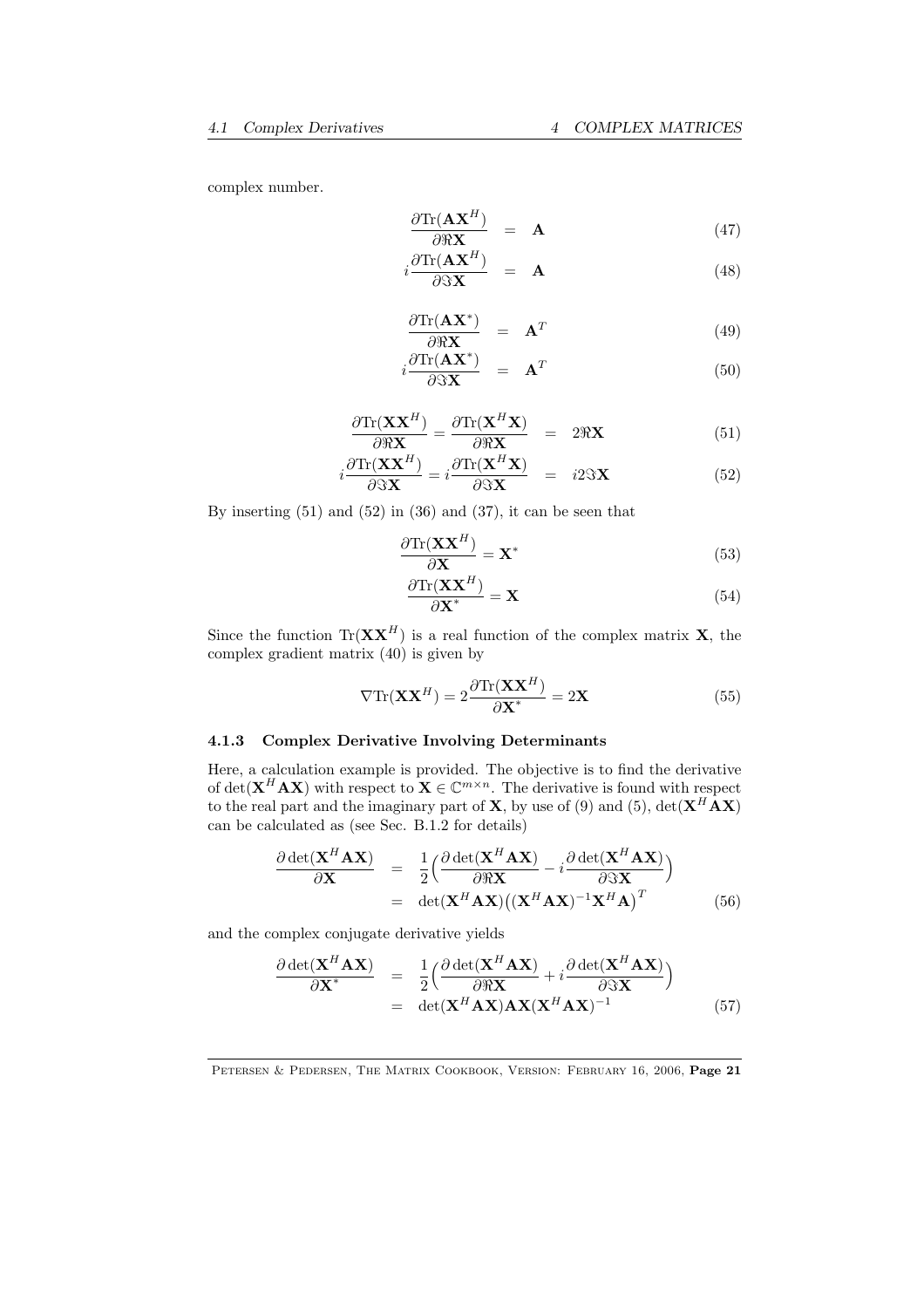complex number.

$$\frac{\partial \text{Tr}(\mathbf{A}\mathbf{X}^H)}{\partial \Re \mathbf{X}} = \mathbf{A} \tag{47}$$

$$i\frac{\partial \text{Tr}(\mathbf{A}\mathbf{X}^H)}{\partial \Im \mathbf{X}} = \mathbf{A} \tag{48}$$

$$\frac{\partial \text{Tr}(\mathbf{A}\mathbf{X}^*)}{\partial \Re \mathbf{X}} = \mathbf{A}^T \tag{49}$$

$$i\frac{\partial \text{Tr}(\mathbf{A}\mathbf{X}^*)}{\partial \Im \mathbf{X}} = \mathbf{A}^T \tag{50}$$

$$\frac{\partial \text{Tr}(\mathbf{X}\mathbf{X}^H)}{\partial \Re \mathbf{X}} = \frac{\partial \text{Tr}(\mathbf{X}^H\mathbf{X})}{\partial \Re \mathbf{X}} = 2\Re \mathbf{X} \tag{51}$$

$$i\frac{\partial \text{Tr}(\mathbf{X}\mathbf{X}^H)}{\partial \Im \mathbf{X}} = i\frac{\partial \text{Tr}(\mathbf{X}^H\mathbf{X})}{\partial \Im \mathbf{X}} = i2\Im \mathbf{X} \tag{52}$$

By inserting (51) and (52) in (36) and (37), it can be seen that

$$\frac{\partial \text{Tr}(\mathbf{X}\mathbf{X}^H)}{\partial \mathbf{X}} = \mathbf{X}^* \tag{53}$$

$$\frac{\partial \text{Tr}(\mathbf{X}\mathbf{X}^H)}{\partial \mathbf{X}^*} = \mathbf{X} \tag{54}$$

Since the function $\text{Tr}(\mathbf{X}\mathbf{X}^H)$ is a real function of the complex matrix $\mathbf{X}$, the complex gradient matrix (40) is given by

$$\nabla \text{Tr}(\mathbf{X}\mathbf{X}^H) = 2\frac{\partial \text{Tr}(\mathbf{X}\mathbf{X}^H)}{\partial \mathbf{X}^*} = 2\mathbf{X} \tag{55}$$

### 4.1.3 Complex Derivative Involving Determinants

Here, a calculation example is provided. The objective is to find the derivative of $\det(\mathbf{X}^H\mathbf{A}\mathbf{X})$ with respect to $\mathbf{X} \in \mathbb{C}^{m\times n}$. The derivative is found with respect to the real part and the imaginary part of $\mathbf{X}$, by use of (9) and (5), $\det(\mathbf{X}^H\mathbf{A}\mathbf{X})$ can be calculated as (see Sec. B.1.2 for details)

$$\begin{aligned}\frac{\partial \det(\mathbf{X}^H\mathbf{A}\mathbf{X})}{\partial \mathbf{X}} &= \frac{1}{2}\Big(\frac{\partial \det(\mathbf{X}^H\mathbf{A}\mathbf{X})}{\partial \Re \mathbf{X}} - i\frac{\partial \det(\mathbf{X}^H\mathbf{A}\mathbf{X})}{\partial \Im \mathbf{X}}\Big) \\ &= \det(\mathbf{X}^H\mathbf{A}\mathbf{X})\big((\mathbf{X}^H\mathbf{A}\mathbf{X})^{-1}\mathbf{X}^H\mathbf{A}\big)^T \end{aligned} \tag{56}$$

and the complex conjugate derivative yields

$$\begin{aligned}\frac{\partial \det(\mathbf{X}^H\mathbf{A}\mathbf{X})}{\partial \mathbf{X}^*} &= \frac{1}{2}\Big(\frac{\partial \det(\mathbf{X}^H\mathbf{A}\mathbf{X})}{\partial \Re \mathbf{X}} + i\frac{\partial \det(\mathbf{X}^H\mathbf{A}\mathbf{X})}{\partial \Im \mathbf{X}}\Big) \\ &= \det(\mathbf{X}^H\mathbf{A}\mathbf{X})\mathbf{A}\mathbf{X}(\mathbf{X}^H\mathbf{A}\mathbf{X})^{-1} \end{aligned} \tag{57}$$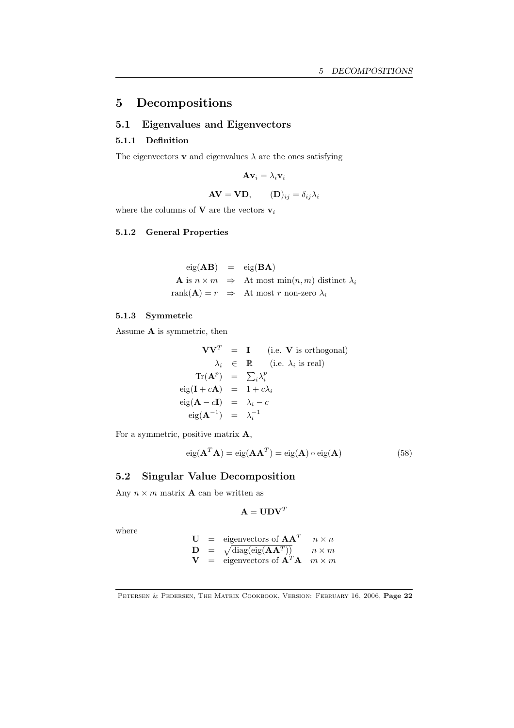# 5 Decompositions

## 5.1 Eigenvalues and Eigenvectors

### 5.1.1 Definition

The eigenvectors $\mathbf{v}$ and eigenvalues $\lambda$ are the ones satisfying

$$\mathbf{A}\mathbf{v}_i = \lambda_i \mathbf{v}_i$$

$$\mathbf{A}\mathbf{V} = \mathbf{V}\mathbf{D}, \qquad (\mathbf{D})_{ij} = \delta_{ij}\lambda_i$$

where the columns of $\mathbf{V}$ are the vectors $\mathbf{v}_i$

### 5.1.2 General Properties

$$\begin{aligned}
\text{eig}(\mathbf{AB}) &= \text{eig}(\mathbf{BA}) \\
\mathbf{A} \text{ is } n \times m &\Rightarrow \text{At most } \min(n,m) \text{ distinct } \lambda_i \\
\text{rank}(\mathbf{A}) = r &\Rightarrow \text{At most } r \text{ non-zero } \lambda_i
\end{aligned}$$

### 5.1.3 Symmetric

Assume $\mathbf{A}$ is symmetric, then

$$\begin{aligned}
\mathbf{V}\mathbf{V}^T &= \mathbf{I} \qquad \text{(i.e. } \mathbf{V} \text{ is orthogonal)} \\
\lambda_i &\in \mathbb{R} \qquad \text{(i.e. } \lambda_i \text{ is real)} \\
\text{Tr}(\mathbf{A}^p) &= \textstyle\sum_i \lambda_i^p \\
\text{eig}(\mathbf{I} + c\mathbf{A}) &= 1 + c\lambda_i \\
\text{eig}(\mathbf{A} - c\mathbf{I}) &= \lambda_i - c \\
\text{eig}(\mathbf{A}^{-1}) &= \lambda_i^{-1}
\end{aligned}$$

For a symmetric, positive matrix $\mathbf{A}$,

$$\text{eig}(\mathbf{A}^T\mathbf{A}) = \text{eig}(\mathbf{A}\mathbf{A}^T) = \text{eig}(\mathbf{A}) \circ \text{eig}(\mathbf{A}) \tag{58}$$

## 5.2 Singular Value Decomposition

Any $n \times m$ matrix $\mathbf{A}$ can be written as

$$\mathbf{A} = \mathbf{U}\mathbf{D}\mathbf{V}^T$$

where

$$\begin{aligned}
\mathbf{U} &= \text{eigenvectors of } \mathbf{A}\mathbf{A}^T \quad && n \times n \\
\mathbf{D} &= \sqrt{\text{diag}(\text{eig}(\mathbf{A}\mathbf{A}^T))} \quad && n \times m \\
\mathbf{V} &= \text{eigenvectors of } \mathbf{A}^T\mathbf{A} \quad && m \times m
\end{aligned}$$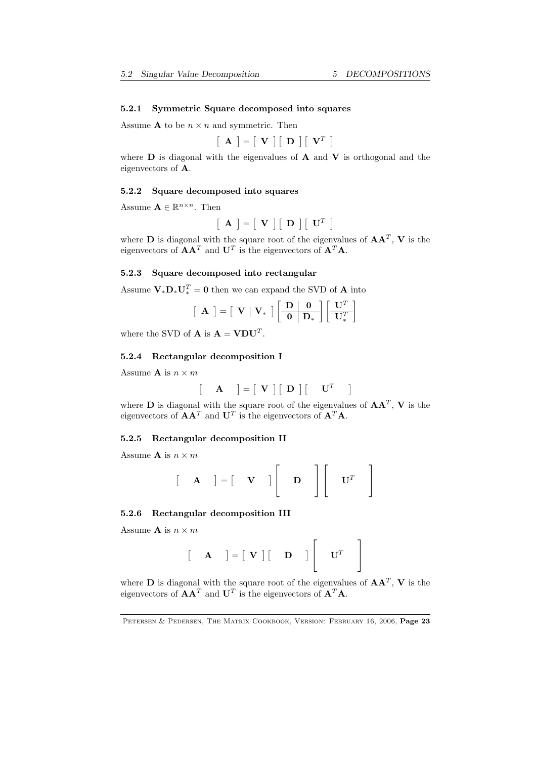#### 5.2.1 Symmetric Square decomposed into squares

Assume $\mathbf{A}$ to be $n \times n$ and symmetric. Then

$$\left[\ \mathbf{A}\ \right] = \left[\ \mathbf{V}\ \right]\left[\ \mathbf{D}\ \right]\left[\ \mathbf{V}^T\ \right]$$

where $\mathbf{D}$ is diagonal with the eigenvalues of $\mathbf{A}$ and $\mathbf{V}$ is orthogonal and the eigenvectors of $\mathbf{A}$.

#### 5.2.2 Square decomposed into squares

Assume $\mathbf{A} \in \mathbb{R}^{n \times n}$. Then

$$\left[\ \mathbf{A}\ \right] = \left[\ \mathbf{V}\ \right]\left[\ \mathbf{D}\ \right]\left[\ \mathbf{U}^T\ \right]$$

where $\mathbf{D}$ is diagonal with the square root of the eigenvalues of $\mathbf{A}\mathbf{A}^T$, $\mathbf{V}$ is the eigenvectors of $\mathbf{A}\mathbf{A}^T$ and $\mathbf{U}^T$ is the eigenvectors of $\mathbf{A}^T\mathbf{A}$.

#### 5.2.3 Square decomposed into rectangular

Assume $\mathbf{V}_*\mathbf{D}_*\mathbf{U}_*^T = \mathbf{0}$ then we can expand the SVD of $\mathbf{A}$ into

$$\left[\ \mathbf{A}\ \right] = \left[\ \mathbf{V} \mid \mathbf{V}_*\ \right]\left[\begin{array}{c|c} \mathbf{D} & \mathbf{0} \\ \hline \mathbf{0} & \mathbf{D}_* \end{array}\right]\left[\begin{array}{c} \mathbf{U}^T \\ \hline \mathbf{U}_*^T \end{array}\right]$$

where the SVD of $\mathbf{A}$ is $\mathbf{A} = \mathbf{V}\mathbf{D}\mathbf{U}^T$.

#### 5.2.4 Rectangular decomposition I

Assume $\mathbf{A}$ is $n \times m$

$$\left[\quad \mathbf{A} \quad\right] = \left[\ \mathbf{V}\ \right]\left[\ \mathbf{D}\ \right]\left[\quad \mathbf{U}^T \quad\right]$$

where $\mathbf{D}$ is diagonal with the square root of the eigenvalues of $\mathbf{A}\mathbf{A}^T$, $\mathbf{V}$ is the eigenvectors of $\mathbf{A}\mathbf{A}^T$ and $\mathbf{U}^T$ is the eigenvectors of $\mathbf{A}^T\mathbf{A}$.

#### 5.2.5 Rectangular decomposition II

Assume $\mathbf{A}$ is $n \times m$

$$\left[\quad \mathbf{A} \quad\right] = \left[\quad \mathbf{V} \quad\right]\left[\quad \mathbf{D} \quad\right]\left[\quad \mathbf{U}^T \quad\right]$$

#### 5.2.6 Rectangular decomposition III

Assume $\mathbf{A}$ is $n \times m$

$$\left[\quad \mathbf{A} \quad\right] = \left[\ \mathbf{V}\ \right]\left[\quad \mathbf{D} \quad\right]\left[\quad \mathbf{U}^T \quad\right]$$

where $\mathbf{D}$ is diagonal with the square root of the eigenvalues of $\mathbf{A}\mathbf{A}^T$, $\mathbf{V}$ is the eigenvectors of $\mathbf{A}\mathbf{A}^T$ and $\mathbf{U}^T$ is the eigenvectors of $\mathbf{A}^T\mathbf{A}$.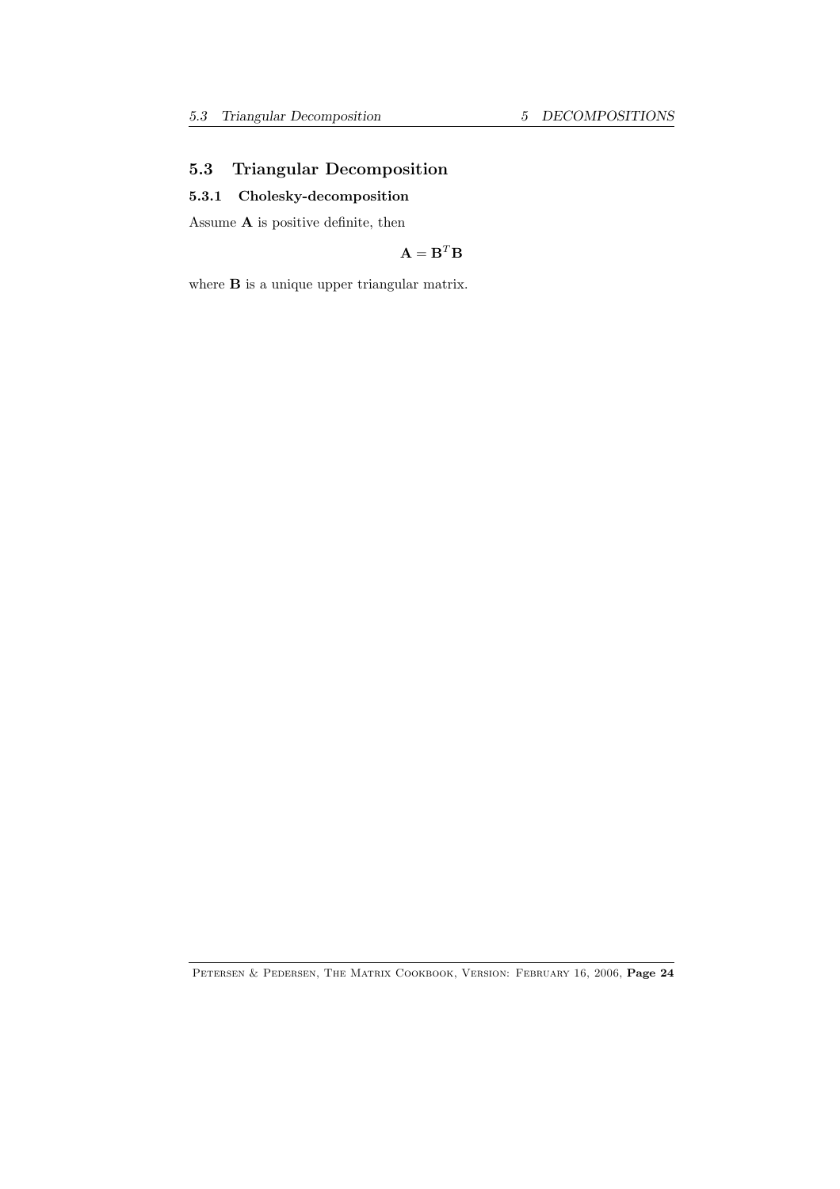## 5.3 Triangular Decomposition

### 5.3.1 Cholesky-decomposition

Assume $\mathbf{A}$ is positive definite, then

$$\mathbf{A} = \mathbf{B}^T \mathbf{B}$$

where $\mathbf{B}$ is a unique upper triangular matrix.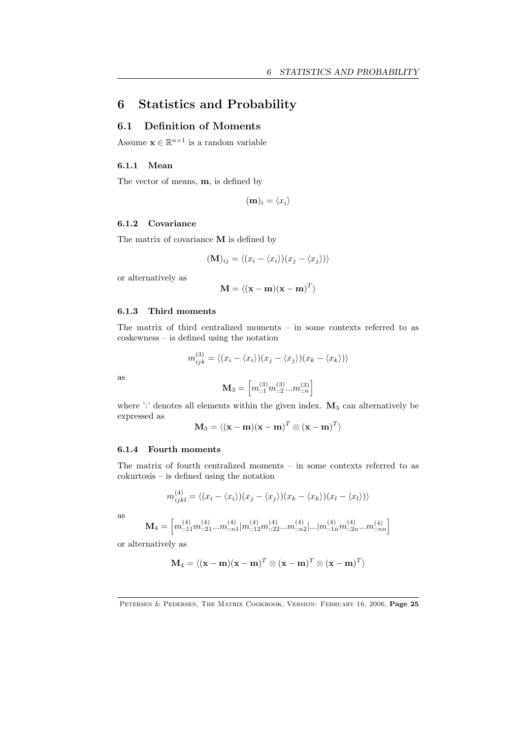# 6 Statistics and Probability

## 6.1 Definition of Moments

Assume $\mathbf{x} \in \mathbb{R}^{n \times 1}$ is a random variable

### 6.1.1 Mean

The vector of means, $\mathbf{m}$, is defined by

$$(\mathbf{m})_i = \langle x_i \rangle$$

### 6.1.2 Covariance

The matrix of covariance $\mathbf{M}$ is defined by

$$(\mathbf{M})_{ij} = \langle (x_i - \langle x_i \rangle)(x_j - \langle x_j \rangle) \rangle$$

or alternatively as

$$\mathbf{M} = \langle (\mathbf{x} - \mathbf{m})(\mathbf{x} - \mathbf{m})^T \rangle$$

### 6.1.3 Third moments

The matrix of third centralized moments – in some contexts referred to as coskewness – is defined using the notation

$$m_{ijk}^{(3)} = \langle (x_i - \langle x_i \rangle)(x_j - \langle x_j \rangle)(x_k - \langle x_k \rangle) \rangle$$

as

$$\mathbf{M}_3 = \left[ m_{::1}^{(3)} m_{::2}^{(3)} ... m_{::n}^{(3)} \right]$$

where ':' denotes all elements within the given index. $\mathbf{M}_3$ can alternatively be expressed as

$$\mathbf{M}_3 = \langle (\mathbf{x} - \mathbf{m})(\mathbf{x} - \mathbf{m})^T \otimes (\mathbf{x} - \mathbf{m})^T \rangle$$

### 6.1.4 Fourth moments

The matrix of fourth centralized moments – in some contexts referred to as cokurtosis – is defined using the notation

$$m_{ijkl}^{(4)} = \langle (x_i - \langle x_i \rangle)(x_j - \langle x_j \rangle)(x_k - \langle x_k \rangle)(x_l - \langle x_l \rangle) \rangle$$

as

$$\mathbf{M}_4 = \left[ m_{::11}^{(4)} m_{::21}^{(4)} ... m_{::n1}^{(4)} | m_{::12}^{(4)} m_{::22}^{(4)} ... m_{::n2}^{(4)} | ... | m_{::1n}^{(4)} m_{::2n}^{(4)} ... m_{::nn}^{(4)} \right]$$

or alternatively as

$$\mathbf{M}_4 = \langle (\mathbf{x} - \mathbf{m})(\mathbf{x} - \mathbf{m})^T \otimes (\mathbf{x} - \mathbf{m})^T \otimes (\mathbf{x} - \mathbf{m})^T \rangle$$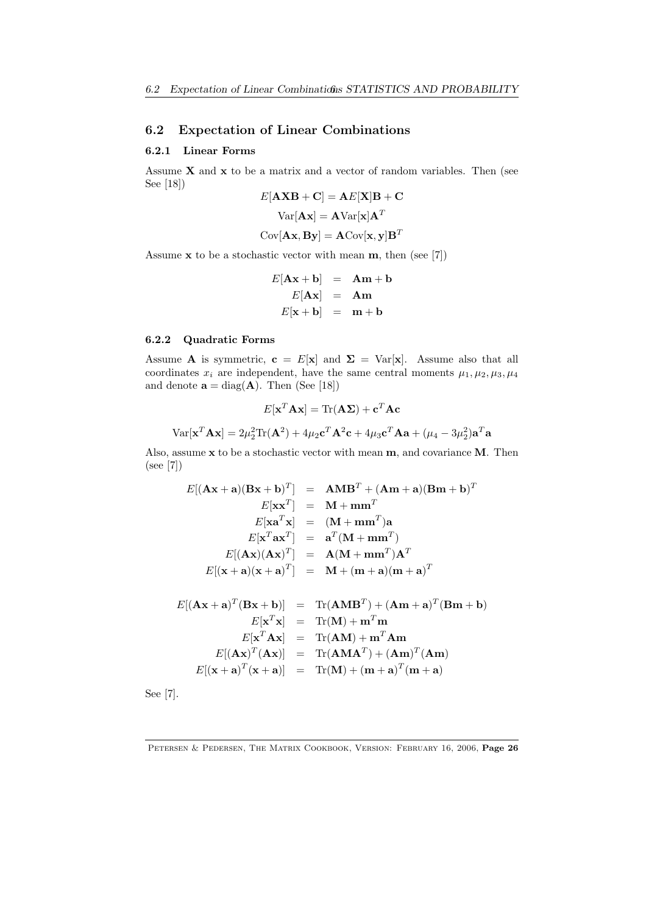## 6.2 Expectation of Linear Combinations

### 6.2.1 Linear Forms

Assume $\mathbf{X}$ and $\mathbf{x}$ to be a matrix and a vector of random variables. Then (see See [18])

$$E[\mathbf{AXB} + \mathbf{C}] = \mathbf{A}E[\mathbf{X}]\mathbf{B} + \mathbf{C}$$

$$\text{Var}[\mathbf{Ax}] = \mathbf{A}\text{Var}[\mathbf{x}]\mathbf{A}^T$$

$$\text{Cov}[\mathbf{Ax}, \mathbf{By}] = \mathbf{A}\text{Cov}[\mathbf{x}, \mathbf{y}]\mathbf{B}^T$$

Assume $\mathbf{x}$ to be a stochastic vector with mean $\mathbf{m}$, then (see [7])

$$\begin{aligned}
E[\mathbf{Ax} + \mathbf{b}] &= \mathbf{Am} + \mathbf{b} \\
E[\mathbf{Ax}] &= \mathbf{Am} \\
E[\mathbf{x} + \mathbf{b}] &= \mathbf{m} + \mathbf{b}
\end{aligned}$$

### 6.2.2 Quadratic Forms

Assume $\mathbf{A}$ is symmetric, $\mathbf{c} = E[\mathbf{x}]$ and $\mathbf{\Sigma} = \text{Var}[\mathbf{x}]$. Assume also that all coordinates $x_i$ are independent, have the same central moments $\mu_1, \mu_2, \mu_3, \mu_4$ and denote $\mathbf{a} = \text{diag}(\mathbf{A})$. Then (See [18])

$$E[\mathbf{x}^T\mathbf{Ax}] = \text{Tr}(\mathbf{A\Sigma}) + \mathbf{c}^T\mathbf{Ac}$$

$$\text{Var}[\mathbf{x}^T\mathbf{Ax}] = 2\mu_2^2\text{Tr}(\mathbf{A}^2) + 4\mu_2\mathbf{c}^T\mathbf{A}^2\mathbf{c} + 4\mu_3\mathbf{c}^T\mathbf{Aa} + (\mu_4 - 3\mu_2^2)\mathbf{a}^T\mathbf{a}$$

Also, assume $\mathbf{x}$ to be a stochastic vector with mean $\mathbf{m}$, and covariance $\mathbf{M}$. Then (see [7])

$$\begin{aligned}
E[(\mathbf{Ax} + \mathbf{a})(\mathbf{Bx} + \mathbf{b})^T] &= \mathbf{AMB}^T + (\mathbf{Am} + \mathbf{a})(\mathbf{Bm} + \mathbf{b})^T \\
E[\mathbf{xx}^T] &= \mathbf{M} + \mathbf{mm}^T \\
E[\mathbf{xa}^T\mathbf{x}] &= (\mathbf{M} + \mathbf{mm}^T)\mathbf{a} \\
E[\mathbf{x}^T\mathbf{ax}^T] &= \mathbf{a}^T(\mathbf{M} + \mathbf{mm}^T) \\
E[(\mathbf{Ax})(\mathbf{Ax})^T] &= \mathbf{A}(\mathbf{M} + \mathbf{mm}^T)\mathbf{A}^T \\
E[(\mathbf{x} + \mathbf{a})(\mathbf{x} + \mathbf{a})^T] &= \mathbf{M} + (\mathbf{m} + \mathbf{a})(\mathbf{m} + \mathbf{a})^T
\end{aligned}$$

$$\begin{aligned}
E[(\mathbf{Ax} + \mathbf{a})^T(\mathbf{Bx} + \mathbf{b})] &= \text{Tr}(\mathbf{AMB}^T) + (\mathbf{Am} + \mathbf{a})^T(\mathbf{Bm} + \mathbf{b}) \\
E[\mathbf{x}^T\mathbf{x}] &= \text{Tr}(\mathbf{M}) + \mathbf{m}^T\mathbf{m} \\
E[\mathbf{x}^T\mathbf{Ax}] &= \text{Tr}(\mathbf{AM}) + \mathbf{m}^T\mathbf{Am} \\
E[(\mathbf{Ax})^T(\mathbf{Ax})] &= \text{Tr}(\mathbf{AMA}^T) + (\mathbf{Am})^T(\mathbf{Am}) \\
E[(\mathbf{x} + \mathbf{a})^T(\mathbf{x} + \mathbf{a})] &= \text{Tr}(\mathbf{M}) + (\mathbf{m} + \mathbf{a})^T(\mathbf{m} + \mathbf{a})
\end{aligned}$$

See [7].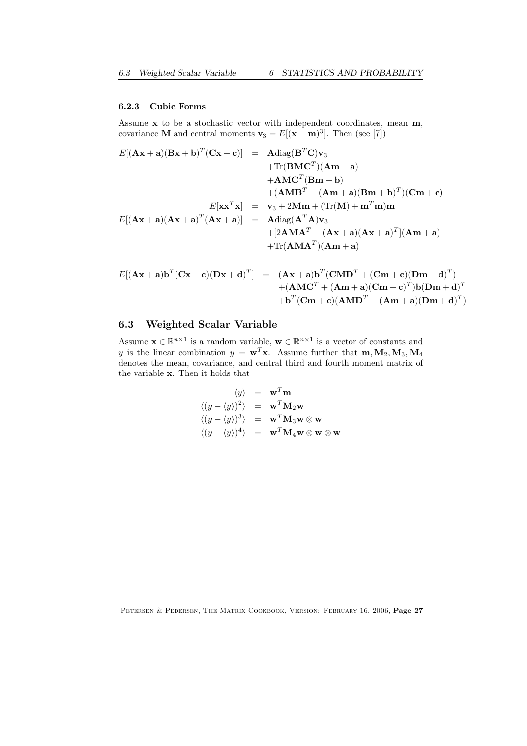#### 6.2.3 Cubic Forms

Assume $\mathbf{x}$ to be a stochastic vector with independent coordinates, mean $\mathbf{m}$, covariance $\mathbf{M}$ and central moments $\mathbf{v}_3 = E[(\mathbf{x}-\mathbf{m})^3]$. Then (see [7])

$$
\begin{aligned}
E[(\mathbf{Ax}+\mathbf{a})(\mathbf{Bx}+\mathbf{b})^T(\mathbf{Cx}+\mathbf{c})] &= \mathbf{A}\text{diag}(\mathbf{B}^T\mathbf{C})\mathbf{v}_3 \\
&\quad + \text{Tr}(\mathbf{BMC}^T)(\mathbf{Am}+\mathbf{a}) \\
&\quad + \mathbf{AMC}^T(\mathbf{Bm}+\mathbf{b}) \\
&\quad + (\mathbf{AMB}^T + (\mathbf{Am}+\mathbf{a})(\mathbf{Bm}+\mathbf{b})^T)(\mathbf{Cm}+\mathbf{c}) \\
E[\mathbf{xx}^T\mathbf{x}] &= \mathbf{v}_3 + 2\mathbf{Mm} + (\text{Tr}(\mathbf{M}) + \mathbf{m}^T\mathbf{m})\mathbf{m} \\
E[(\mathbf{Ax}+\mathbf{a})(\mathbf{Ax}+\mathbf{a})^T(\mathbf{Ax}+\mathbf{a})] &= \mathbf{A}\text{diag}(\mathbf{A}^T\mathbf{A})\mathbf{v}_3 \\
&\quad + [2\mathbf{AMA}^T + (\mathbf{Ax}+\mathbf{a})(\mathbf{Ax}+\mathbf{a})^T](\mathbf{Am}+\mathbf{a}) \\
&\quad + \text{Tr}(\mathbf{AMA}^T)(\mathbf{Am}+\mathbf{a})
\end{aligned}
$$

$$
\begin{aligned}
E[(\mathbf{Ax}+\mathbf{a})\mathbf{b}^T(\mathbf{Cx}+\mathbf{c})(\mathbf{Dx}+\mathbf{d})^T] &= (\mathbf{Ax}+\mathbf{a})\mathbf{b}^T(\mathbf{CMD}^T + (\mathbf{Cm}+\mathbf{c})(\mathbf{Dm}+\mathbf{d})^T) \\
&\quad + (\mathbf{AMC}^T + (\mathbf{Am}+\mathbf{a})(\mathbf{Cm}+\mathbf{c})^T)\mathbf{b}(\mathbf{Dm}+\mathbf{d})^T \\
&\quad + \mathbf{b}^T(\mathbf{Cm}+\mathbf{c})(\mathbf{AMD}^T - (\mathbf{Am}+\mathbf{a})(\mathbf{Dm}+\mathbf{d})^T)
\end{aligned}
$$

## 6.3 Weighted Scalar Variable

Assume $\mathbf{x} \in \mathbb{R}^{n\times 1}$ is a random variable, $\mathbf{w} \in \mathbb{R}^{n\times 1}$ is a vector of constants and $y$ is the linear combination $y = \mathbf{w}^T\mathbf{x}$. Assume further that $\mathbf{m}, \mathbf{M}_2, \mathbf{M}_3, \mathbf{M}_4$ denotes the mean, covariance, and central third and fourth moment matrix of the variable $\mathbf{x}$. Then it holds that

$$
\begin{aligned}
\langle y \rangle &= \mathbf{w}^T\mathbf{m} \\
\langle (y - \langle y \rangle)^2 \rangle &= \mathbf{w}^T\mathbf{M}_2\mathbf{w} \\
\langle (y - \langle y \rangle)^3 \rangle &= \mathbf{w}^T\mathbf{M}_3\mathbf{w} \otimes \mathbf{w} \\
\langle (y - \langle y \rangle)^4 \rangle &= \mathbf{w}^T\mathbf{M}_4\mathbf{w} \otimes \mathbf{w} \otimes \mathbf{w}
\end{aligned}
$$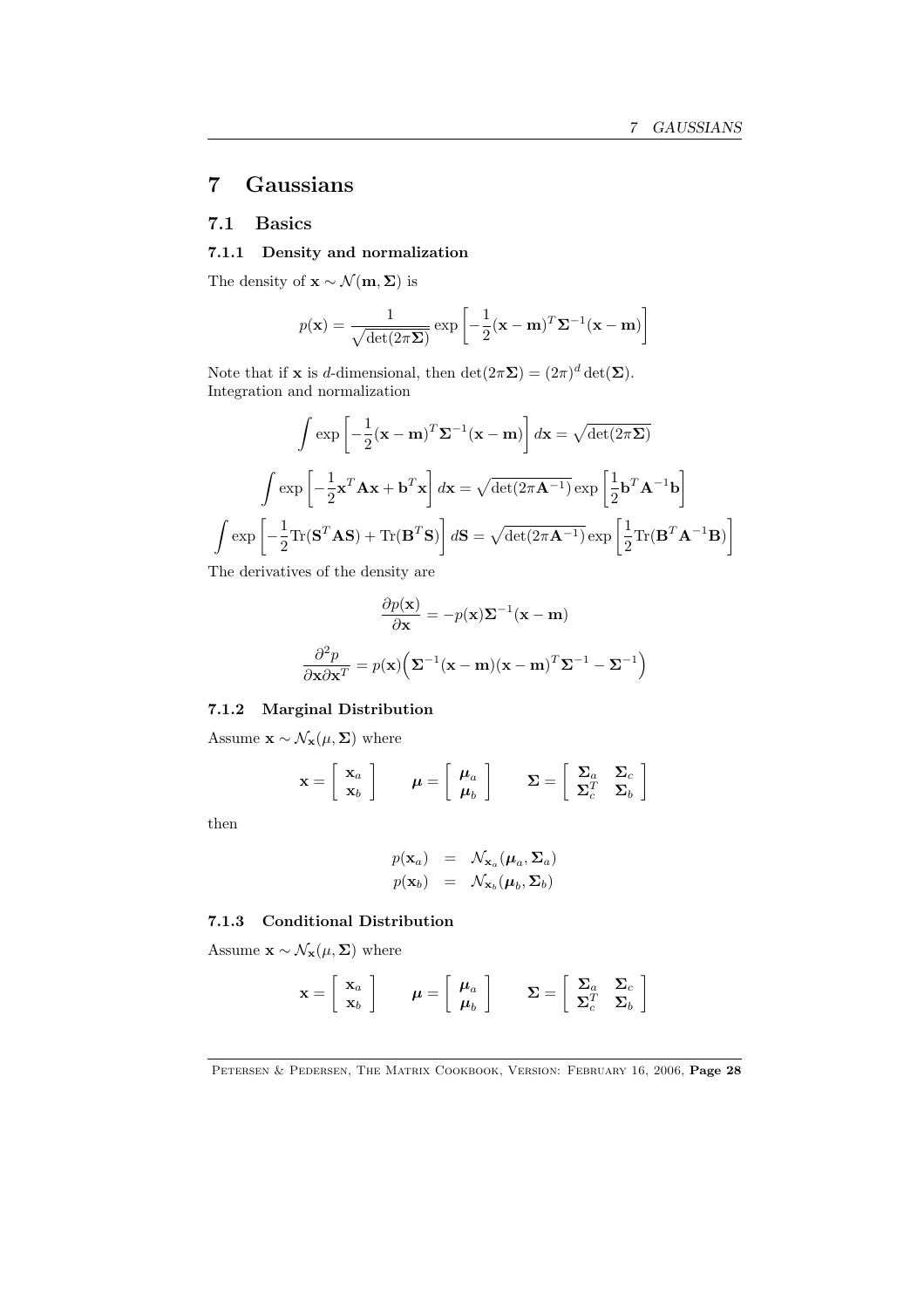# 7 Gaussians

## 7.1 Basics

### 7.1.1 Density and normalization

The density of $\mathbf{x} \sim \mathcal{N}(\mathbf{m}, \mathbf{\Sigma})$ is

$$p(\mathbf{x}) = \frac{1}{\sqrt{\det(2\pi\mathbf{\Sigma})}} \exp\left[-\frac{1}{2}(\mathbf{x}-\mathbf{m})^T\mathbf{\Sigma}^{-1}(\mathbf{x}-\mathbf{m})\right]$$

Note that if $\mathbf{x}$ is $d$-dimensional, then $\det(2\pi\mathbf{\Sigma}) = (2\pi)^d \det(\mathbf{\Sigma})$.
Integration and normalization

$$\int \exp\left[-\frac{1}{2}(\mathbf{x}-\mathbf{m})^T\mathbf{\Sigma}^{-1}(\mathbf{x}-\mathbf{m})\right] d\mathbf{x} = \sqrt{\det(2\pi\mathbf{\Sigma})}$$

$$\int \exp\left[-\frac{1}{2}\mathbf{x}^T\mathbf{A}\mathbf{x} + \mathbf{b}^T\mathbf{x}\right] d\mathbf{x} = \sqrt{\det(2\pi\mathbf{A}^{-1})}\exp\left[\frac{1}{2}\mathbf{b}^T\mathbf{A}^{-1}\mathbf{b}\right]$$

$$\int \exp\left[-\frac{1}{2}\mathrm{Tr}(\mathbf{S}^T\mathbf{A}\mathbf{S}) + \mathrm{Tr}(\mathbf{B}^T\mathbf{S})\right] d\mathbf{S} = \sqrt{\det(2\pi\mathbf{A}^{-1})}\exp\left[\frac{1}{2}\mathrm{Tr}(\mathbf{B}^T\mathbf{A}^{-1}\mathbf{B})\right]$$

The derivatives of the density are

$$\frac{\partial p(\mathbf{x})}{\partial \mathbf{x}} = -p(\mathbf{x})\mathbf{\Sigma}^{-1}(\mathbf{x}-\mathbf{m})$$

$$\frac{\partial^2 p}{\partial \mathbf{x}\partial \mathbf{x}^T} = p(\mathbf{x})\Big(\mathbf{\Sigma}^{-1}(\mathbf{x}-\mathbf{m})(\mathbf{x}-\mathbf{m})^T\mathbf{\Sigma}^{-1} - \mathbf{\Sigma}^{-1}\Big)$$

### 7.1.2 Marginal Distribution

Assume $\mathbf{x} \sim \mathcal{N}_{\mathbf{x}}(\mu, \mathbf{\Sigma})$ where

$$\mathbf{x} = \begin{bmatrix} \mathbf{x}_a \\ \mathbf{x}_b \end{bmatrix} \qquad \boldsymbol{\mu} = \begin{bmatrix} \boldsymbol{\mu}_a \\ \boldsymbol{\mu}_b \end{bmatrix} \qquad \mathbf{\Sigma} = \begin{bmatrix} \mathbf{\Sigma}_a & \mathbf{\Sigma}_c \\ \mathbf{\Sigma}_c^T & \mathbf{\Sigma}_b \end{bmatrix}$$

then

$$\begin{aligned} p(\mathbf{x}_a) &= \mathcal{N}_{\mathbf{x}_a}(\boldsymbol{\mu}_a, \mathbf{\Sigma}_a) \\ p(\mathbf{x}_b) &= \mathcal{N}_{\mathbf{x}_b}(\boldsymbol{\mu}_b, \mathbf{\Sigma}_b) \end{aligned}$$

### 7.1.3 Conditional Distribution

Assume $\mathbf{x} \sim \mathcal{N}_{\mathbf{x}}(\mu, \mathbf{\Sigma})$ where

$$\mathbf{x} = \begin{bmatrix} \mathbf{x}_a \\ \mathbf{x}_b \end{bmatrix} \qquad \boldsymbol{\mu} = \begin{bmatrix} \boldsymbol{\mu}_a \\ \boldsymbol{\mu}_b \end{bmatrix} \qquad \mathbf{\Sigma} = \begin{bmatrix} \mathbf{\Sigma}_a & \mathbf{\Sigma}_c \\ \mathbf{\Sigma}_c^T & \mathbf{\Sigma}_b \end{bmatrix}$$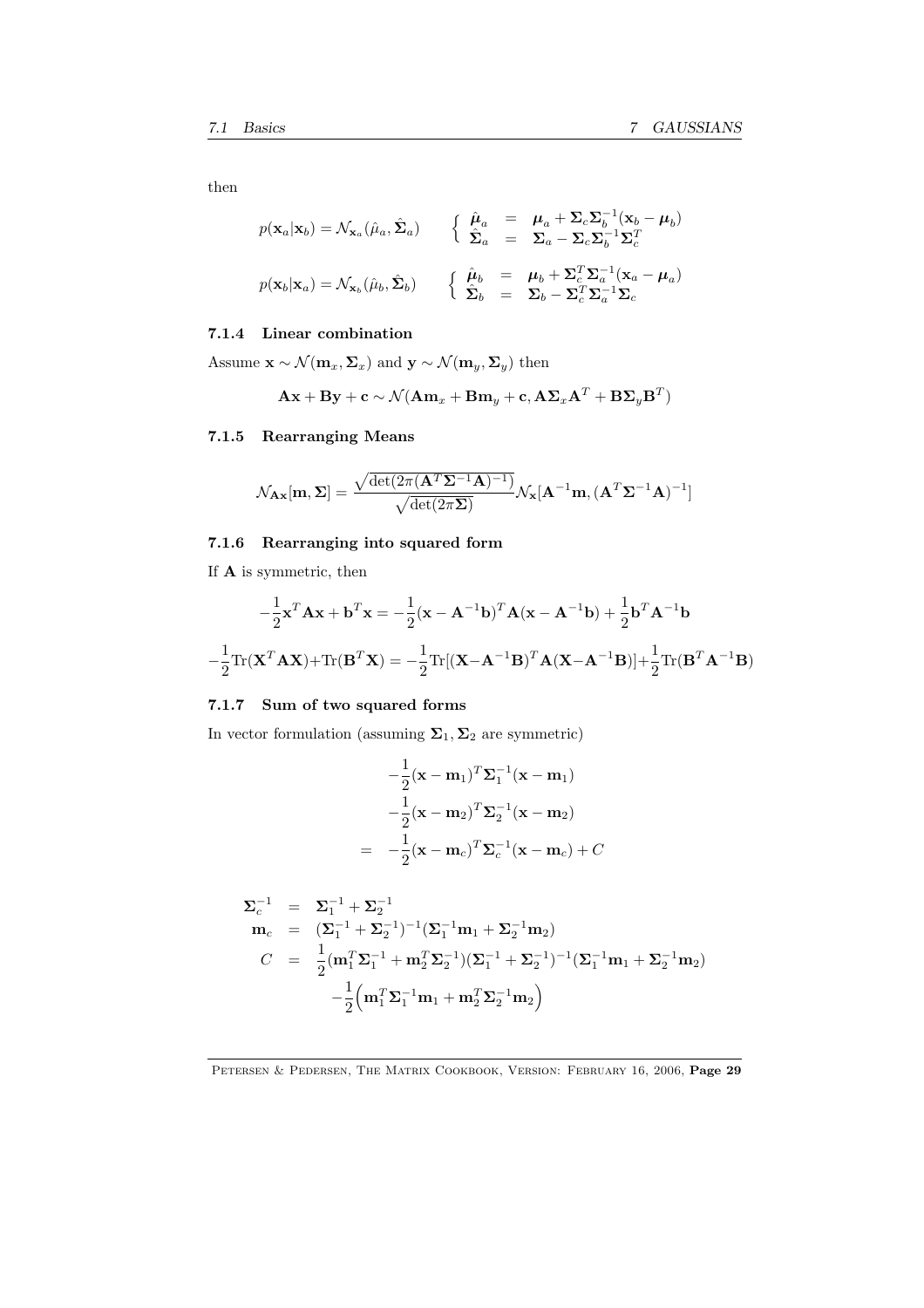then

$$
p(\mathbf{x}_a|\mathbf{x}_b) = \mathcal{N}_{\mathbf{x}_a}(\hat{\mu}_a, \hat{\mathbf{\Sigma}}_a) \qquad \left\{ \begin{array}{lcl} \hat{\boldsymbol{\mu}}_a & = & \boldsymbol{\mu}_a + \mathbf{\Sigma}_c \mathbf{\Sigma}_b^{-1}(\mathbf{x}_b - \boldsymbol{\mu}_b) \\ \hat{\mathbf{\Sigma}}_a & = & \mathbf{\Sigma}_a - \mathbf{\Sigma}_c \mathbf{\Sigma}_b^{-1} \mathbf{\Sigma}_c^T \end{array} \right.
$$

$$
p(\mathbf{x}_b|\mathbf{x}_a) = \mathcal{N}_{\mathbf{x}_b}(\hat{\mu}_b, \hat{\mathbf{\Sigma}}_b) \qquad \left\{ \begin{array}{lcl} \hat{\boldsymbol{\mu}}_b & = & \boldsymbol{\mu}_b + \mathbf{\Sigma}_c^T \mathbf{\Sigma}_a^{-1}(\mathbf{x}_a - \boldsymbol{\mu}_a) \\ \hat{\mathbf{\Sigma}}_b & = & \mathbf{\Sigma}_b - \mathbf{\Sigma}_c^T \mathbf{\Sigma}_a^{-1} \mathbf{\Sigma}_c \end{array} \right.
$$

### 7.1.4 Linear combination

Assume $\mathbf{x} \sim \mathcal{N}(\mathbf{m}_x, \mathbf{\Sigma}_x)$ and $\mathbf{y} \sim \mathcal{N}(\mathbf{m}_y, \mathbf{\Sigma}_y)$ then

$$
\mathbf{A}\mathbf{x} + \mathbf{B}\mathbf{y} + \mathbf{c} \sim \mathcal{N}(\mathbf{A}\mathbf{m}_x + \mathbf{B}\mathbf{m}_y + \mathbf{c}, \mathbf{A}\mathbf{\Sigma}_x\mathbf{A}^T + \mathbf{B}\mathbf{\Sigma}_y\mathbf{B}^T)
$$

### 7.1.5 Rearranging Means

$$
\mathcal{N}_{\mathbf{A}\mathbf{x}}[\mathbf{m}, \mathbf{\Sigma}] = \frac{\sqrt{\det(2\pi(\mathbf{A}^T\mathbf{\Sigma}^{-1}\mathbf{A})^{-1})}}{\sqrt{\det(2\pi\mathbf{\Sigma})}} \mathcal{N}_{\mathbf{x}}[\mathbf{A}^{-1}\mathbf{m}, (\mathbf{A}^T\mathbf{\Sigma}^{-1}\mathbf{A})^{-1}]
$$

### 7.1.6 Rearranging into squared form

If $\mathbf{A}$ is symmetric, then

$$
-\frac{1}{2}\mathbf{x}^T\mathbf{A}\mathbf{x} + \mathbf{b}^T\mathbf{x} = -\frac{1}{2}(\mathbf{x} - \mathbf{A}^{-1}\mathbf{b})^T\mathbf{A}(\mathbf{x} - \mathbf{A}^{-1}\mathbf{b}) + \frac{1}{2}\mathbf{b}^T\mathbf{A}^{-1}\mathbf{b}
$$

$$
-\frac{1}{2}\text{Tr}(\mathbf{X}^T\mathbf{A}\mathbf{X}) + \text{Tr}(\mathbf{B}^T\mathbf{X}) = -\frac{1}{2}\text{Tr}[(\mathbf{X} - \mathbf{A}^{-1}\mathbf{B})^T\mathbf{A}(\mathbf{X} - \mathbf{A}^{-1}\mathbf{B})] + \frac{1}{2}\text{Tr}(\mathbf{B}^T\mathbf{A}^{-1}\mathbf{B})
$$

### 7.1.7 Sum of two squared forms

In vector formulation (assuming $\mathbf{\Sigma}_1, \mathbf{\Sigma}_2$ are symmetric)

$$
\begin{array}{rl} & -\frac{1}{2}(\mathbf{x} - \mathbf{m}_1)^T\mathbf{\Sigma}_1^{-1}(\mathbf{x} - \mathbf{m}_1) \\ & -\frac{1}{2}(\mathbf{x} - \mathbf{m}_2)^T\mathbf{\Sigma}_2^{-1}(\mathbf{x} - \mathbf{m}_2) \\ = & -\frac{1}{2}(\mathbf{x} - \mathbf{m}_c)^T\mathbf{\Sigma}_c^{-1}(\mathbf{x} - \mathbf{m}_c) + C \end{array}
$$

$$
\begin{array}{rcl} \mathbf{\Sigma}_c^{-1} & = & \mathbf{\Sigma}_1^{-1} + \mathbf{\Sigma}_2^{-1} \\ \mathbf{m}_c & = & (\mathbf{\Sigma}_1^{-1} + \mathbf{\Sigma}_2^{-1})^{-1}(\mathbf{\Sigma}_1^{-1}\mathbf{m}_1 + \mathbf{\Sigma}_2^{-1}\mathbf{m}_2) \\ C & = & \frac{1}{2}(\mathbf{m}_1^T\mathbf{\Sigma}_1^{-1} + \mathbf{m}_2^T\mathbf{\Sigma}_2^{-1})(\mathbf{\Sigma}_1^{-1} + \mathbf{\Sigma}_2^{-1})^{-1}(\mathbf{\Sigma}_1^{-1}\mathbf{m}_1 + \mathbf{\Sigma}_2^{-1}\mathbf{m}_2) \\ & & -\frac{1}{2}\Big(\mathbf{m}_1^T\mathbf{\Sigma}_1^{-1}\mathbf{m}_1 + \mathbf{m}_2^T\mathbf{\Sigma}_2^{-1}\mathbf{m}_2\Big) \end{array}
$$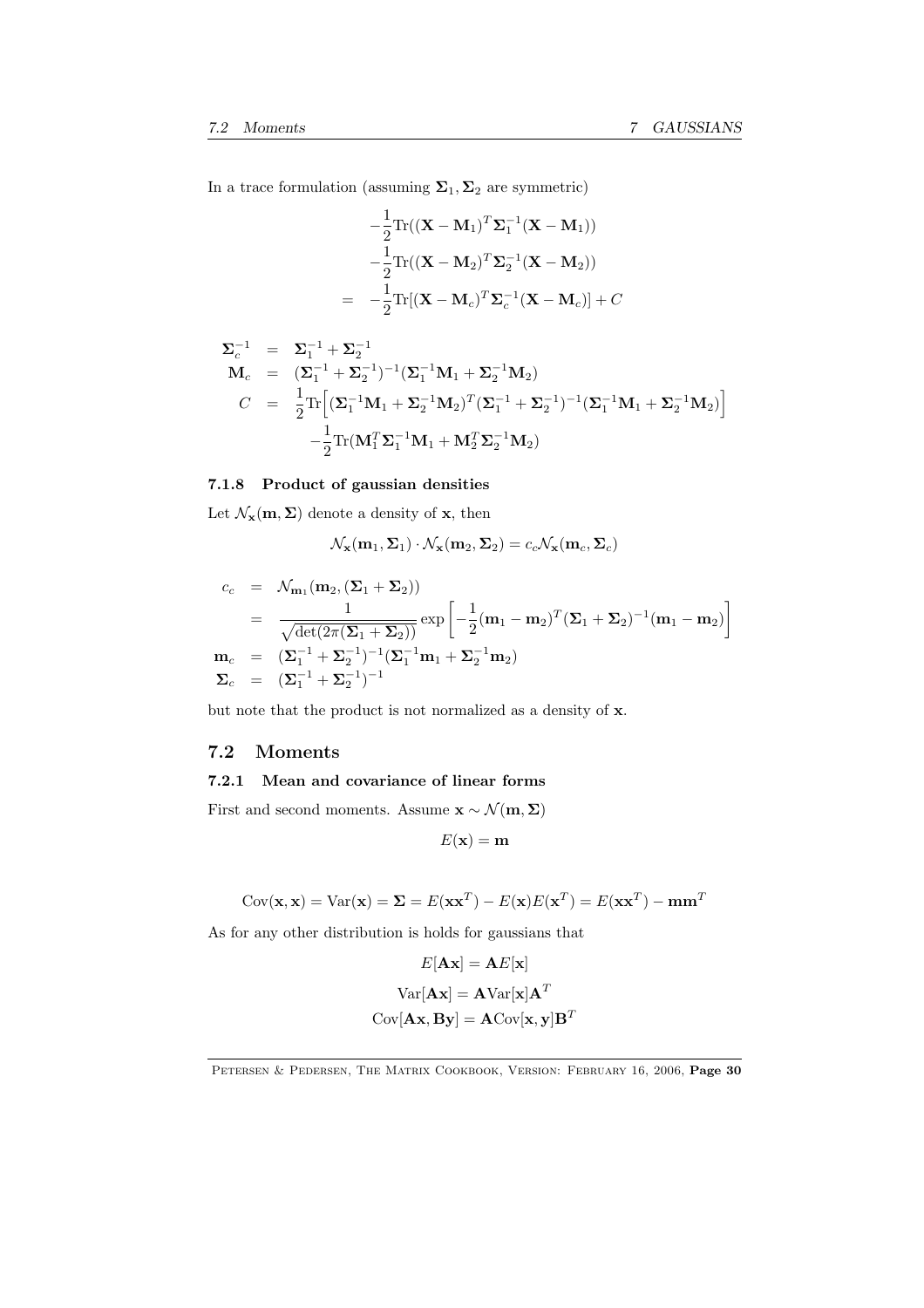In a trace formulation (assuming $\mathbf{\Sigma}_1, \mathbf{\Sigma}_2$ are symmetric)

$$
\begin{aligned}
& -\frac{1}{2}\text{Tr}((\mathbf{X}-\mathbf{M}_1)^T\mathbf{\Sigma}_1^{-1}(\mathbf{X}-\mathbf{M}_1)) \\
& -\frac{1}{2}\text{Tr}((\mathbf{X}-\mathbf{M}_2)^T\mathbf{\Sigma}_2^{-1}(\mathbf{X}-\mathbf{M}_2)) \\
= \; & -\frac{1}{2}\text{Tr}[(\mathbf{X}-\mathbf{M}_c)^T\mathbf{\Sigma}_c^{-1}(\mathbf{X}-\mathbf{M}_c)] + C
\end{aligned}
$$

$$
\begin{aligned}
\mathbf{\Sigma}_c^{-1} &= \mathbf{\Sigma}_1^{-1} + \mathbf{\Sigma}_2^{-1} \\
\mathbf{M}_c &= (\mathbf{\Sigma}_1^{-1} + \mathbf{\Sigma}_2^{-1})^{-1}(\mathbf{\Sigma}_1^{-1}\mathbf{M}_1 + \mathbf{\Sigma}_2^{-1}\mathbf{M}_2) \\
C &= \frac{1}{2}\text{Tr}\Big[(\mathbf{\Sigma}_1^{-1}\mathbf{M}_1 + \mathbf{\Sigma}_2^{-1}\mathbf{M}_2)^T(\mathbf{\Sigma}_1^{-1} + \mathbf{\Sigma}_2^{-1})^{-1}(\mathbf{\Sigma}_1^{-1}\mathbf{M}_1 + \mathbf{\Sigma}_2^{-1}\mathbf{M}_2)\Big] \\
& \quad -\frac{1}{2}\text{Tr}(\mathbf{M}_1^T\mathbf{\Sigma}_1^{-1}\mathbf{M}_1 + \mathbf{M}_2^T\mathbf{\Sigma}_2^{-1}\mathbf{M}_2)
\end{aligned}
$$

### 7.1.8 Product of gaussian densities

Let $\mathcal{N}_{\mathbf{x}}(\mathbf{m}, \mathbf{\Sigma})$ denote a density of $\mathbf{x}$, then

$$
\mathcal{N}_{\mathbf{x}}(\mathbf{m}_1, \mathbf{\Sigma}_1) \cdot \mathcal{N}_{\mathbf{x}}(\mathbf{m}_2, \mathbf{\Sigma}_2) = c_c \mathcal{N}_{\mathbf{x}}(\mathbf{m}_c, \mathbf{\Sigma}_c)
$$

$$
\begin{aligned}
c_c &= \mathcal{N}_{\mathbf{m}_1}(\mathbf{m}_2, (\mathbf{\Sigma}_1 + \mathbf{\Sigma}_2)) \\
&= \frac{1}{\sqrt{\det(2\pi(\mathbf{\Sigma}_1 + \mathbf{\Sigma}_2))}} \exp\left[-\frac{1}{2}(\mathbf{m}_1 - \mathbf{m}_2)^T(\mathbf{\Sigma}_1 + \mathbf{\Sigma}_2)^{-1}(\mathbf{m}_1 - \mathbf{m}_2)\right] \\
\mathbf{m}_c &= (\mathbf{\Sigma}_1^{-1} + \mathbf{\Sigma}_2^{-1})^{-1}(\mathbf{\Sigma}_1^{-1}\mathbf{m}_1 + \mathbf{\Sigma}_2^{-1}\mathbf{m}_2) \\
\mathbf{\Sigma}_c &= (\mathbf{\Sigma}_1^{-1} + \mathbf{\Sigma}_2^{-1})^{-1}
\end{aligned}
$$

but note that the product is not normalized as a density of $\mathbf{x}$.

## 7.2 Moments

### 7.2.1 Mean and covariance of linear forms

First and second moments. Assume $\mathbf{x} \sim \mathcal{N}(\mathbf{m}, \mathbf{\Sigma})$

$$
E(\mathbf{x}) = \mathbf{m}
$$

$$
\text{Cov}(\mathbf{x}, \mathbf{x}) = \text{Var}(\mathbf{x}) = \mathbf{\Sigma} = E(\mathbf{x}\mathbf{x}^T) - E(\mathbf{x})E(\mathbf{x}^T) = E(\mathbf{x}\mathbf{x}^T) - \mathbf{m}\mathbf{m}^T
$$

As for any other distribution is holds for gaussians that

$$
E[\mathbf{A}\mathbf{x}] = \mathbf{A}E[\mathbf{x}]
$$

$$
\text{Var}[\mathbf{A}\mathbf{x}] = \mathbf{A}\text{Var}[\mathbf{x}]\mathbf{A}^T
$$

$$
\text{Cov}[\mathbf{A}\mathbf{x}, \mathbf{B}\mathbf{y}] = \mathbf{A}\text{Cov}[\mathbf{x}, \mathbf{y}]\mathbf{B}^T
$$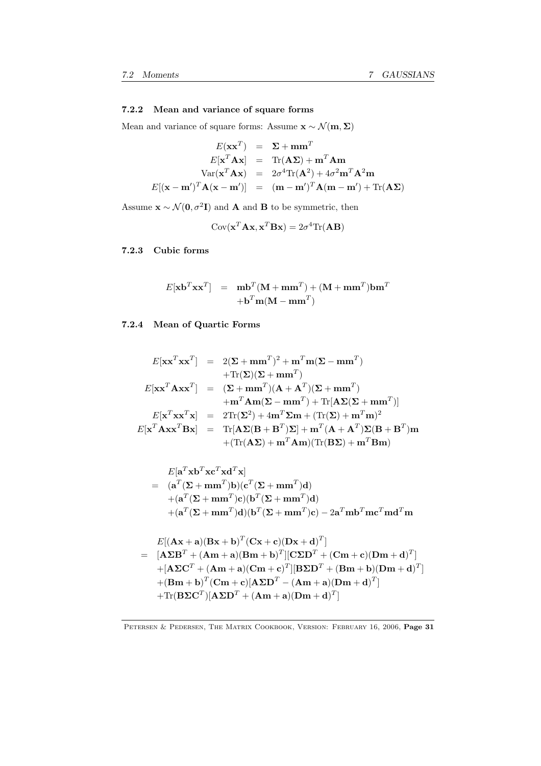### 7.2.2 Mean and variance of square forms

Mean and variance of square forms: Assume $\mathbf{x} \sim \mathcal{N}(\mathbf{m}, \mathbf{\Sigma})$

$$
\begin{aligned}
E(\mathbf{x}\mathbf{x}^T) &= \mathbf{\Sigma} + \mathbf{m}\mathbf{m}^T \\
E[\mathbf{x}^T\mathbf{A}\mathbf{x}] &= \text{Tr}(\mathbf{A}\mathbf{\Sigma}) + \mathbf{m}^T\mathbf{A}\mathbf{m} \\
\text{Var}(\mathbf{x}^T\mathbf{A}\mathbf{x}) &= 2\sigma^4\text{Tr}(\mathbf{A}^2) + 4\sigma^2\mathbf{m}^T\mathbf{A}^2\mathbf{m} \\
E[(\mathbf{x}-\mathbf{m}')^T\mathbf{A}(\mathbf{x}-\mathbf{m}')] &= (\mathbf{m}-\mathbf{m}')^T\mathbf{A}(\mathbf{m}-\mathbf{m}') + \text{Tr}(\mathbf{A}\mathbf{\Sigma})
\end{aligned}
$$

Assume $\mathbf{x} \sim \mathcal{N}(\mathbf{0}, \sigma^2\mathbf{I})$ and $\mathbf{A}$ and $\mathbf{B}$ to be symmetric, then

$$
\text{Cov}(\mathbf{x}^T\mathbf{A}\mathbf{x}, \mathbf{x}^T\mathbf{B}\mathbf{x}) = 2\sigma^4\text{Tr}(\mathbf{A}\mathbf{B})
$$

### 7.2.3 Cubic forms

$$
\begin{aligned}
E[\mathbf{x}\mathbf{b}^T\mathbf{x}\mathbf{x}^T] &= \mathbf{m}\mathbf{b}^T(\mathbf{M}+\mathbf{m}\mathbf{m}^T) + (\mathbf{M}+\mathbf{m}\mathbf{m}^T)\mathbf{b}\mathbf{m}^T \\
&\quad +\mathbf{b}^T\mathbf{m}(\mathbf{M}-\mathbf{m}\mathbf{m}^T)
\end{aligned}
$$

### 7.2.4 Mean of Quartic Forms

$$
\begin{aligned}
E[\mathbf{x}\mathbf{x}^T\mathbf{x}\mathbf{x}^T] &= 2(\mathbf{\Sigma}+\mathbf{m}\mathbf{m}^T)^2 + \mathbf{m}^T\mathbf{m}(\mathbf{\Sigma}-\mathbf{m}\mathbf{m}^T) \\
&\quad +\text{Tr}(\mathbf{\Sigma})(\mathbf{\Sigma}+\mathbf{m}\mathbf{m}^T) \\
E[\mathbf{x}\mathbf{x}^T\mathbf{A}\mathbf{x}\mathbf{x}^T] &= (\mathbf{\Sigma}+\mathbf{m}\mathbf{m}^T)(\mathbf{A}+\mathbf{A}^T)(\mathbf{\Sigma}+\mathbf{m}\mathbf{m}^T) \\
&\quad +\mathbf{m}^T\mathbf{A}\mathbf{m}(\mathbf{\Sigma}-\mathbf{m}\mathbf{m}^T) + \text{Tr}[\mathbf{A}\mathbf{\Sigma}(\mathbf{\Sigma}+\mathbf{m}\mathbf{m}^T)] \\
E[\mathbf{x}^T\mathbf{x}\mathbf{x}^T\mathbf{x}] &= 2\text{Tr}(\mathbf{\Sigma}^2) + 4\mathbf{m}^T\mathbf{\Sigma}\mathbf{m} + (\text{Tr}(\mathbf{\Sigma}) + \mathbf{m}^T\mathbf{m})^2 \\
E[\mathbf{x}^T\mathbf{A}\mathbf{x}\mathbf{x}^T\mathbf{B}\mathbf{x}] &= \text{Tr}[\mathbf{A}\mathbf{\Sigma}(\mathbf{B}+\mathbf{B}^T)\mathbf{\Sigma}] + \mathbf{m}^T(\mathbf{A}+\mathbf{A}^T)\mathbf{\Sigma}(\mathbf{B}+\mathbf{B}^T)\mathbf{m} \\
&\quad +(\text{Tr}(\mathbf{A}\mathbf{\Sigma}) + \mathbf{m}^T\mathbf{A}\mathbf{m})(\text{Tr}(\mathbf{B}\mathbf{\Sigma}) + \mathbf{m}^T\mathbf{B}\mathbf{m})
\end{aligned}
$$

$$
\begin{aligned}
&E[\mathbf{a}^T\mathbf{x}\mathbf{b}^T\mathbf{x}\mathbf{c}^T\mathbf{x}\mathbf{d}^T\mathbf{x}] \\
&= (\mathbf{a}^T(\mathbf{\Sigma}+\mathbf{m}\mathbf{m}^T)\mathbf{b})(\mathbf{c}^T(\mathbf{\Sigma}+\mathbf{m}\mathbf{m}^T)\mathbf{d}) \\
&\quad +(\mathbf{a}^T(\mathbf{\Sigma}+\mathbf{m}\mathbf{m}^T)\mathbf{c})(\mathbf{b}^T(\mathbf{\Sigma}+\mathbf{m}\mathbf{m}^T)\mathbf{d}) \\
&\quad +(\mathbf{a}^T(\mathbf{\Sigma}+\mathbf{m}\mathbf{m}^T)\mathbf{d})(\mathbf{b}^T(\mathbf{\Sigma}+\mathbf{m}\mathbf{m}^T)\mathbf{c}) - 2\mathbf{a}^T\mathbf{m}\mathbf{b}^T\mathbf{m}\mathbf{c}^T\mathbf{m}\mathbf{d}^T\mathbf{m}
\end{aligned}
$$

$$
\begin{aligned}
&E[(\mathbf{A}\mathbf{x}+\mathbf{a})(\mathbf{B}\mathbf{x}+\mathbf{b})^T(\mathbf{C}\mathbf{x}+\mathbf{c})(\mathbf{D}\mathbf{x}+\mathbf{d})^T] \\
&= [\mathbf{A}\mathbf{\Sigma}\mathbf{B}^T + (\mathbf{A}\mathbf{m}+\mathbf{a})(\mathbf{B}\mathbf{m}+\mathbf{b})^T][\mathbf{C}\mathbf{\Sigma}\mathbf{D}^T + (\mathbf{C}\mathbf{m}+\mathbf{c})(\mathbf{D}\mathbf{m}+\mathbf{d})^T] \\
&\quad +[\mathbf{A}\mathbf{\Sigma}\mathbf{C}^T + (\mathbf{A}\mathbf{m}+\mathbf{a})(\mathbf{C}\mathbf{m}+\mathbf{c})^T][\mathbf{B}\mathbf{\Sigma}\mathbf{D}^T + (\mathbf{B}\mathbf{m}+\mathbf{b})(\mathbf{D}\mathbf{m}+\mathbf{d})^T] \\
&\quad +(\mathbf{B}\mathbf{m}+\mathbf{b})^T(\mathbf{C}\mathbf{m}+\mathbf{c})[\mathbf{A}\mathbf{\Sigma}\mathbf{D}^T - (\mathbf{A}\mathbf{m}+\mathbf{a})(\mathbf{D}\mathbf{m}+\mathbf{d})^T] \\
&\quad +\text{Tr}(\mathbf{B}\mathbf{\Sigma}\mathbf{C}^T)[\mathbf{A}\mathbf{\Sigma}\mathbf{D}^T + (\mathbf{A}\mathbf{m}+\mathbf{a})(\mathbf{D}\mathbf{m}+\mathbf{d})^T]
\end{aligned}
$$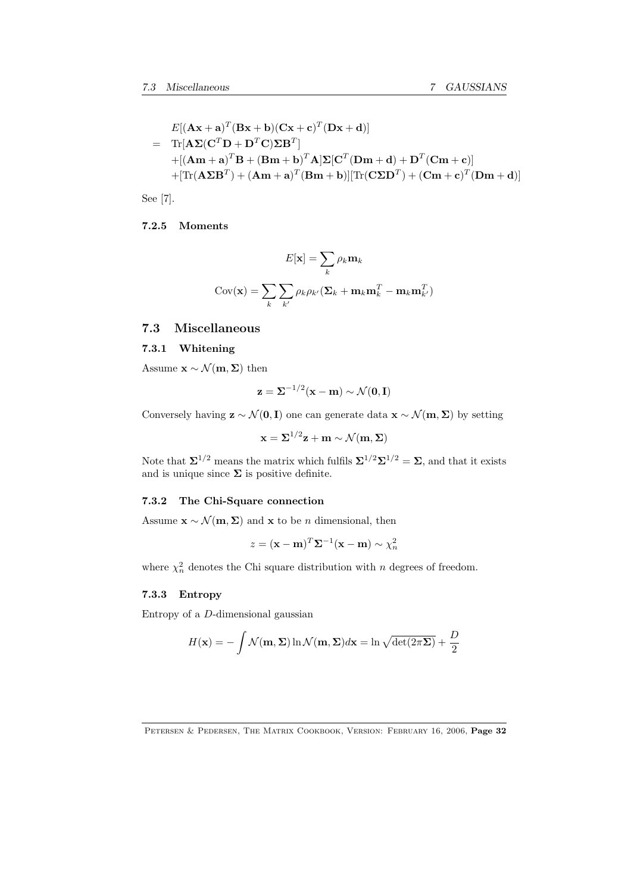$$
\begin{aligned}
& E[(\mathbf{A}\mathbf{x}+\mathbf{a})^T(\mathbf{B}\mathbf{x}+\mathbf{b})(\mathbf{C}\mathbf{x}+\mathbf{c})^T(\mathbf{D}\mathbf{x}+\mathbf{d})] \\
= \; & \text{Tr}[\mathbf{A}\mathbf{\Sigma}(\mathbf{C}^T\mathbf{D}+\mathbf{D}^T\mathbf{C})\mathbf{\Sigma}\mathbf{B}^T] \\
& +[(\mathbf{A}\mathbf{m}+\mathbf{a})^T\mathbf{B}+(\mathbf{B}\mathbf{m}+\mathbf{b})^T\mathbf{A}]\mathbf{\Sigma}[\mathbf{C}^T(\mathbf{D}\mathbf{m}+\mathbf{d})+\mathbf{D}^T(\mathbf{C}\mathbf{m}+\mathbf{c})] \\
& +[\text{Tr}(\mathbf{A}\mathbf{\Sigma}\mathbf{B}^T)+(\mathbf{A}\mathbf{m}+\mathbf{a})^T(\mathbf{B}\mathbf{m}+\mathbf{b})][\text{Tr}(\mathbf{C}\mathbf{\Sigma}\mathbf{D}^T)+(\mathbf{C}\mathbf{m}+\mathbf{c})^T(\mathbf{D}\mathbf{m}+\mathbf{d})]
\end{aligned}
$$

See [7].

#### 7.2.5 Moments

$$
E[\mathbf{x}] = \sum_k \rho_k \mathbf{m}_k
$$

$$
\text{Cov}(\mathbf{x}) = \sum_k \sum_{k'} \rho_k \rho_{k'} (\mathbf{\Sigma}_k + \mathbf{m}_k \mathbf{m}_k^T - \mathbf{m}_k \mathbf{m}_{k'}^T)
$$

### 7.3 Miscellaneous

#### 7.3.1 Whitening

Assume $\mathbf{x} \sim \mathcal{N}(\mathbf{m}, \mathbf{\Sigma})$ then

$$
\mathbf{z} = \mathbf{\Sigma}^{-1/2}(\mathbf{x} - \mathbf{m}) \sim \mathcal{N}(\mathbf{0}, \mathbf{I})
$$

Conversely having $\mathbf{z} \sim \mathcal{N}(\mathbf{0}, \mathbf{I})$ one can generate data $\mathbf{x} \sim \mathcal{N}(\mathbf{m}, \mathbf{\Sigma})$ by setting

$$
\mathbf{x} = \mathbf{\Sigma}^{1/2}\mathbf{z} + \mathbf{m} \sim \mathcal{N}(\mathbf{m}, \mathbf{\Sigma})
$$

Note that $\mathbf{\Sigma}^{1/2}$ means the matrix which fulfils $\mathbf{\Sigma}^{1/2}\mathbf{\Sigma}^{1/2} = \mathbf{\Sigma}$, and that it exists and is unique since $\mathbf{\Sigma}$ is positive definite.

#### 7.3.2 The Chi-Square connection

Assume $\mathbf{x} \sim \mathcal{N}(\mathbf{m}, \mathbf{\Sigma})$ and $\mathbf{x}$ to be $n$ dimensional, then

$$
z = (\mathbf{x} - \mathbf{m})^T \mathbf{\Sigma}^{-1} (\mathbf{x} - \mathbf{m}) \sim \chi_n^2
$$

where $\chi_n^2$ denotes the Chi square distribution with $n$ degrees of freedom.

#### 7.3.3 Entropy

Entropy of a $D$-dimensional gaussian

$$
H(\mathbf{x}) = -\int \mathcal{N}(\mathbf{m}, \mathbf{\Sigma}) \ln \mathcal{N}(\mathbf{m}, \mathbf{\Sigma}) d\mathbf{x} = \ln \sqrt{\det(2\pi\mathbf{\Sigma})} + \frac{D}{2}
$$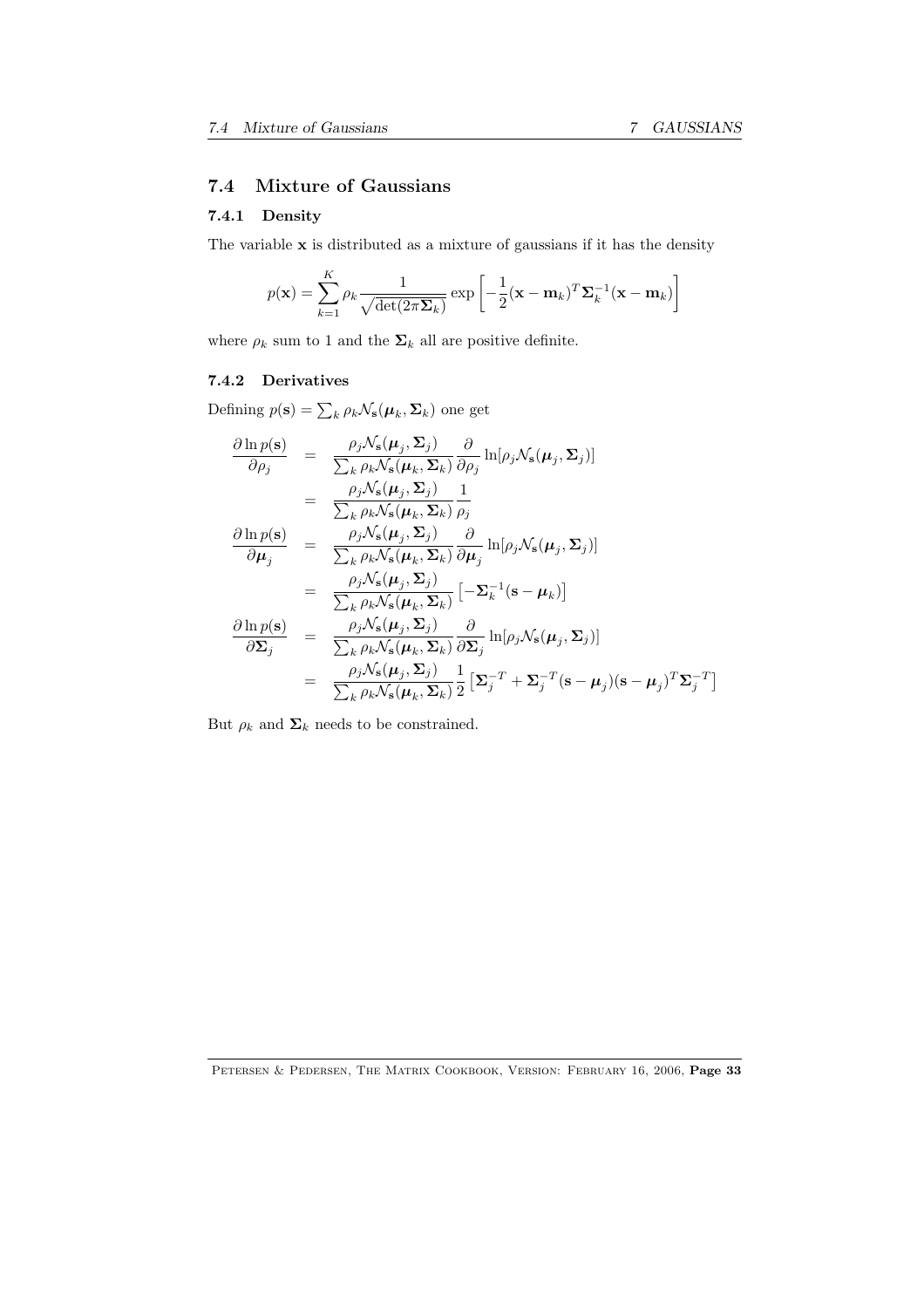## 7.4 Mixture of Gaussians

### 7.4.1 Density

The variable $\mathbf{x}$ is distributed as a mixture of gaussians if it has the density

$$p(\mathbf{x}) = \sum_{k=1}^{K} \rho_k \frac{1}{\sqrt{\det(2\pi\boldsymbol{\Sigma}_k)}} \exp\left[-\frac{1}{2}(\mathbf{x}-\mathbf{m}_k)^T\boldsymbol{\Sigma}_k^{-1}(\mathbf{x}-\mathbf{m}_k)\right]$$

where $\rho_k$ sum to 1 and the $\boldsymbol{\Sigma}_k$ all are positive definite.

### 7.4.2 Derivatives

Defining $p(\mathbf{s}) = \sum_k \rho_k \mathcal{N}_\mathbf{s}(\boldsymbol{\mu}_k, \boldsymbol{\Sigma}_k)$ one get

$$\begin{aligned}
\frac{\partial \ln p(\mathbf{s})}{\partial \rho_j} &= \frac{\rho_j \mathcal{N}_\mathbf{s}(\boldsymbol{\mu}_j, \boldsymbol{\Sigma}_j)}{\sum_k \rho_k \mathcal{N}_\mathbf{s}(\boldsymbol{\mu}_k, \boldsymbol{\Sigma}_k)} \frac{\partial}{\partial \rho_j} \ln[\rho_j \mathcal{N}_\mathbf{s}(\boldsymbol{\mu}_j, \boldsymbol{\Sigma}_j)] \\
&= \frac{\rho_j \mathcal{N}_\mathbf{s}(\boldsymbol{\mu}_j, \boldsymbol{\Sigma}_j)}{\sum_k \rho_k \mathcal{N}_\mathbf{s}(\boldsymbol{\mu}_k, \boldsymbol{\Sigma}_k)} \frac{1}{\rho_j} \\
\frac{\partial \ln p(\mathbf{s})}{\partial \boldsymbol{\mu}_j} &= \frac{\rho_j \mathcal{N}_\mathbf{s}(\boldsymbol{\mu}_j, \boldsymbol{\Sigma}_j)}{\sum_k \rho_k \mathcal{N}_\mathbf{s}(\boldsymbol{\mu}_k, \boldsymbol{\Sigma}_k)} \frac{\partial}{\partial \boldsymbol{\mu}_j} \ln[\rho_j \mathcal{N}_\mathbf{s}(\boldsymbol{\mu}_j, \boldsymbol{\Sigma}_j)] \\
&= \frac{\rho_j \mathcal{N}_\mathbf{s}(\boldsymbol{\mu}_j, \boldsymbol{\Sigma}_j)}{\sum_k \rho_k \mathcal{N}_\mathbf{s}(\boldsymbol{\mu}_k, \boldsymbol{\Sigma}_k)} \left[-\boldsymbol{\Sigma}_k^{-1}(\mathbf{s}-\boldsymbol{\mu}_k)\right] \\
\frac{\partial \ln p(\mathbf{s})}{\partial \boldsymbol{\Sigma}_j} &= \frac{\rho_j \mathcal{N}_\mathbf{s}(\boldsymbol{\mu}_j, \boldsymbol{\Sigma}_j)}{\sum_k \rho_k \mathcal{N}_\mathbf{s}(\boldsymbol{\mu}_k, \boldsymbol{\Sigma}_k)} \frac{\partial}{\partial \boldsymbol{\Sigma}_j} \ln[\rho_j \mathcal{N}_\mathbf{s}(\boldsymbol{\mu}_j, \boldsymbol{\Sigma}_j)] \\
&= \frac{\rho_j \mathcal{N}_\mathbf{s}(\boldsymbol{\mu}_j, \boldsymbol{\Sigma}_j)}{\sum_k \rho_k \mathcal{N}_\mathbf{s}(\boldsymbol{\mu}_k, \boldsymbol{\Sigma}_k)} \frac{1}{2}\left[\boldsymbol{\Sigma}_j^{-T} + \boldsymbol{\Sigma}_j^{-T}(\mathbf{s}-\boldsymbol{\mu}_j)(\mathbf{s}-\boldsymbol{\mu}_j)^T\boldsymbol{\Sigma}_j^{-T}\right]
\end{aligned}$$

But $\rho_k$ and $\boldsymbol{\Sigma}_k$ needs to be constrained.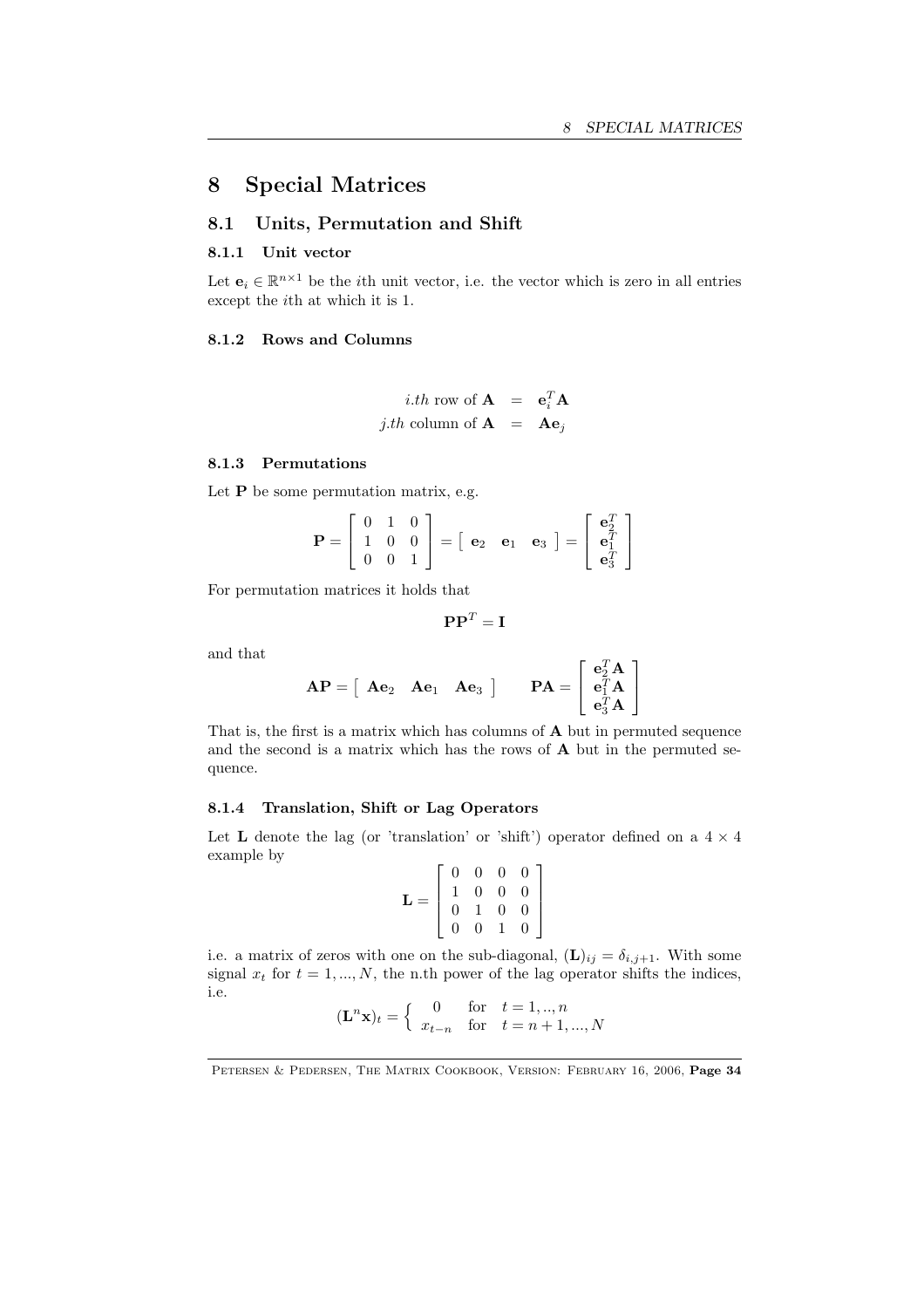# 8 Special Matrices

## 8.1 Units, Permutation and Shift

### 8.1.1 Unit vector

Let $\mathbf{e}_i \in \mathbb{R}^{n \times 1}$ be the $i$th unit vector, i.e. the vector which is zero in all entries except the $i$th at which it is 1.

### 8.1.2 Rows and Columns

$$
\begin{aligned}
i.th \text{ row of } \mathbf{A} &= \mathbf{e}_i^T \mathbf{A} \\
j.th \text{ column of } \mathbf{A} &= \mathbf{A}\mathbf{e}_j
\end{aligned}
$$

### 8.1.3 Permutations

Let $\mathbf{P}$ be some permutation matrix, e.g.

$$
\mathbf{P} = \begin{bmatrix} 0 & 1 & 0 \\ 1 & 0 & 0 \\ 0 & 0 & 1 \end{bmatrix} = \begin{bmatrix} \mathbf{e}_2 & \mathbf{e}_1 & \mathbf{e}_3 \end{bmatrix} = \begin{bmatrix} \mathbf{e}_2^T \\ \mathbf{e}_1^T \\ \mathbf{e}_3^T \end{bmatrix}
$$

For permutation matrices it holds that

$$
\mathbf{P}\mathbf{P}^T = \mathbf{I}
$$

and that

$$
\mathbf{A}\mathbf{P} = \begin{bmatrix} \mathbf{A}\mathbf{e}_2 & \mathbf{A}\mathbf{e}_1 & \mathbf{A}\mathbf{e}_3 \end{bmatrix} \qquad \mathbf{P}\mathbf{A} = \begin{bmatrix} \mathbf{e}_2^T\mathbf{A} \\ \mathbf{e}_1^T\mathbf{A} \\ \mathbf{e}_3^T\mathbf{A} \end{bmatrix}
$$

That is, the first is a matrix which has columns of $\mathbf{A}$ but in permuted sequence and the second is a matrix which has the rows of $\mathbf{A}$ but in the permuted sequence.

### 8.1.4 Translation, Shift or Lag Operators

Let $\mathbf{L}$ denote the lag (or 'translation' or 'shift') operator defined on a $4 \times 4$ example by

$$
\mathbf{L} = \begin{bmatrix} 0 & 0 & 0 & 0 \\ 1 & 0 & 0 & 0 \\ 0 & 1 & 0 & 0 \\ 0 & 0 & 1 & 0 \end{bmatrix}
$$

i.e. a matrix of zeros with one on the sub-diagonal, $(\mathbf{L})_{ij} = \delta_{i,j+1}$. With some signal $x_t$ for $t = 1, ..., N$, the n.th power of the lag operator shifts the indices, i.e.

$$
(\mathbf{L}^n \mathbf{x})_t = \begin{cases} 0 & \text{for} \quad t = 1, .., n \\ x_{t-n} & \text{for} \quad t = n+1, ..., N \end{cases}
$$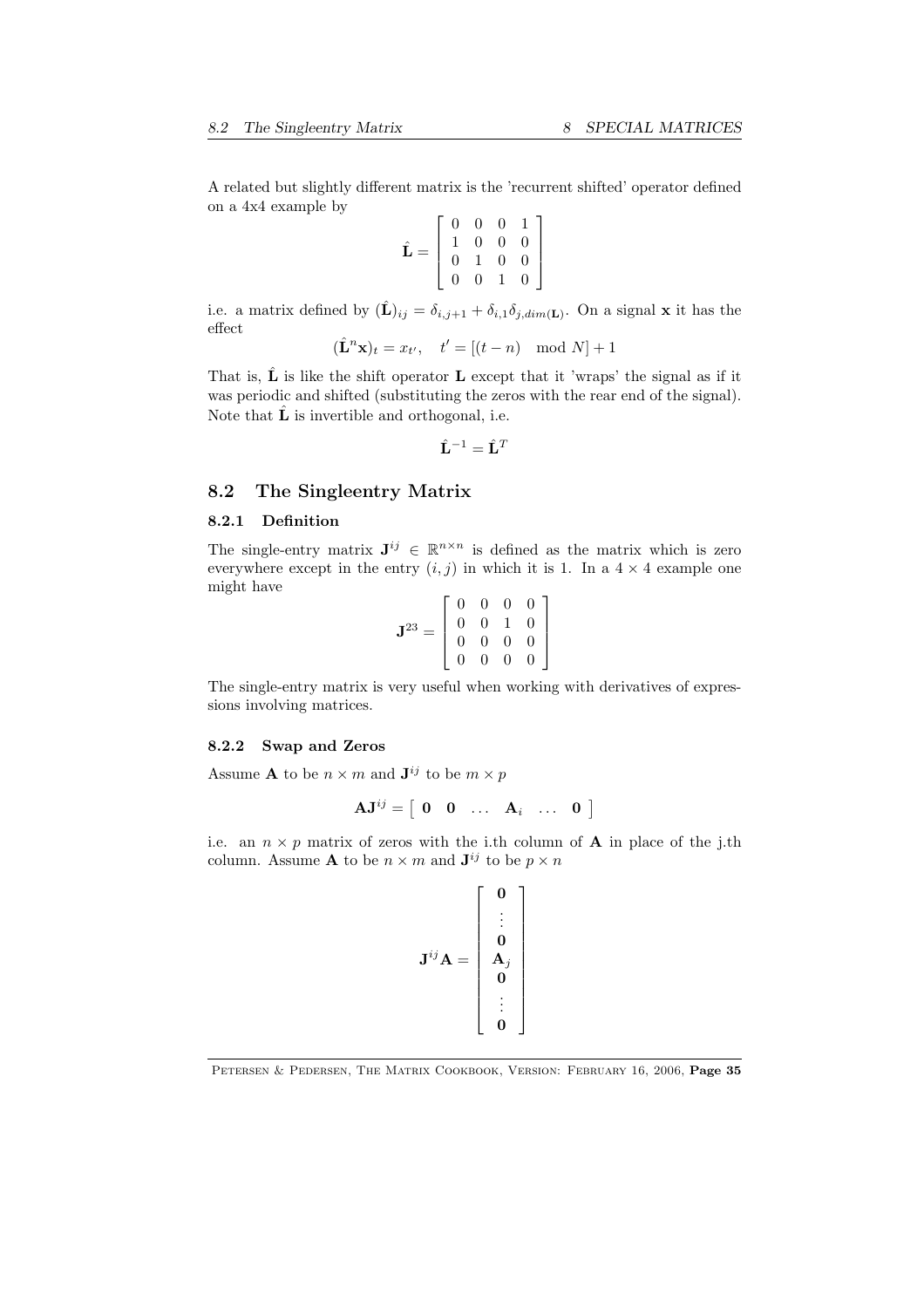A related but slightly different matrix is the 'recurrent shifted' operator defined on a 4x4 example by

$$\hat{\mathbf{L}} = \begin{bmatrix} 0 & 0 & 0 & 1 \\ 1 & 0 & 0 & 0 \\ 0 & 1 & 0 & 0 \\ 0 & 0 & 1 & 0 \end{bmatrix}$$

i.e. a matrix defined by $(\hat{\mathbf{L}})_{ij} = \delta_{i,j+1} + \delta_{i,1}\delta_{j,dim(\mathbf{L})}$. On a signal $\mathbf{x}$ it has the effect

$$(\hat{\mathbf{L}}^n \mathbf{x})_t = x_{t'}, \quad t' = [(t-n) \mod N] + 1$$

That is, $\hat{\mathbf{L}}$ is like the shift operator $\mathbf{L}$ except that it 'wraps' the signal as if it was periodic and shifted (substituting the zeros with the rear end of the signal). Note that $\hat{\mathbf{L}}$ is invertible and orthogonal, i.e.

$$\hat{\mathbf{L}}^{-1} = \hat{\mathbf{L}}^T$$

## 8.2 The Singleentry Matrix

### 8.2.1 Definition

The single-entry matrix $\mathbf{J}^{ij} \in \mathbb{R}^{n \times n}$ is defined as the matrix which is zero everywhere except in the entry $(i, j)$ in which it is 1. In a $4 \times 4$ example one might have

$$\mathbf{J}^{23} = \begin{bmatrix} 0 & 0 & 0 & 0 \\ 0 & 0 & 1 & 0 \\ 0 & 0 & 0 & 0 \\ 0 & 0 & 0 & 0 \end{bmatrix}$$

The single-entry matrix is very useful when working with derivatives of expressions involving matrices.

### 8.2.2 Swap and Zeros

Assume $\mathbf{A}$ to be $n \times m$ and $\mathbf{J}^{ij}$ to be $m \times p$

$$\mathbf{A}\mathbf{J}^{ij} = \begin{bmatrix} \mathbf{0} & \mathbf{0} & \dots & \mathbf{A}_i & \dots & \mathbf{0} \end{bmatrix}$$

i.e. an $n \times p$ matrix of zeros with the i.th column of $\mathbf{A}$ in place of the j.th column. Assume $\mathbf{A}$ to be $n \times m$ and $\mathbf{J}^{ij}$ to be $p \times n$

$$\mathbf{J}^{ij}\mathbf{A} = \begin{bmatrix} \mathbf{0} \\ \vdots \\ \mathbf{0} \\ \mathbf{A}_j \\ \mathbf{0} \\ \vdots \\ \mathbf{0} \end{bmatrix}$$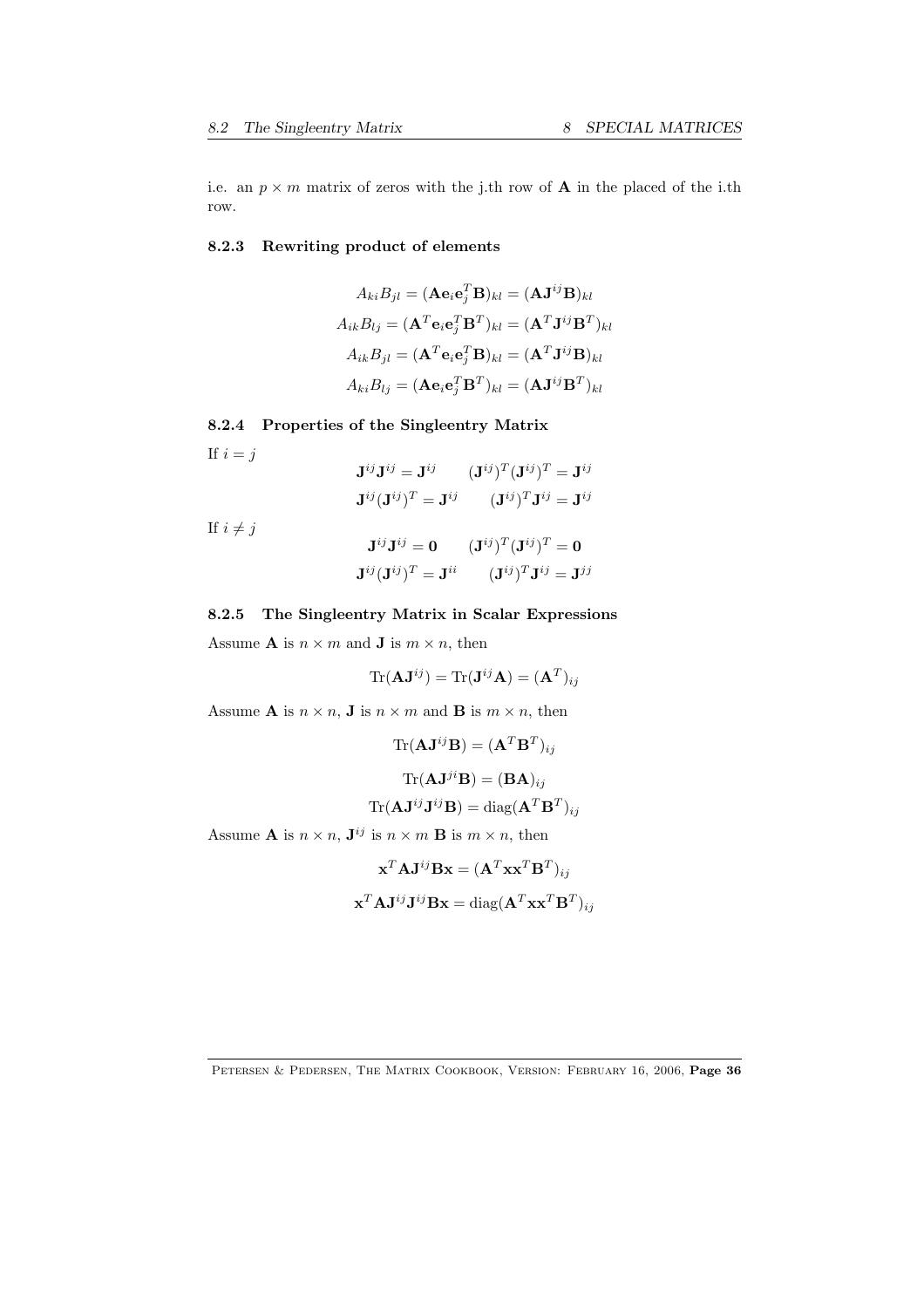i.e. an $p \times m$ matrix of zeros with the j.th row of $\mathbf{A}$ in the placed of the i.th row.

### 8.2.3 Rewriting product of elements

$$A_{ki}B_{jl} = (\mathbf{A}\mathbf{e}_i\mathbf{e}_j^T\mathbf{B})_{kl} = (\mathbf{A}\mathbf{J}^{ij}\mathbf{B})_{kl}$$

$$A_{ik}B_{lj} = (\mathbf{A}^T\mathbf{e}_i\mathbf{e}_j^T\mathbf{B}^T)_{kl} = (\mathbf{A}^T\mathbf{J}^{ij}\mathbf{B}^T)_{kl}$$

$$A_{ik}B_{jl} = (\mathbf{A}^T\mathbf{e}_i\mathbf{e}_j^T\mathbf{B})_{kl} = (\mathbf{A}^T\mathbf{J}^{ij}\mathbf{B})_{kl}$$

$$A_{ki}B_{lj} = (\mathbf{A}\mathbf{e}_i\mathbf{e}_j^T\mathbf{B}^T)_{kl} = (\mathbf{A}\mathbf{J}^{ij}\mathbf{B}^T)_{kl}$$

### 8.2.4 Properties of the Singleentry Matrix

If $i = j$

$$\mathbf{J}^{ij}\mathbf{J}^{ij} = \mathbf{J}^{ij} \qquad (\mathbf{J}^{ij})^T(\mathbf{J}^{ij})^T = \mathbf{J}^{ij}$$

$$\mathbf{J}^{ij}(\mathbf{J}^{ij})^T = \mathbf{J}^{ij} \qquad (\mathbf{J}^{ij})^T\mathbf{J}^{ij} = \mathbf{J}^{ij}$$

If $i \neq j$

$$\mathbf{J}^{ij}\mathbf{J}^{ij} = \mathbf{0} \qquad (\mathbf{J}^{ij})^T(\mathbf{J}^{ij})^T = \mathbf{0}$$

$$\mathbf{J}^{ij}(\mathbf{J}^{ij})^T = \mathbf{J}^{ii} \qquad (\mathbf{J}^{ij})^T\mathbf{J}^{ij} = \mathbf{J}^{jj}$$

### 8.2.5 The Singleentry Matrix in Scalar Expressions

Assume $\mathbf{A}$ is $n \times m$ and $\mathbf{J}$ is $m \times n$, then

$$\text{Tr}(\mathbf{A}\mathbf{J}^{ij}) = \text{Tr}(\mathbf{J}^{ij}\mathbf{A}) = (\mathbf{A}^T)_{ij}$$

Assume $\mathbf{A}$ is $n \times n$, $\mathbf{J}$ is $n \times m$ and $\mathbf{B}$ is $m \times n$, then

$$\text{Tr}(\mathbf{A}\mathbf{J}^{ij}\mathbf{B}) = (\mathbf{A}^T\mathbf{B}^T)_{ij}$$

$$\text{Tr}(\mathbf{A}\mathbf{J}^{ji}\mathbf{B}) = (\mathbf{B}\mathbf{A})_{ij}$$

$$\text{Tr}(\mathbf{A}\mathbf{J}^{ij}\mathbf{J}^{ij}\mathbf{B}) = \text{diag}(\mathbf{A}^T\mathbf{B}^T)_{ij}$$

Assume $\mathbf{A}$ is $n \times n$, $\mathbf{J}^{ij}$ is $n \times m$ $\mathbf{B}$ is $m \times n$, then

$$\mathbf{x}^T\mathbf{A}\mathbf{J}^{ij}\mathbf{B}\mathbf{x} = (\mathbf{A}^T\mathbf{x}\mathbf{x}^T\mathbf{B}^T)_{ij}$$

$$\mathbf{x}^T\mathbf{A}\mathbf{J}^{ij}\mathbf{J}^{ij}\mathbf{B}\mathbf{x} = \text{diag}(\mathbf{A}^T\mathbf{x}\mathbf{x}^T\mathbf{B}^T)_{ij}$$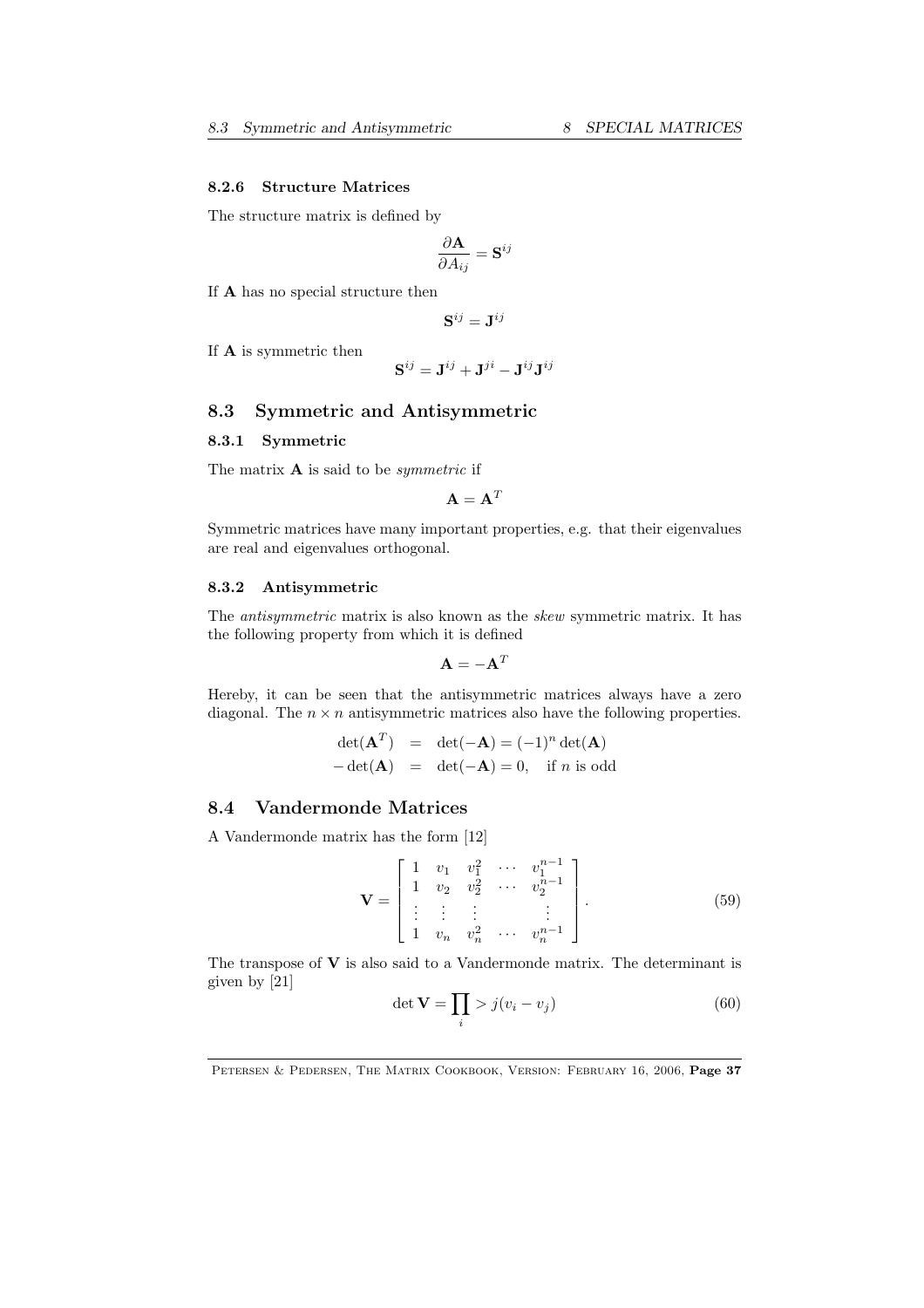#### 8.2.6 Structure Matrices

The structure matrix is defined by

$$\frac{\partial \mathbf{A}}{\partial A_{ij}} = \mathbf{S}^{ij}$$

If $\mathbf{A}$ has no special structure then

$$\mathbf{S}^{ij} = \mathbf{J}^{ij}$$

If $\mathbf{A}$ is symmetric then

$$\mathbf{S}^{ij} = \mathbf{J}^{ij} + \mathbf{J}^{ji} - \mathbf{J}^{ij}\mathbf{J}^{ij}$$

## 8.3 Symmetric and Antisymmetric

### 8.3.1 Symmetric

The matrix $\mathbf{A}$ is said to be *symmetric* if

$$\mathbf{A} = \mathbf{A}^T$$

Symmetric matrices have many important properties, e.g. that their eigenvalues are real and eigenvalues orthogonal.

### 8.3.2 Antisymmetric

The *antisymmetric* matrix is also known as the *skew* symmetric matrix. It has the following property from which it is defined

$$\mathbf{A} = -\mathbf{A}^T$$

Hereby, it can be seen that the antisymmetric matrices always have a zero diagonal. The $n \times n$ antisymmetric matrices also have the following properties.

$$\begin{aligned}
\det(\mathbf{A}^T) &= \det(-\mathbf{A}) = (-1)^n \det(\mathbf{A}) \\
-\det(\mathbf{A}) &= \det(-\mathbf{A}) = 0, \quad \text{if } n \text{ is odd}
\end{aligned}$$

## 8.4 Vandermonde Matrices

A Vandermonde matrix has the form [12]

$$\mathbf{V} = \begin{bmatrix} 1 & v_1 & v_1^2 & \cdots & v_1^{n-1} \\ 1 & v_2 & v_2^2 & \cdots & v_2^{n-1} \\ \vdots & \vdots & \vdots & & \vdots \\ 1 & v_n & v_n^2 & \cdots & v_n^{n-1} \end{bmatrix}. \tag{59}$$

The transpose of $\mathbf{V}$ is also said to a Vandermonde matrix. The determinant is given by [21]

$$\det \mathbf{V} = \prod_{i} > j(v_i - v_j) \tag{60}$$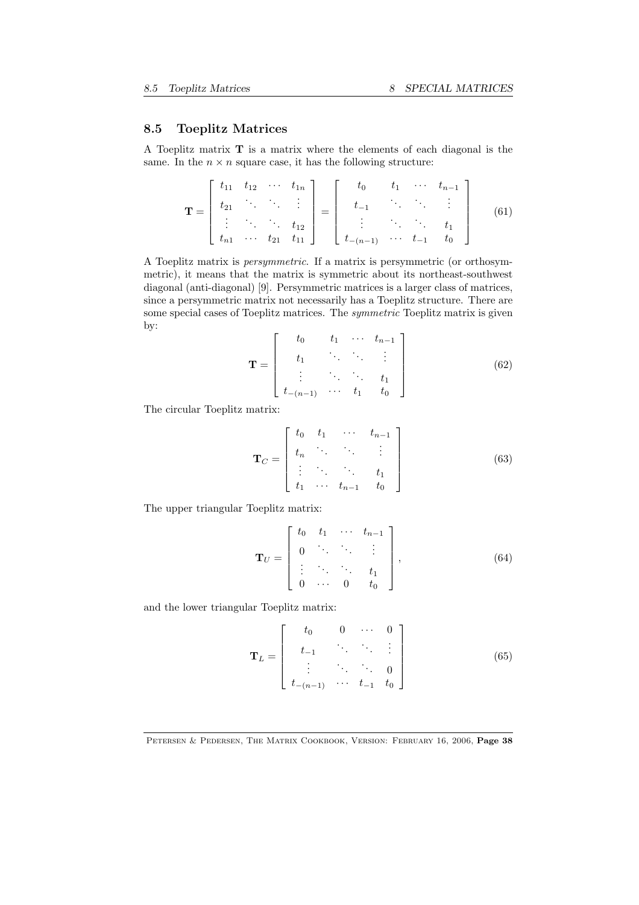## 8.5 Toeplitz Matrices

A Toeplitz matrix $\mathbf{T}$ is a matrix where the elements of each diagonal is the same. In the $n \times n$ square case, it has the following structure:

$$\mathbf{T} = \begin{bmatrix} t_{11} & t_{12} & \cdots & t_{1n} \\ t_{21} & \ddots & \ddots & \vdots \\ \vdots & \ddots & \ddots & t_{12} \\ t_{n1} & \cdots & t_{21} & t_{11} \end{bmatrix} = \begin{bmatrix} t_0 & t_1 & \cdots & t_{n-1} \\ t_{-1} & \ddots & \ddots & \vdots \\ \vdots & \ddots & \ddots & t_1 \\ t_{-(n-1)} & \cdots & t_{-1} & t_0 \end{bmatrix} \tag{61}$$

A Toeplitz matrix is *persymmetric*. If a matrix is persymmetric (or orthosymmetric), it means that the matrix is symmetric about its northeast-southwest diagonal (anti-diagonal) [9]. Persymmetric matrices is a larger class of matrices, since a persymmetric matrix not necessarily has a Toeplitz structure. There are some special cases of Toeplitz matrices. The *symmetric* Toeplitz matrix is given by:

$$\mathbf{T} = \begin{bmatrix} t_0 & t_1 & \cdots & t_{n-1} \\ t_1 & \ddots & \ddots & \vdots \\ \vdots & \ddots & \ddots & t_1 \\ t_{-(n-1)} & \cdots & t_1 & t_0 \end{bmatrix} \tag{62}$$

The circular Toeplitz matrix:

$$\mathbf{T}_C = \begin{bmatrix} t_0 & t_1 & \cdots & t_{n-1} \\ t_n & \ddots & \ddots & \vdots \\ \vdots & \ddots & \ddots & t_1 \\ t_1 & \cdots & t_{n-1} & t_0 \end{bmatrix} \tag{63}$$

The upper triangular Toeplitz matrix:

$$\mathbf{T}_U = \begin{bmatrix} t_0 & t_1 & \cdots & t_{n-1} \\ 0 & \ddots & \ddots & \vdots \\ \vdots & \ddots & \ddots & t_1 \\ 0 & \cdots & 0 & t_0 \end{bmatrix}, \tag{64}$$

and the lower triangular Toeplitz matrix:

$$\mathbf{T}_L = \begin{bmatrix} t_0 & 0 & \cdots & 0 \\ t_{-1} & \ddots & \ddots & \vdots \\ \vdots & \ddots & \ddots & 0 \\ t_{-(n-1)} & \cdots & t_{-1} & t_0 \end{bmatrix} \tag{65}$$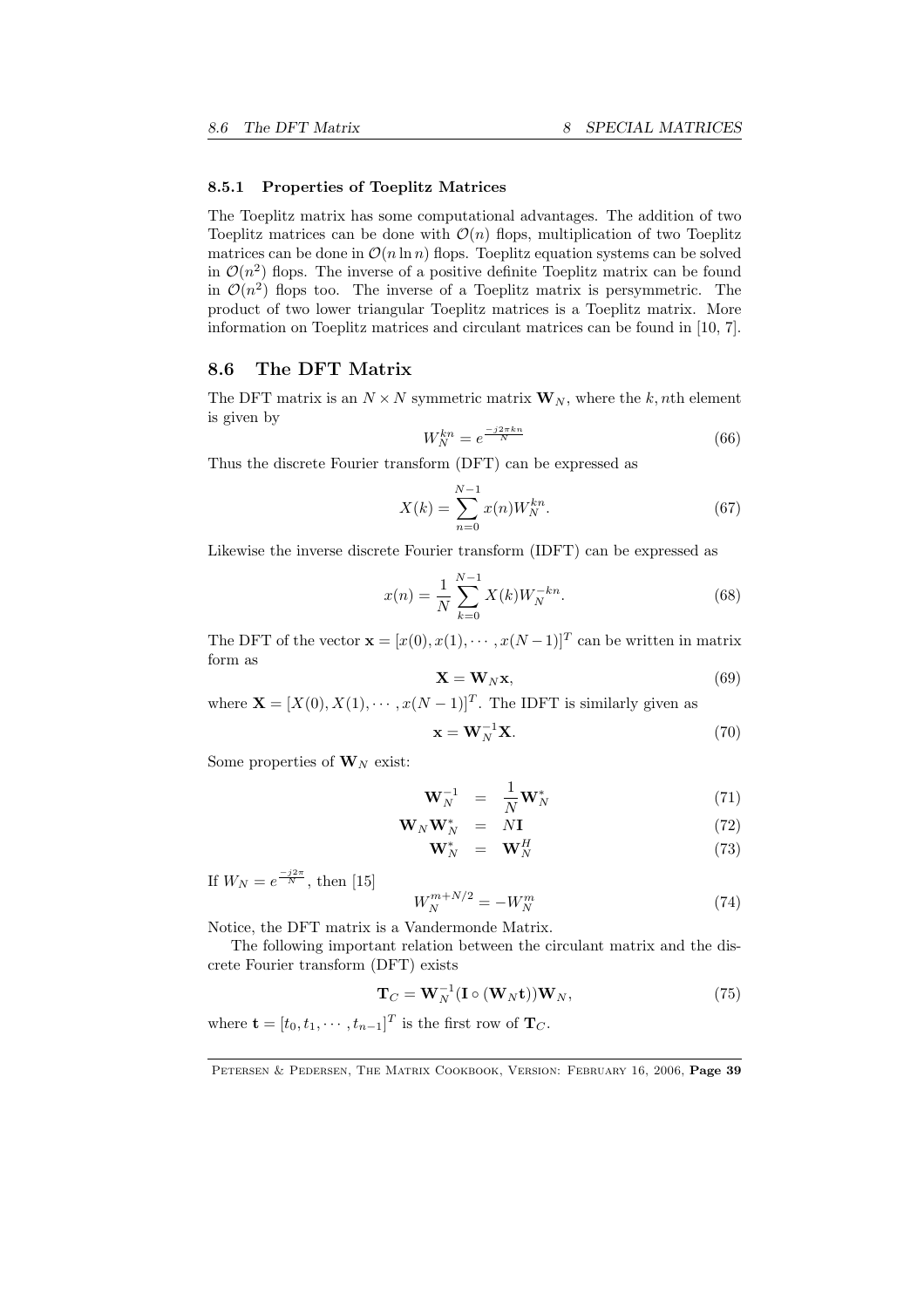#### 8.5.1 Properties of Toeplitz Matrices

The Toeplitz matrix has some computational advantages. The addition of two Toeplitz matrices can be done with $\mathcal{O}(n)$ flops, multiplication of two Toeplitz matrices can be done in $\mathcal{O}(n \ln n)$ flops. Toeplitz equation systems can be solved in $\mathcal{O}(n^2)$ flops. The inverse of a positive definite Toeplitz matrix can be found in $\mathcal{O}(n^2)$ flops too. The inverse of a Toeplitz matrix is persymmetric. The product of two lower triangular Toeplitz matrices is a Toeplitz matrix. More information on Toeplitz matrices and circulant matrices can be found in [10, 7].

## 8.6 The DFT Matrix

The DFT matrix is an $N \times N$ symmetric matrix $\mathbf{W}_N$, where the $k, n$th element is given by

$$W_N^{kn} = e^{\frac{-j2\pi kn}{N}} \tag{66}$$

Thus the discrete Fourier transform (DFT) can be expressed as

$$X(k) = \sum_{n=0}^{N-1} x(n) W_N^{kn}. \tag{67}$$

Likewise the inverse discrete Fourier transform (IDFT) can be expressed as

$$x(n) = \frac{1}{N} \sum_{k=0}^{N-1} X(k) W_N^{-kn}. \tag{68}$$

The DFT of the vector $\mathbf{x} = [x(0), x(1), \cdots, x(N-1)]^T$ can be written in matrix form as

$$\mathbf{X} = \mathbf{W}_N \mathbf{x}, \tag{69}$$

where $\mathbf{X} = [X(0), X(1), \cdots, x(N-1)]^T$. The IDFT is similarly given as

$$\mathbf{x} = \mathbf{W}_N^{-1} \mathbf{X}. \tag{70}$$

Some properties of $\mathbf{W}_N$ exist:

$$\mathbf{W}_N^{-1} = \frac{1}{N} \mathbf{W}_N^* \tag{71}$$

$$\mathbf{W}_N \mathbf{W}_N^* = N\mathbf{I} \tag{72}$$

$$\mathbf{W}_N^* = \mathbf{W}_N^H \tag{73}$$

If $W_N = e^{\frac{-j2\pi}{N}}$, then [15]

$$W_N^{m+N/2} = -W_N^m \tag{74}$$

Notice, the DFT matrix is a Vandermonde Matrix.

The following important relation between the circulant matrix and the discrete Fourier transform (DFT) exists

$$\mathbf{T}_C = \mathbf{W}_N^{-1} (\mathbf{I} \circ (\mathbf{W}_N \mathbf{t})) \mathbf{W}_N, \tag{75}$$

where $\mathbf{t} = [t_0, t_1, \cdots, t_{n-1}]^T$ is the first row of $\mathbf{T}_C$.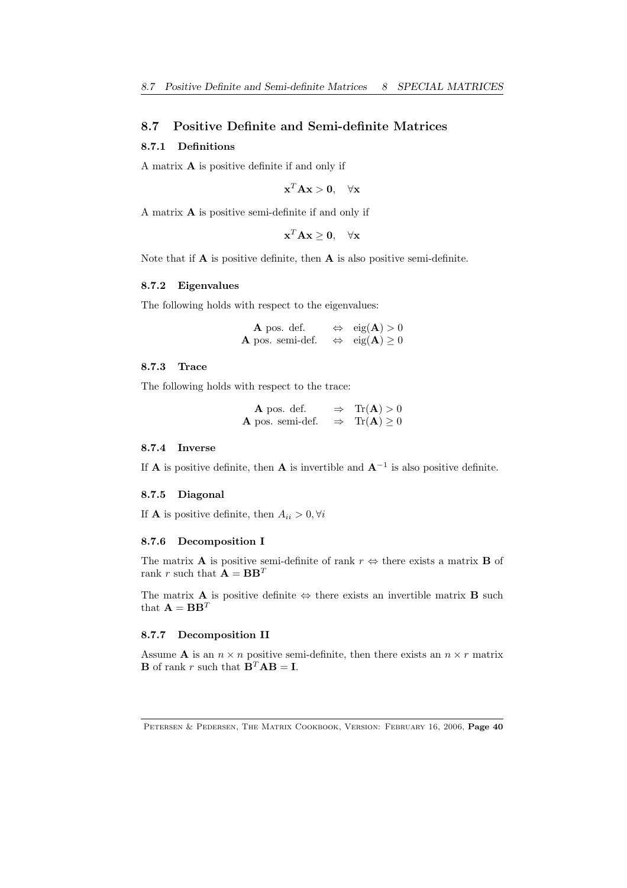## 8.7 Positive Definite and Semi-definite Matrices

### 8.7.1 Definitions

A matrix $\mathbf{A}$ is positive definite if and only if

$$\mathbf{x}^T\mathbf{A}\mathbf{x} > \mathbf{0}, \quad \forall \mathbf{x}$$

A matrix $\mathbf{A}$ is positive semi-definite if and only if

$$\mathbf{x}^T\mathbf{A}\mathbf{x} \geq \mathbf{0}, \quad \forall \mathbf{x}$$

Note that if $\mathbf{A}$ is positive definite, then $\mathbf{A}$ is also positive semi-definite.

### 8.7.2 Eigenvalues

The following holds with respect to the eigenvalues:

$$\begin{array}{rcl} \mathbf{A} \text{ pos. def.} & \Leftrightarrow & \text{eig}(\mathbf{A}) > 0 \\ \mathbf{A} \text{ pos. semi-def.} & \Leftrightarrow & \text{eig}(\mathbf{A}) \geq 0 \end{array}$$

### 8.7.3 Trace

The following holds with respect to the trace:

$$\begin{array}{rcl} \mathbf{A} \text{ pos. def.} & \Rightarrow & \text{Tr}(\mathbf{A}) > 0 \\ \mathbf{A} \text{ pos. semi-def.} & \Rightarrow & \text{Tr}(\mathbf{A}) \geq 0 \end{array}$$

### 8.7.4 Inverse

If $\mathbf{A}$ is positive definite, then $\mathbf{A}$ is invertible and $\mathbf{A}^{-1}$ is also positive definite.

### 8.7.5 Diagonal

If $\mathbf{A}$ is positive definite, then $A_{ii} > 0, \forall i$

### 8.7.6 Decomposition I

The matrix $\mathbf{A}$ is positive semi-definite of rank $r$ $\Leftrightarrow$ there exists a matrix $\mathbf{B}$ of rank $r$ such that $\mathbf{A} = \mathbf{B}\mathbf{B}^T$

The matrix $\mathbf{A}$ is positive definite $\Leftrightarrow$ there exists an invertible matrix $\mathbf{B}$ such that $\mathbf{A} = \mathbf{B}\mathbf{B}^T$

### 8.7.7 Decomposition II

Assume $\mathbf{A}$ is an $n \times n$ positive semi-definite, then there exists an $n \times r$ matrix $\mathbf{B}$ of rank $r$ such that $\mathbf{B}^T\mathbf{A}\mathbf{B} = \mathbf{I}$.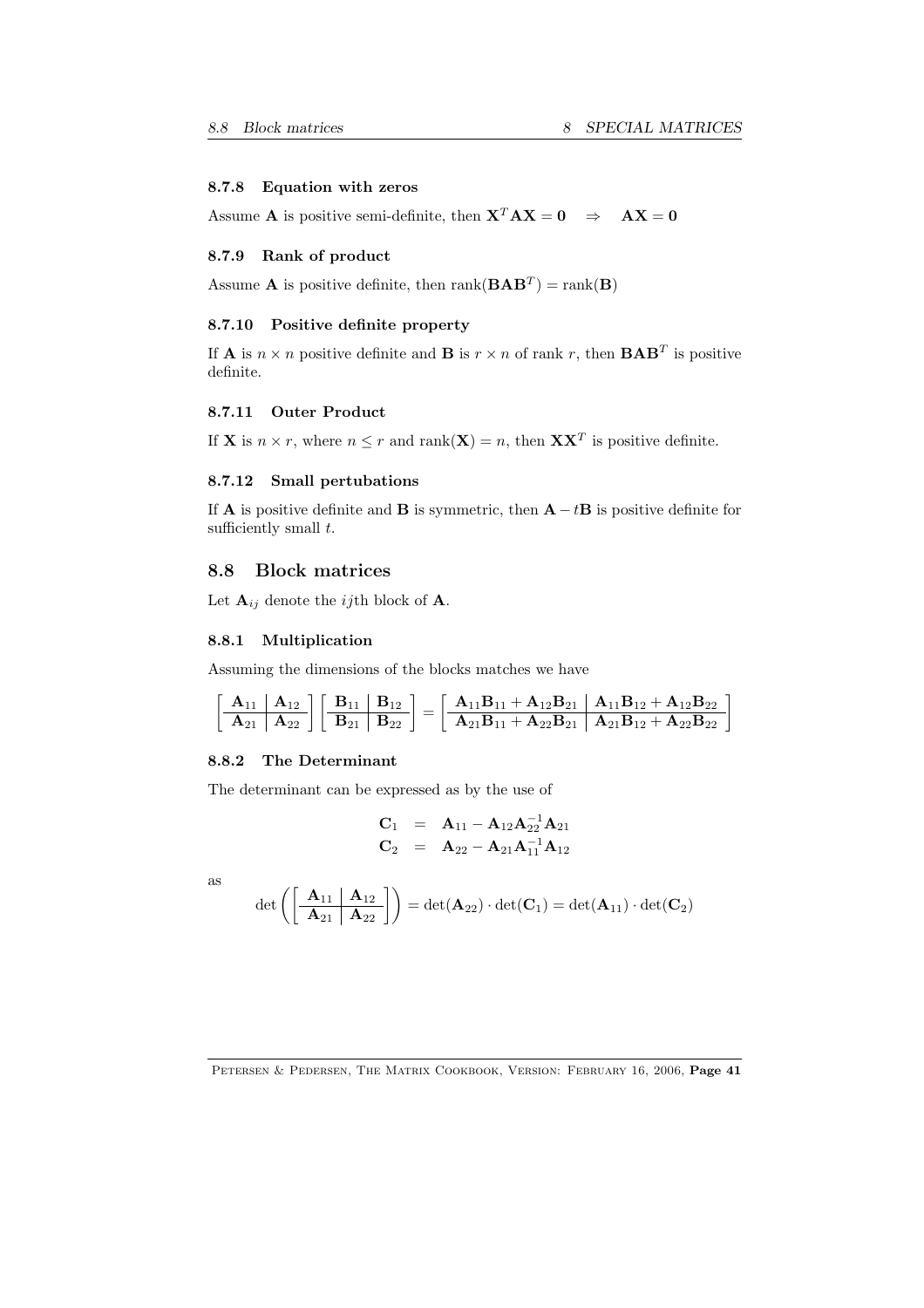#### 8.7.8 Equation with zeros

Assume $\mathbf{A}$ is positive semi-definite, then $\mathbf{X}^T\mathbf{A}\mathbf{X} = \mathbf{0} \quad \Rightarrow \quad \mathbf{A}\mathbf{X} = \mathbf{0}$

#### 8.7.9 Rank of product

Assume $\mathbf{A}$ is positive definite, then $\text{rank}(\mathbf{B}\mathbf{A}\mathbf{B}^T) = \text{rank}(\mathbf{B})$

#### 8.7.10 Positive definite property

If $\mathbf{A}$ is $n \times n$ positive definite and $\mathbf{B}$ is $r \times n$ of rank $r$, then $\mathbf{B}\mathbf{A}\mathbf{B}^T$ is positive definite.

#### 8.7.11 Outer Product

If $\mathbf{X}$ is $n \times r$, where $n \leq r$ and $\text{rank}(\mathbf{X}) = n$, then $\mathbf{X}\mathbf{X}^T$ is positive definite.

#### 8.7.12 Small pertubations

If $\mathbf{A}$ is positive definite and $\mathbf{B}$ is symmetric, then $\mathbf{A} - t\mathbf{B}$ is positive definite for sufficiently small $t$.

## 8.8 Block matrices

Let $\mathbf{A}_{ij}$ denote the $ij$th block of $\mathbf{A}$.

#### 8.8.1 Multiplication

Assuming the dimensions of the blocks matches we have

$$\left[\begin{array}{c|c} \mathbf{A}_{11} & \mathbf{A}_{12} \\ \hline \mathbf{A}_{21} & \mathbf{A}_{22} \end{array}\right] \left[\begin{array}{c|c} \mathbf{B}_{11} & \mathbf{B}_{12} \\ \hline \mathbf{B}_{21} & \mathbf{B}_{22} \end{array}\right] = \left[\begin{array}{c|c} \mathbf{A}_{11}\mathbf{B}_{11} + \mathbf{A}_{12}\mathbf{B}_{21} & \mathbf{A}_{11}\mathbf{B}_{12} + \mathbf{A}_{12}\mathbf{B}_{22} \\ \hline \mathbf{A}_{21}\mathbf{B}_{11} + \mathbf{A}_{22}\mathbf{B}_{21} & \mathbf{A}_{21}\mathbf{B}_{12} + \mathbf{A}_{22}\mathbf{B}_{22} \end{array}\right]$$

#### 8.8.2 The Determinant

The determinant can be expressed as by the use of

$$\begin{aligned} \mathbf{C}_1 &= \mathbf{A}_{11} - \mathbf{A}_{12}\mathbf{A}_{22}^{-1}\mathbf{A}_{21} \\ \mathbf{C}_2 &= \mathbf{A}_{22} - \mathbf{A}_{21}\mathbf{A}_{11}^{-1}\mathbf{A}_{12} \end{aligned}$$

as

$$\det\left(\left[\begin{array}{c|c} \mathbf{A}_{11} & \mathbf{A}_{12} \\ \hline \mathbf{A}_{21} & \mathbf{A}_{22} \end{array}\right]\right) = \det(\mathbf{A}_{22}) \cdot \det(\mathbf{C}_1) = \det(\mathbf{A}_{11}) \cdot \det(\mathbf{C}_2)$$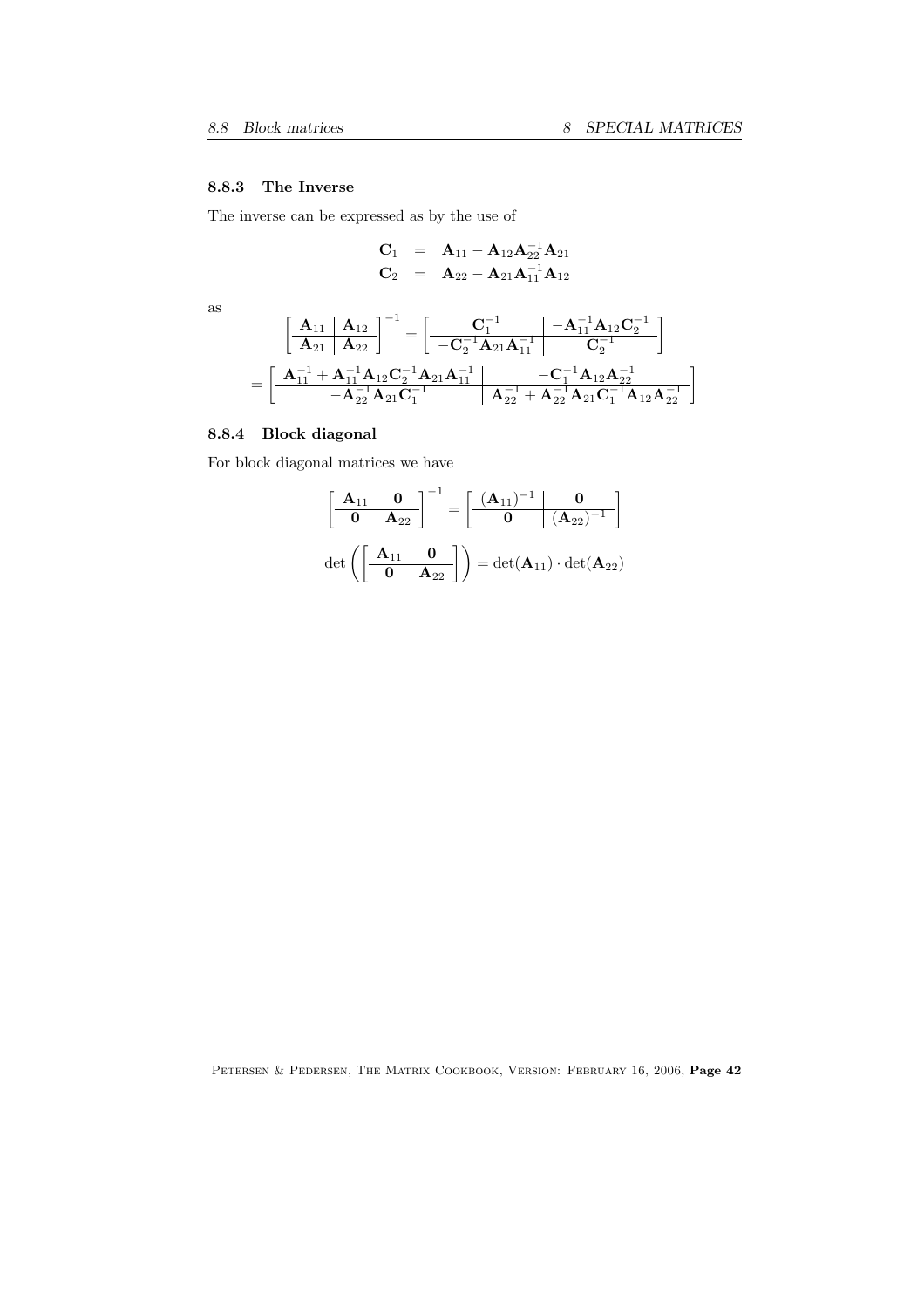### 8.8.3 The Inverse

The inverse can be expressed as by the use of

$$
\begin{aligned}
\mathbf{C}_1 &= \mathbf{A}_{11} - \mathbf{A}_{12}\mathbf{A}_{22}^{-1}\mathbf{A}_{21} \\
\mathbf{C}_2 &= \mathbf{A}_{22} - \mathbf{A}_{21}\mathbf{A}_{11}^{-1}\mathbf{A}_{12}
\end{aligned}
$$

as

$$
\left[\begin{array}{c|c} \mathbf{A}_{11} & \mathbf{A}_{12} \\ \hline \mathbf{A}_{21} & \mathbf{A}_{22} \end{array}\right]^{-1} = \left[\begin{array}{c|c} \mathbf{C}_1^{-1} & -\mathbf{A}_{11}^{-1}\mathbf{A}_{12}\mathbf{C}_2^{-1} \\ \hline -\mathbf{C}_2^{-1}\mathbf{A}_{21}\mathbf{A}_{11}^{-1} & \mathbf{C}_2^{-1} \end{array}\right]
$$

$$
= \left[\begin{array}{c|c} \mathbf{A}_{11}^{-1} + \mathbf{A}_{11}^{-1}\mathbf{A}_{12}\mathbf{C}_2^{-1}\mathbf{A}_{21}\mathbf{A}_{11}^{-1} & -\mathbf{C}_1^{-1}\mathbf{A}_{12}\mathbf{A}_{22}^{-1} \\ \hline -\mathbf{A}_{22}^{-1}\mathbf{A}_{21}\mathbf{C}_1^{-1} & \mathbf{A}_{22}^{-1} + \mathbf{A}_{22}^{-1}\mathbf{A}_{21}\mathbf{C}_1^{-1}\mathbf{A}_{12}\mathbf{A}_{22}^{-1} \end{array}\right]
$$

### 8.8.4 Block diagonal

For block diagonal matrices we have

$$
\left[\begin{array}{c|c} \mathbf{A}_{11} & \mathbf{0} \\ \hline \mathbf{0} & \mathbf{A}_{22} \end{array}\right]^{-1} = \left[\begin{array}{c|c} (\mathbf{A}_{11})^{-1} & \mathbf{0} \\ \hline \mathbf{0} & (\mathbf{A}_{22})^{-1} \end{array}\right]
$$

$$
\det\left(\left[\begin{array}{c|c} \mathbf{A}_{11} & \mathbf{0} \\ \hline \mathbf{0} & \mathbf{A}_{22} \end{array}\right]\right) = \det(\mathbf{A}_{11}) \cdot \det(\mathbf{A}_{22})
$$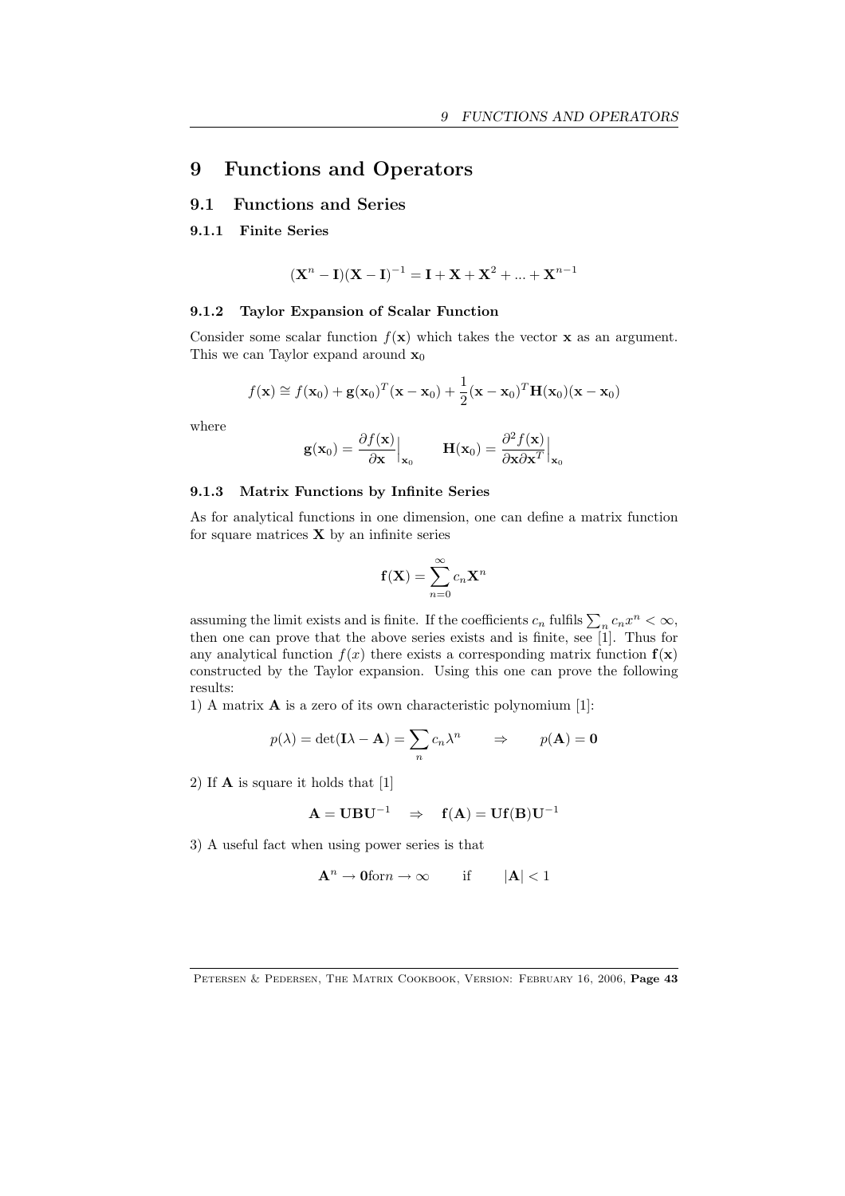# 9 Functions and Operators

## 9.1 Functions and Series

### 9.1.1 Finite Series

$$(\mathbf{X}^n - \mathbf{I})(\mathbf{X} - \mathbf{I})^{-1} = \mathbf{I} + \mathbf{X} + \mathbf{X}^2 + ... + \mathbf{X}^{n-1}$$

### 9.1.2 Taylor Expansion of Scalar Function

Consider some scalar function $f(\mathbf{x})$ which takes the vector $\mathbf{x}$ as an argument. This we can Taylor expand around $\mathbf{x}_0$

$$f(\mathbf{x}) \cong f(\mathbf{x}_0) + \mathbf{g}(\mathbf{x}_0)^T(\mathbf{x} - \mathbf{x}_0) + \frac{1}{2}(\mathbf{x} - \mathbf{x}_0)^T \mathbf{H}(\mathbf{x}_0)(\mathbf{x} - \mathbf{x}_0)$$

where

$$\mathbf{g}(\mathbf{x}_0) = \frac{\partial f(\mathbf{x})}{\partial \mathbf{x}}\Big|_{\mathbf{x}_0} \qquad \mathbf{H}(\mathbf{x}_0) = \frac{\partial^2 f(\mathbf{x})}{\partial \mathbf{x} \partial \mathbf{x}^T}\Big|_{\mathbf{x}_0}$$

### 9.1.3 Matrix Functions by Infinite Series

As for analytical functions in one dimension, one can define a matrix function for square matrices $\mathbf{X}$ by an infinite series

$$\mathbf{f}(\mathbf{X}) = \sum_{n=0}^{\infty} c_n \mathbf{X}^n$$

assuming the limit exists and is finite. If the coefficients $c_n$ fulfils $\sum_n c_n x^n < \infty$, then one can prove that the above series exists and is finite, see [1]. Thus for any analytical function $f(x)$ there exists a corresponding matrix function $\mathbf{f}(\mathbf{x})$ constructed by the Taylor expansion. Using this one can prove the following results:

1) A matrix $\mathbf{A}$ is a zero of its own characteristic polynomium [1]:

$$p(\lambda) = \det(\mathbf{I}\lambda - \mathbf{A}) = \sum_n c_n \lambda^n \qquad \Rightarrow \qquad p(\mathbf{A}) = \mathbf{0}$$

2) If $\mathbf{A}$ is square it holds that [1]

$$\mathbf{A} = \mathbf{U}\mathbf{B}\mathbf{U}^{-1} \quad \Rightarrow \quad \mathbf{f}(\mathbf{A}) = \mathbf{U}\mathbf{f}(\mathbf{B})\mathbf{U}^{-1}$$

3) A useful fact when using power series is that

$$\mathbf{A}^n \rightarrow \mathbf{0} \text{for} n \rightarrow \infty \qquad \text{if} \qquad |\mathbf{A}| < 1$$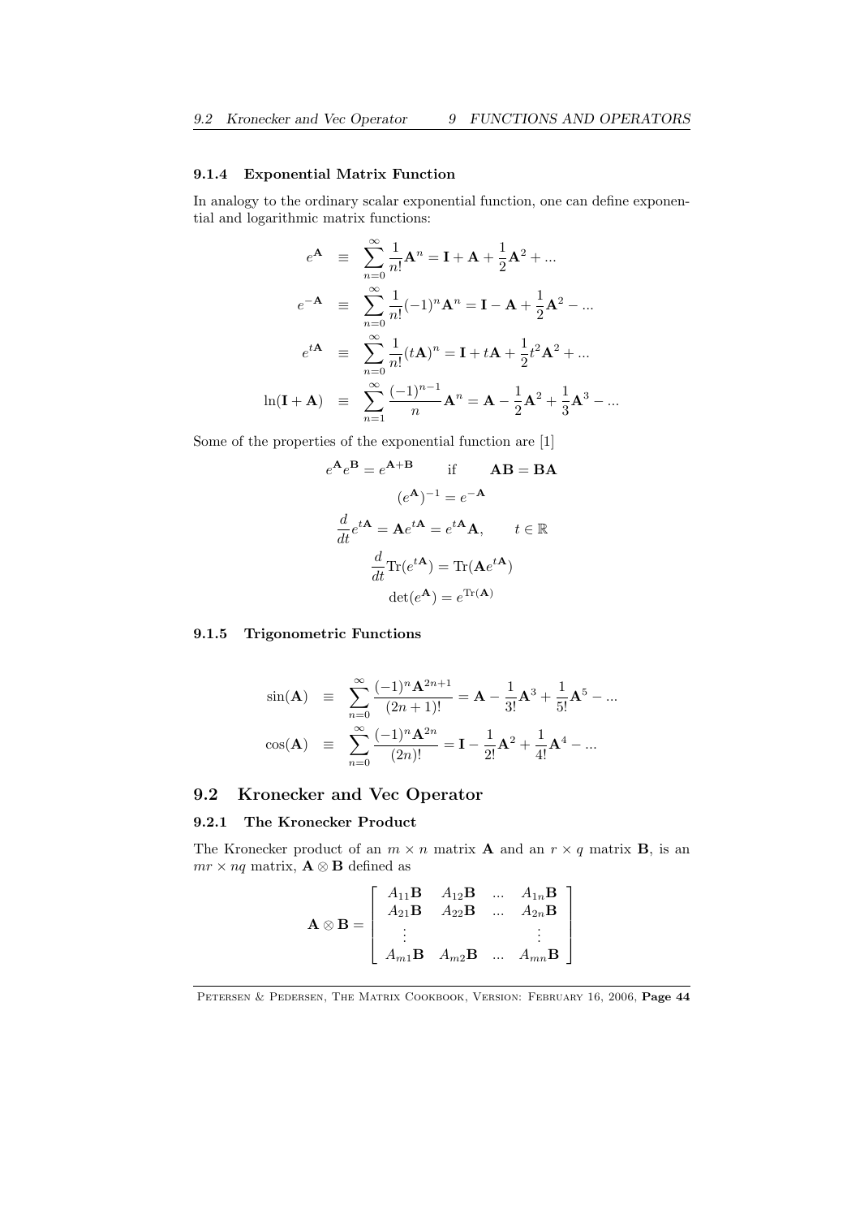### 9.1.4 Exponential Matrix Function

In analogy to the ordinary scalar exponential function, one can define exponential and logarithmic matrix functions:

$$
\begin{aligned}
e^{\mathbf{A}} &\equiv \sum_{n=0}^{\infty} \frac{1}{n!}\mathbf{A}^n = \mathbf{I} + \mathbf{A} + \frac{1}{2}\mathbf{A}^2 + ... \\
e^{-\mathbf{A}} &\equiv \sum_{n=0}^{\infty} \frac{1}{n!}(-1)^n\mathbf{A}^n = \mathbf{I} - \mathbf{A} + \frac{1}{2}\mathbf{A}^2 - ... \\
e^{t\mathbf{A}} &\equiv \sum_{n=0}^{\infty} \frac{1}{n!}(t\mathbf{A})^n = \mathbf{I} + t\mathbf{A} + \frac{1}{2}t^2\mathbf{A}^2 + ... \\
\ln(\mathbf{I}+\mathbf{A}) &\equiv \sum_{n=1}^{\infty} \frac{(-1)^{n-1}}{n}\mathbf{A}^n = \mathbf{A} - \frac{1}{2}\mathbf{A}^2 + \frac{1}{3}\mathbf{A}^3 - ...
\end{aligned}
$$

Some of the properties of the exponential function are [1]

$$
e^{\mathbf{A}}e^{\mathbf{B}} = e^{\mathbf{A}+\mathbf{B}} \qquad \text{if} \qquad \mathbf{AB} = \mathbf{BA}
$$

$$
(e^{\mathbf{A}})^{-1} = e^{-\mathbf{A}}
$$

$$
\frac{d}{dt}e^{t\mathbf{A}} = \mathbf{A}e^{t\mathbf{A}} = e^{t\mathbf{A}}\mathbf{A}, \qquad t \in \mathbb{R}
$$

$$
\frac{d}{dt}\text{Tr}(e^{t\mathbf{A}}) = \text{Tr}(\mathbf{A}e^{t\mathbf{A}})
$$

$$
\det(e^{\mathbf{A}}) = e^{\text{Tr}(\mathbf{A})}
$$

### 9.1.5 Trigonometric Functions

$$
\begin{aligned}
\sin(\mathbf{A}) &\equiv \sum_{n=0}^{\infty} \frac{(-1)^n\mathbf{A}^{2n+1}}{(2n+1)!} = \mathbf{A} - \frac{1}{3!}\mathbf{A}^3 + \frac{1}{5!}\mathbf{A}^5 - ... \\
\cos(\mathbf{A}) &\equiv \sum_{n=0}^{\infty} \frac{(-1)^n\mathbf{A}^{2n}}{(2n)!} = \mathbf{I} - \frac{1}{2!}\mathbf{A}^2 + \frac{1}{4!}\mathbf{A}^4 - ...
\end{aligned}
$$

## 9.2 Kronecker and Vec Operator

### 9.2.1 The Kronecker Product

The Kronecker product of an $m \times n$ matrix $\mathbf{A}$ and an $r \times q$ matrix $\mathbf{B}$, is an $mr \times nq$ matrix, $\mathbf{A} \otimes \mathbf{B}$ defined as

$$
\mathbf{A} \otimes \mathbf{B} = \begin{bmatrix} A_{11}\mathbf{B} & A_{12}\mathbf{B} & ... & A_{1n}\mathbf{B} \\ A_{21}\mathbf{B} & A_{22}\mathbf{B} & ... & A_{2n}\mathbf{B} \\ \vdots & & & \vdots \\ A_{m1}\mathbf{B} & A_{m2}\mathbf{B} & ... & A_{mn}\mathbf{B} \end{bmatrix}
$$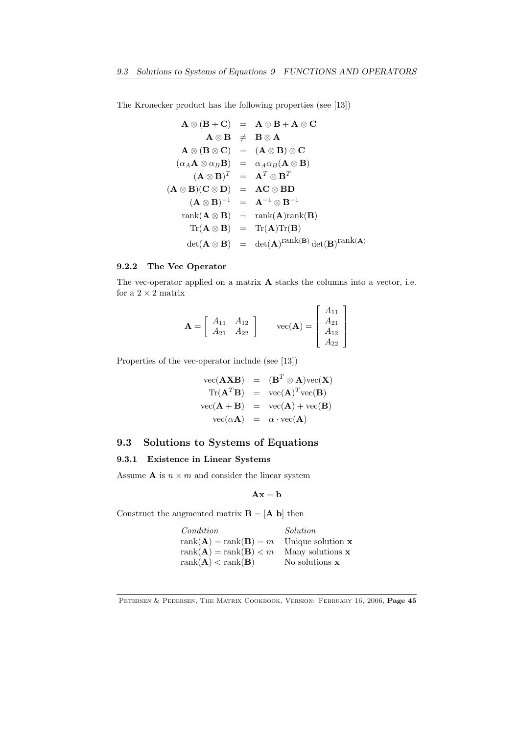The Kronecker product has the following properties (see [13])

$$
\begin{aligned}
\mathbf{A} \otimes (\mathbf{B} + \mathbf{C}) &= \mathbf{A} \otimes \mathbf{B} + \mathbf{A} \otimes \mathbf{C} \\
\mathbf{A} \otimes \mathbf{B} &\neq \mathbf{B} \otimes \mathbf{A} \\
\mathbf{A} \otimes (\mathbf{B} \otimes \mathbf{C}) &= (\mathbf{A} \otimes \mathbf{B}) \otimes \mathbf{C} \\
(\alpha_A \mathbf{A} \otimes \alpha_B \mathbf{B}) &= \alpha_A \alpha_B (\mathbf{A} \otimes \mathbf{B}) \\
(\mathbf{A} \otimes \mathbf{B})^T &= \mathbf{A}^T \otimes \mathbf{B}^T \\
(\mathbf{A} \otimes \mathbf{B})(\mathbf{C} \otimes \mathbf{D}) &= \mathbf{AC} \otimes \mathbf{BD} \\
(\mathbf{A} \otimes \mathbf{B})^{-1} &= \mathbf{A}^{-1} \otimes \mathbf{B}^{-1} \\
\mathrm{rank}(\mathbf{A} \otimes \mathbf{B}) &= \mathrm{rank}(\mathbf{A})\mathrm{rank}(\mathbf{B}) \\
\mathrm{Tr}(\mathbf{A} \otimes \mathbf{B}) &= \mathrm{Tr}(\mathbf{A})\mathrm{Tr}(\mathbf{B}) \\
\det(\mathbf{A} \otimes \mathbf{B}) &= \det(\mathbf{A})^{\mathrm{rank}(\mathbf{B})} \det(\mathbf{B})^{\mathrm{rank}(\mathbf{A})}
\end{aligned}
$$

### 9.2.2 The Vec Operator

The vec-operator applied on a matrix $\mathbf{A}$ stacks the columns into a vector, i.e. for a $2 \times 2$ matrix

$$
\mathbf{A} = \begin{bmatrix} A_{11} & A_{12} \\ A_{21} & A_{22} \end{bmatrix} \qquad \mathrm{vec}(\mathbf{A}) = \begin{bmatrix} A_{11} \\ A_{21} \\ A_{12} \\ A_{22} \end{bmatrix}
$$

Properties of the vec-operator include (see [13])

$$
\begin{aligned}
\mathrm{vec}(\mathbf{AXB}) &= (\mathbf{B}^T \otimes \mathbf{A})\mathrm{vec}(\mathbf{X}) \\
\mathrm{Tr}(\mathbf{A}^T \mathbf{B}) &= \mathrm{vec}(\mathbf{A})^T \mathrm{vec}(\mathbf{B}) \\
\mathrm{vec}(\mathbf{A} + \mathbf{B}) &= \mathrm{vec}(\mathbf{A}) + \mathrm{vec}(\mathbf{B}) \\
\mathrm{vec}(\alpha \mathbf{A}) &= \alpha \cdot \mathrm{vec}(\mathbf{A})
\end{aligned}
$$

## 9.3 Solutions to Systems of Equations

### 9.3.1 Existence in Linear Systems

Assume $\mathbf{A}$ is $n \times m$ and consider the linear system

$$
\mathbf{Ax} = \mathbf{b}
$$

Construct the augmented matrix $\mathbf{B} = [\mathbf{A} \ \mathbf{b}]$ then

| *Condition* | *Solution* |
|---|---|
| $\mathrm{rank}(\mathbf{A}) = \mathrm{rank}(\mathbf{B}) = m$ | Unique solution $\mathbf{x}$ |
| $\mathrm{rank}(\mathbf{A}) = \mathrm{rank}(\mathbf{B}) < m$ | Many solutions $\mathbf{x}$ |
| $\mathrm{rank}(\mathbf{A}) < \mathrm{rank}(\mathbf{B})$ | No solutions $\mathbf{x}$ |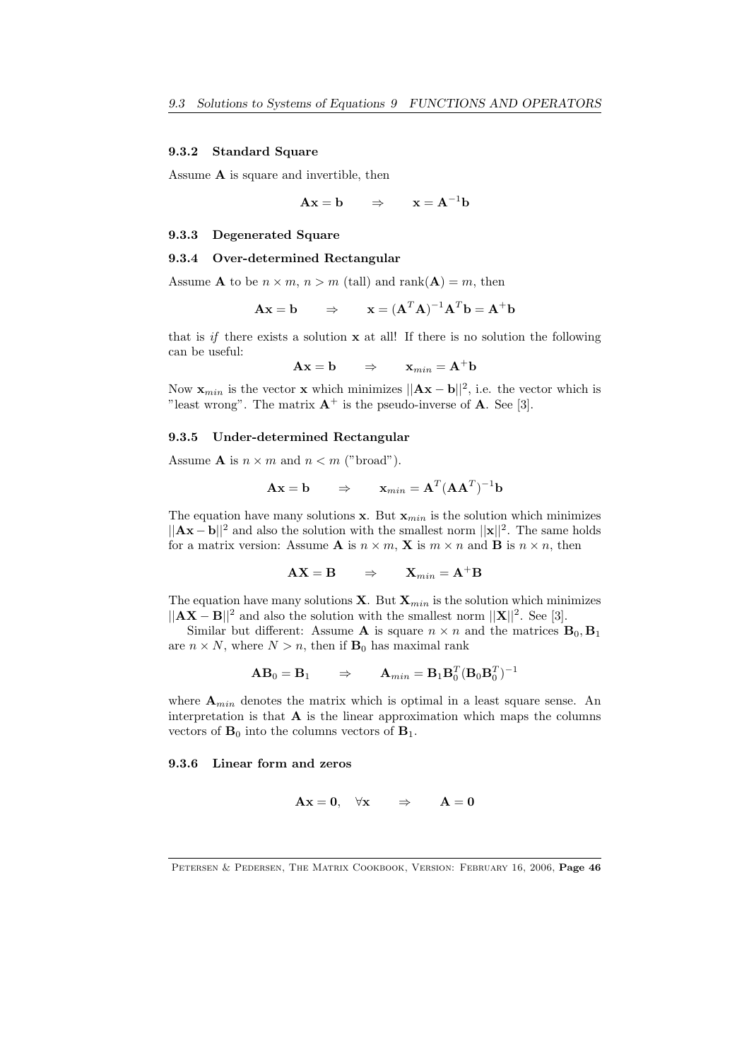### 9.3.2 Standard Square

Assume $\mathbf{A}$ is square and invertible, then

$$\mathbf{A}\mathbf{x} = \mathbf{b} \qquad \Rightarrow \qquad \mathbf{x} = \mathbf{A}^{-1}\mathbf{b}$$

### 9.3.3 Degenerated Square

### 9.3.4 Over-determined Rectangular

Assume $\mathbf{A}$ to be $n \times m$, $n > m$ (tall) and $\text{rank}(\mathbf{A}) = m$, then

$$\mathbf{A}\mathbf{x} = \mathbf{b} \qquad \Rightarrow \qquad \mathbf{x} = (\mathbf{A}^T\mathbf{A})^{-1}\mathbf{A}^T\mathbf{b} = \mathbf{A}^+\mathbf{b}$$

that is *if* there exists a solution $\mathbf{x}$ at all! If there is no solution the following can be useful:

$$\mathbf{A}\mathbf{x} = \mathbf{b} \qquad \Rightarrow \qquad \mathbf{x}_{min} = \mathbf{A}^+\mathbf{b}$$

Now $\mathbf{x}_{min}$ is the vector $\mathbf{x}$ which minimizes $||\mathbf{A}\mathbf{x} - \mathbf{b}||^2$, i.e. the vector which is "least wrong". The matrix $\mathbf{A}^+$ is the pseudo-inverse of $\mathbf{A}$. See [3].

### 9.3.5 Under-determined Rectangular

Assume $\mathbf{A}$ is $n \times m$ and $n < m$ ("broad").

$$\mathbf{A}\mathbf{x} = \mathbf{b} \qquad \Rightarrow \qquad \mathbf{x}_{min} = \mathbf{A}^T(\mathbf{A}\mathbf{A}^T)^{-1}\mathbf{b}$$

The equation have many solutions $\mathbf{x}$. But $\mathbf{x}_{min}$ is the solution which minimizes $||\mathbf{A}\mathbf{x} - \mathbf{b}||^2$ and also the solution with the smallest norm $||\mathbf{x}||^2$. The same holds for a matrix version: Assume $\mathbf{A}$ is $n \times m$, $\mathbf{X}$ is $m \times n$ and $\mathbf{B}$ is $n \times n$, then

$$\mathbf{A}\mathbf{X} = \mathbf{B} \qquad \Rightarrow \qquad \mathbf{X}_{min} = \mathbf{A}^+\mathbf{B}$$

The equation have many solutions $\mathbf{X}$. But $\mathbf{X}_{min}$ is the solution which minimizes $||\mathbf{A}\mathbf{X} - \mathbf{B}||^2$ and also the solution with the smallest norm $||\mathbf{X}||^2$. See [3].

Similar but different: Assume $\mathbf{A}$ is square $n \times n$ and the matrices $\mathbf{B}_0, \mathbf{B}_1$ are $n \times N$, where $N > n$, then if $\mathbf{B}_0$ has maximal rank

$$\mathbf{A}\mathbf{B}_0 = \mathbf{B}_1 \qquad \Rightarrow \qquad \mathbf{A}_{min} = \mathbf{B}_1\mathbf{B}_0^T(\mathbf{B}_0\mathbf{B}_0^T)^{-1}$$

where $\mathbf{A}_{min}$ denotes the matrix which is optimal in a least square sense. An interpretation is that $\mathbf{A}$ is the linear approximation which maps the columns vectors of $\mathbf{B}_0$ into the columns vectors of $\mathbf{B}_1$.

### 9.3.6 Linear form and zeros

$$\mathbf{A}\mathbf{x} = \mathbf{0}, \quad \forall \mathbf{x} \qquad \Rightarrow \qquad \mathbf{A} = \mathbf{0}$$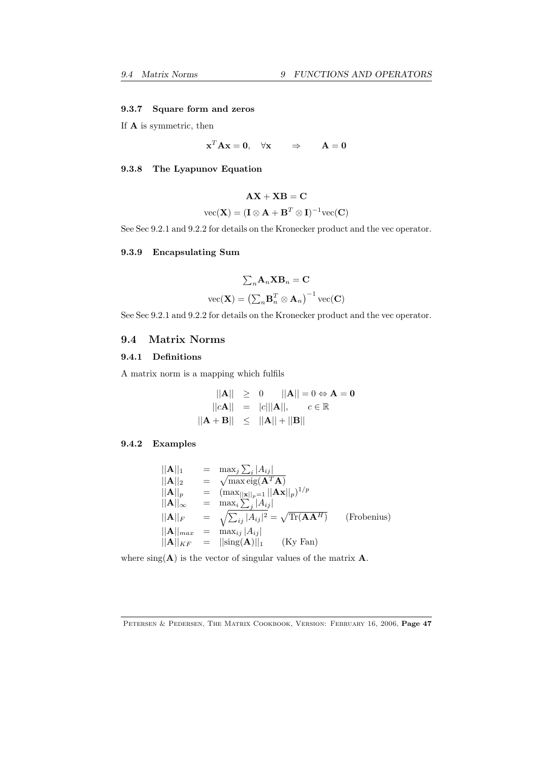#### 9.3.7 Square form and zeros

If $\mathbf{A}$ is symmetric, then

$$\mathbf{x}^T\mathbf{A}\mathbf{x} = \mathbf{0}, \quad \forall \mathbf{x} \qquad \Rightarrow \qquad \mathbf{A} = \mathbf{0}$$

#### 9.3.8 The Lyapunov Equation

$$\mathbf{AX} + \mathbf{XB} = \mathbf{C}$$

$$\text{vec}(\mathbf{X}) = (\mathbf{I} \otimes \mathbf{A} + \mathbf{B}^T \otimes \mathbf{I})^{-1}\text{vec}(\mathbf{C})$$

See Sec 9.2.1 and 9.2.2 for details on the Kronecker product and the vec operator.

#### 9.3.9 Encapsulating Sum

$$\textstyle\sum_n \mathbf{A}_n \mathbf{X} \mathbf{B}_n = \mathbf{C}$$

$$\text{vec}(\mathbf{X}) = \left(\textstyle\sum_n \mathbf{B}_n^T \otimes \mathbf{A}_n\right)^{-1} \text{vec}(\mathbf{C})$$

See Sec 9.2.1 and 9.2.2 for details on the Kronecker product and the vec operator.

### 9.4 Matrix Norms

#### 9.4.1 Definitions

A matrix norm is a mapping which fulfils

$$\begin{aligned}
||\mathbf{A}|| &\geq 0 \qquad ||\mathbf{A}|| = 0 \Leftrightarrow \mathbf{A} = \mathbf{0} \\
||c\mathbf{A}|| &= |c|||\mathbf{A}||, \qquad c \in \mathbb{R} \\
||\mathbf{A} + \mathbf{B}|| &\leq ||\mathbf{A}|| + ||\mathbf{B}||
\end{aligned}$$

#### 9.4.2 Examples

$$\begin{aligned}
||\mathbf{A}||_1 &= \max_j \textstyle\sum_i |A_{ij}| \\
||\mathbf{A}||_2 &= \sqrt{\max \text{eig}(\mathbf{A}^T\mathbf{A})} \\
||\mathbf{A}||_p &= (\max_{||\mathbf{x}||_p = 1} ||\mathbf{A}\mathbf{x}||_p)^{1/p} \\
||\mathbf{A}||_\infty &= \max_i \textstyle\sum_j |A_{ij}| \\
||\mathbf{A}||_F &= \sqrt{\textstyle\sum_{ij} |A_{ij}|^2} = \sqrt{\text{Tr}(\mathbf{A}\mathbf{A}^H)} \qquad \text{(Frobenius)} \\
||\mathbf{A}||_{max} &= \max_{ij} |A_{ij}| \\
||\mathbf{A}||_{KF} &= ||\text{sing}(\mathbf{A})||_1 \qquad \text{(Ky Fan)}
\end{aligned}$$

where $\text{sing}(\mathbf{A})$ is the vector of singular values of the matrix $\mathbf{A}$.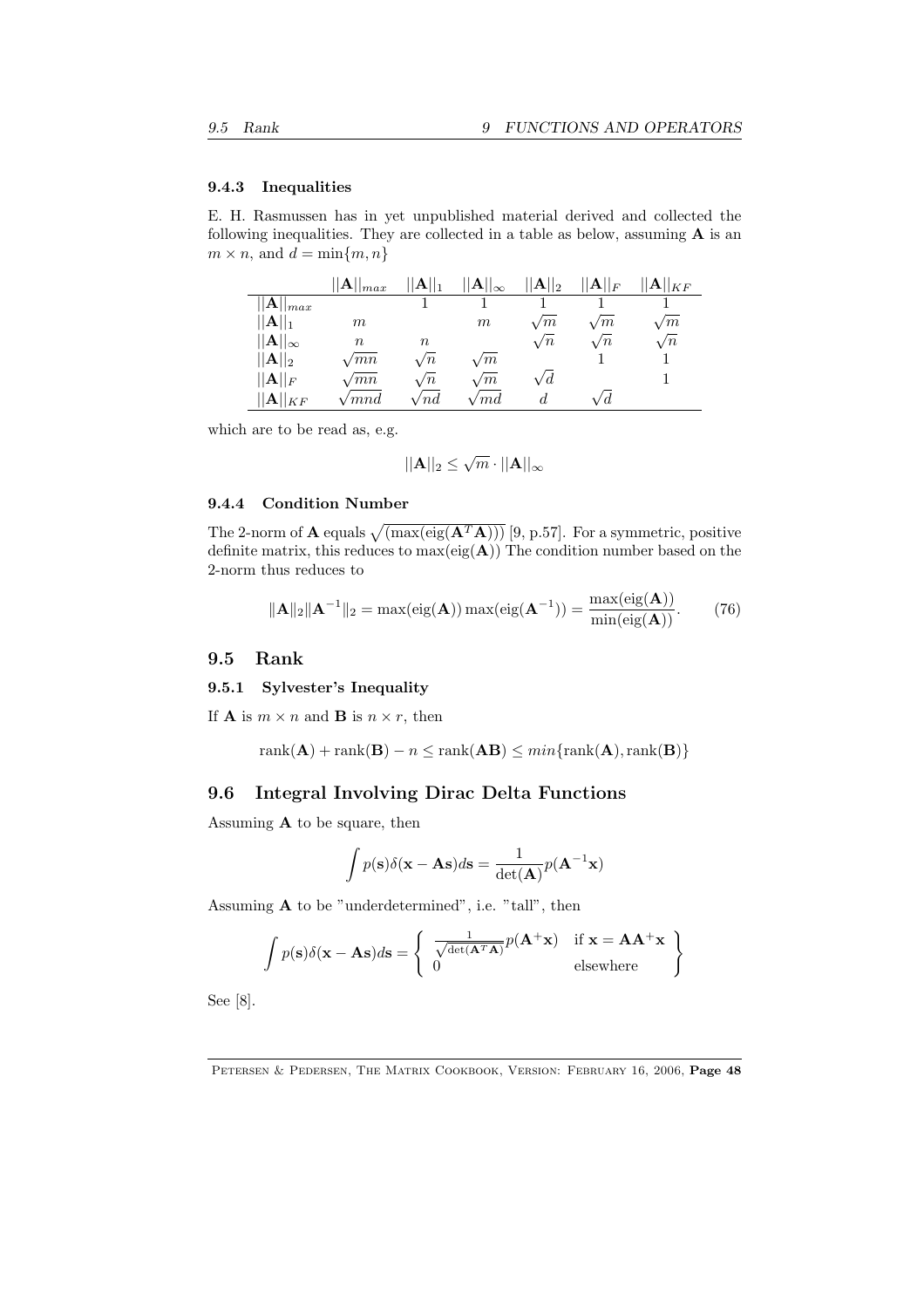### 9.4.3 Inequalities

E. H. Rasmussen has in yet unpublished material derived and collected the following inequalities. They are collected in a table as below, assuming $\mathbf{A}$ is an $m \times n$, and $d = \min\{m, n\}$

| | $\|\|\mathbf{A}\|\|_{max}$ | $\|\|\mathbf{A}\|\|_1$ | $\|\|\mathbf{A}\|\|_\infty$ | $\|\|\mathbf{A}\|\|_2$ | $\|\|\mathbf{A}\|\|_F$ | $\|\|\mathbf{A}\|\|_{KF}$ |
|---|---|---|---|---|---|---|
| $\|\|\mathbf{A}\|\|_{max}$ | | $1$ | $1$ | $1$ | $1$ | $1$ |
| $\|\|\mathbf{A}\|\|_1$ | $m$ | | $m$ | $\sqrt{m}$ | $\sqrt{m}$ | $\sqrt{m}$ |
| $\|\|\mathbf{A}\|\|_\infty$ | $n$ | $n$ | | $\sqrt{n}$ | $\sqrt{n}$ | $\sqrt{n}$ |
| $\|\|\mathbf{A}\|\|_2$ | $\sqrt{mn}$ | $\sqrt{n}$ | $\sqrt{m}$ | | $1$ | $1$ |
| $\|\|\mathbf{A}\|\|_F$ | $\sqrt{mn}$ | $\sqrt{n}$ | $\sqrt{m}$ | $\sqrt{d}$ | | $1$ |
| $\|\|\mathbf{A}\|\|_{KF}$ | $\sqrt{mnd}$ | $\sqrt{nd}$ | $\sqrt{md}$ | $d$ | $\sqrt{d}$ | |

which are to be read as, e.g.

$$||\mathbf{A}||_2 \leq \sqrt{m} \cdot ||\mathbf{A}||_\infty$$

### 9.4.4 Condition Number

The 2-norm of $\mathbf{A}$ equals $\sqrt{(\max(\text{eig}(\mathbf{A}^T\mathbf{A})))}$ [9, p.57]. For a symmetric, positive definite matrix, this reduces to $\max(\text{eig}(\mathbf{A}))$ The condition number based on the 2-norm thus reduces to

$$\|\mathbf{A}\|_2 \|\mathbf{A}^{-1}\|_2 = \max(\text{eig}(\mathbf{A})) \max(\text{eig}(\mathbf{A}^{-1})) = \frac{\max(\text{eig}(\mathbf{A}))}{\min(\text{eig}(\mathbf{A}))}. \tag{76}$$

## 9.5 Rank

### 9.5.1 Sylvester's Inequality

If $\mathbf{A}$ is $m \times n$ and $\mathbf{B}$ is $n \times r$, then

$$\text{rank}(\mathbf{A}) + \text{rank}(\mathbf{B}) - n \leq \text{rank}(\mathbf{AB}) \leq min\{\text{rank}(\mathbf{A}), \text{rank}(\mathbf{B})\}$$

## 9.6 Integral Involving Dirac Delta Functions

Assuming $\mathbf{A}$ to be square, then

$$\int p(\mathbf{s})\delta(\mathbf{x} - \mathbf{A}\mathbf{s})d\mathbf{s} = \frac{1}{\det(\mathbf{A})} p(\mathbf{A}^{-1}\mathbf{x})$$

Assuming $\mathbf{A}$ to be "underdetermined", i.e. "tall", then

$$\int p(\mathbf{s})\delta(\mathbf{x} - \mathbf{A}\mathbf{s})d\mathbf{s} = \left\{ \begin{array}{ll} \frac{1}{\sqrt{\det(\mathbf{A}^T\mathbf{A})}} p(\mathbf{A}^+\mathbf{x}) & \text{if } \mathbf{x} = \mathbf{A}\mathbf{A}^+\mathbf{x} \\ 0 & \text{elsewhere} \end{array} \right\}$$

See [8].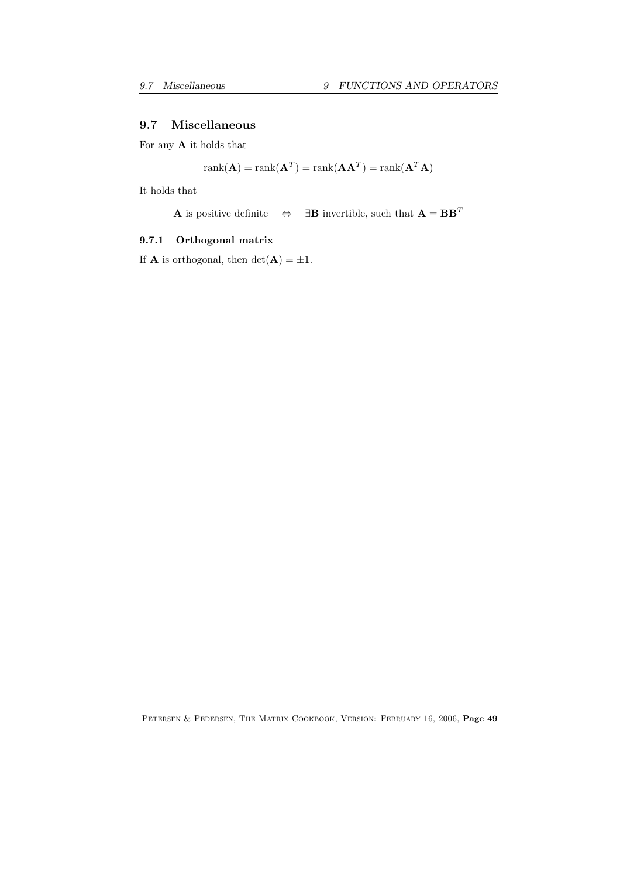## 9.7 Miscellaneous

For any $\mathbf{A}$ it holds that

$$\mathrm{rank}(\mathbf{A}) = \mathrm{rank}(\mathbf{A}^T) = \mathrm{rank}(\mathbf{A}\mathbf{A}^T) = \mathrm{rank}(\mathbf{A}^T\mathbf{A})$$

It holds that

$$\mathbf{A} \text{ is positive definite} \quad \Leftrightarrow \quad \exists \mathbf{B} \text{ invertible, such that } \mathbf{A} = \mathbf{B}\mathbf{B}^T$$

### 9.7.1 Orthogonal matrix

If $\mathbf{A}$ is orthogonal, then $\det(\mathbf{A}) = \pm 1$.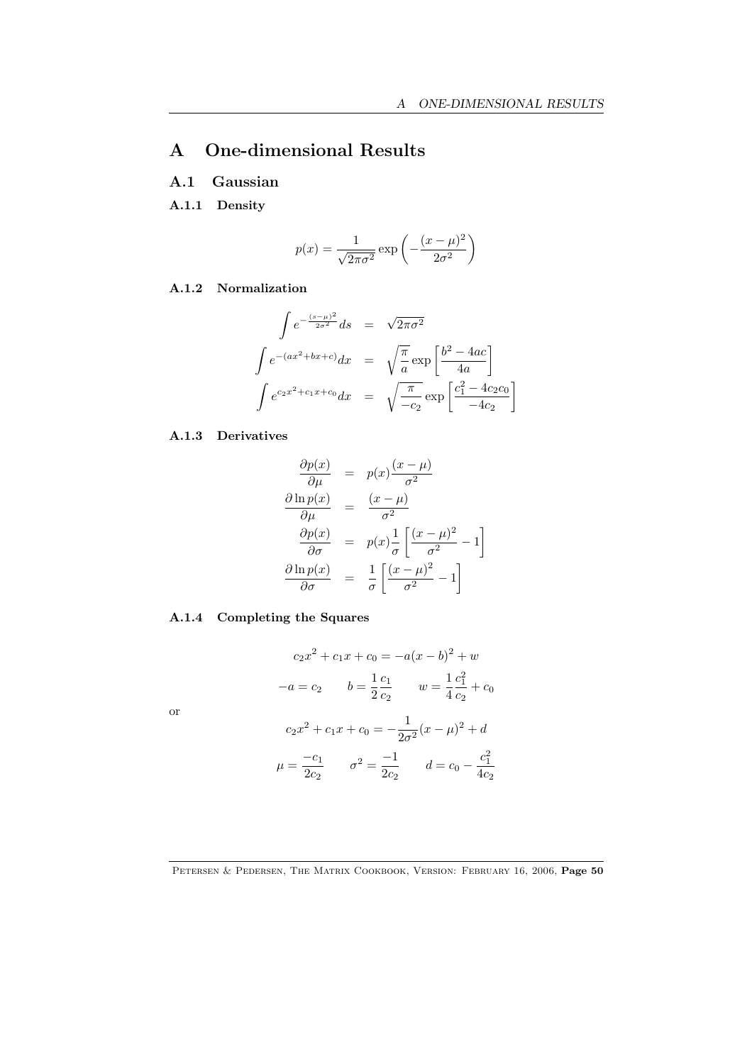# A One-dimensional Results

## A.1 Gaussian

### A.1.1 Density

$$p(x) = \frac{1}{\sqrt{2\pi\sigma^2}} \exp\left( -\frac{(x-\mu)^2}{2\sigma^2} \right)$$

### A.1.2 Normalization

$$\begin{aligned}
\int e^{-\frac{(s-\mu)^2}{2\sigma^2}} ds &= \sqrt{2\pi\sigma^2} \\
\int e^{-(ax^2+bx+c)} dx &= \sqrt{\frac{\pi}{a}} \exp\left[ \frac{b^2 - 4ac}{4a} \right] \\
\int e^{c_2 x^2 + c_1 x + c_0} dx &= \sqrt{\frac{\pi}{-c_2}} \exp\left[ \frac{c_1^2 - 4c_2 c_0}{-4c_2} \right]
\end{aligned}$$

### A.1.3 Derivatives

$$\begin{aligned}
\frac{\partial p(x)}{\partial \mu} &= p(x) \frac{(x-\mu)}{\sigma^2} \\
\frac{\partial \ln p(x)}{\partial \mu} &= \frac{(x-\mu)}{\sigma^2} \\
\frac{\partial p(x)}{\partial \sigma} &= p(x) \frac{1}{\sigma} \left[ \frac{(x-\mu)^2}{\sigma^2} - 1 \right] \\
\frac{\partial \ln p(x)}{\partial \sigma} &= \frac{1}{\sigma} \left[ \frac{(x-\mu)^2}{\sigma^2} - 1 \right]
\end{aligned}$$

### A.1.4 Completing the Squares

$$c_2 x^2 + c_1 x + c_0 = -a(x-b)^2 + w$$

$$-a = c_2 \qquad b = \frac{1}{2}\frac{c_1}{c_2} \qquad w = \frac{1}{4}\frac{c_1^2}{c_2} + c_0$$

or

$$c_2 x^2 + c_1 x + c_0 = -\frac{1}{2\sigma^2}(x-\mu)^2 + d$$

$$\mu = \frac{-c_1}{2c_2} \qquad \sigma^2 = \frac{-1}{2c_2} \qquad d = c_0 - \frac{c_1^2}{4c_2}$$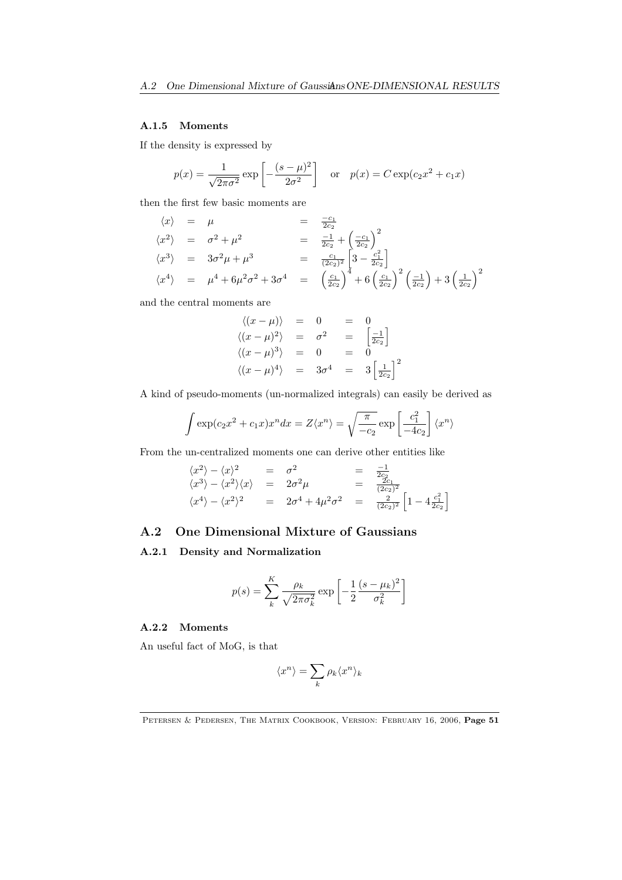### A.1.5 Moments

If the density is expressed by

$$p(x) = \frac{1}{\sqrt{2\pi\sigma^2}} \exp\left[-\frac{(s-\mu)^2}{2\sigma^2}\right] \quad \text{or} \quad p(x) = C\exp(c_2x^2 + c_1x)$$

then the first few basic moments are

$$\begin{array}{rcl@{\quad}c@{\quad}l}
\langle x\rangle & = & \mu & = & \frac{-c_1}{2c_2} \\
\langle x^2\rangle & = & \sigma^2 + \mu^2 & = & \frac{-1}{2c_2} + \left(\frac{-c_1}{2c_2}\right)^2 \\
\langle x^3\rangle & = & 3\sigma^2\mu + \mu^3 & = & \frac{c_1}{(2c_2)^2}\left[3 - \frac{c_1^2}{2c_2}\right] \\
\langle x^4\rangle & = & \mu^4 + 6\mu^2\sigma^2 + 3\sigma^4 & = & \left(\frac{c_1}{2c_2}\right)^4 + 6\left(\frac{c_1}{2c_2}\right)^2\left(\frac{-1}{2c_2}\right) + 3\left(\frac{1}{2c_2}\right)^2
\end{array}$$

and the central moments are

$$\begin{array}{rcl@{\quad}c@{\quad}l}
\langle (x-\mu)\rangle & = & 0 & = & 0 \\
\langle (x-\mu)^2\rangle & = & \sigma^2 & = & \left[\frac{-1}{2c_2}\right] \\
\langle (x-\mu)^3\rangle & = & 0 & = & 0 \\
\langle (x-\mu)^4\rangle & = & 3\sigma^4 & = & 3\left[\frac{1}{2c_2}\right]^2
\end{array}$$

A kind of pseudo-moments (un-normalized integrals) can easily be derived as

$$\int \exp(c_2x^2 + c_1x)x^n dx = Z\langle x^n\rangle = \sqrt{\frac{\pi}{-c_2}}\exp\left[\frac{c_1^2}{-4c_2}\right]\langle x^n\rangle$$

From the un-centralized moments one can derive other entities like

$$\begin{array}{rcl@{\quad}c@{\quad}l}
\langle x^2\rangle - \langle x\rangle^2 & = & \sigma^2 & = & \frac{-1}{2c_2} \\
\langle x^3\rangle - \langle x^2\rangle\langle x\rangle & = & 2\sigma^2\mu & = & \frac{2c_1}{(2c_2)^2} \\
\langle x^4\rangle - \langle x^2\rangle^2 & = & 2\sigma^4 + 4\mu^2\sigma^2 & = & \frac{2}{(2c_2)^2}\left[1 - 4\frac{c_1^2}{2c_2}\right]
\end{array}$$

## A.2 One Dimensional Mixture of Gaussians

### A.2.1 Density and Normalization

$$p(s) = \sum_k^K \frac{\rho_k}{\sqrt{2\pi\sigma_k^2}} \exp\left[-\frac{1}{2}\frac{(s-\mu_k)^2}{\sigma_k^2}\right]$$

### A.2.2 Moments

An useful fact of MoG, is that

$$\langle x^n\rangle = \sum_k \rho_k \langle x^n\rangle_k$$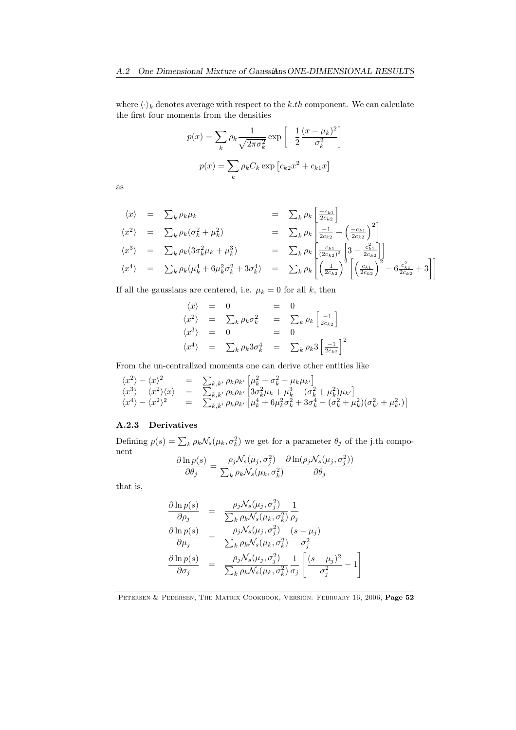where $\langle \cdot \rangle_k$ denotes average with respect to the $k.th$ component. We can calculate the first four moments from the densities

$$p(x) = \sum_k \rho_k \frac{1}{\sqrt{2\pi\sigma_k^2}} \exp\left[-\frac{1}{2}\frac{(x-\mu_k)^2}{\sigma_k^2}\right]$$

$$p(x) = \sum_k \rho_k C_k \exp\left[c_{k2}x^2 + c_{k1}x\right]$$

as

$$\begin{array}{rclcl}
\langle x \rangle & = & \sum_k \rho_k \mu_k & = & \sum_k \rho_k \left[\frac{-c_{k1}}{2c_{k2}}\right] \\
\langle x^2 \rangle & = & \sum_k \rho_k (\sigma_k^2 + \mu_k^2) & = & \sum_k \rho_k \left[\frac{-1}{2c_{k2}} + \left(\frac{-c_{k1}}{2c_{k2}}\right)^2\right] \\
\langle x^3 \rangle & = & \sum_k \rho_k (3\sigma_k^2\mu_k + \mu_k^3) & = & \sum_k \rho_k \left[\frac{c_{k1}}{(2c_{k2})^2}\left[3 - \frac{c_{k1}^2}{2c_{k2}}\right]\right] \\
\langle x^4 \rangle & = & \sum_k \rho_k (\mu_k^4 + 6\mu_k^2\sigma_k^2 + 3\sigma_k^4) & = & \sum_k \rho_k \left[\left(\frac{1}{2c_{k2}}\right)^2\left[\left(\frac{c_{k1}}{2c_{k2}}\right)^2 - 6\frac{c_{k1}^2}{2c_{k2}} + 3\right]\right]
\end{array}$$

If all the gaussians are centered, i.e. $\mu_k = 0$ for all $k$, then

$$\begin{array}{rclcl}
\langle x \rangle & = & 0 & = & 0 \\
\langle x^2 \rangle & = & \sum_k \rho_k \sigma_k^2 & = & \sum_k \rho_k \left[\frac{-1}{2c_{k2}}\right] \\
\langle x^3 \rangle & = & 0 & = & 0 \\
\langle x^4 \rangle & = & \sum_k \rho_k 3\sigma_k^4 & = & \sum_k \rho_k 3 \left[\frac{-1}{2c_{k2}}\right]^2
\end{array}$$

From the un-centralized moments one can derive other entities like

$$\begin{array}{rcl}
\langle x^2 \rangle - \langle x \rangle^2 & = & \sum_{k,k'} \rho_k \rho_{k'} \left[\mu_k^2 + \sigma_k^2 - \mu_k \mu_{k'}\right] \\
\langle x^3 \rangle - \langle x^2 \rangle \langle x \rangle & = & \sum_{k,k'} \rho_k \rho_{k'} \left[3\sigma_k^2 \mu_k + \mu_k^3 - (\sigma_k^2 + \mu_k^2)\mu_{k'}\right] \\
\langle x^4 \rangle - \langle x^2 \rangle^2 & = & \sum_{k,k'} \rho_k \rho_{k'} \left[\mu_k^4 + 6\mu_k^2\sigma_k^2 + 3\sigma_k^4 - (\sigma_k^2 + \mu_k^2)(\sigma_{k'}^2 + \mu_{k'}^2)\right]
\end{array}$$

### A.2.3 Derivatives

Defining $p(s) = \sum_k \rho_k \mathcal{N}_s(\mu_k, \sigma_k^2)$ we get for a parameter $\theta_j$ of the j.th component

$$\frac{\partial \ln p(s)}{\partial \theta_j} = \frac{\rho_j \mathcal{N}_s(\mu_j, \sigma_j^2)}{\sum_k \rho_k \mathcal{N}_s(\mu_k, \sigma_k^2)} \frac{\partial \ln(\rho_j \mathcal{N}_s(\mu_j, \sigma_j^2))}{\partial \theta_j}$$

that is,

$$\begin{array}{rcl}
\frac{\partial \ln p(s)}{\partial \rho_j} & = & \frac{\rho_j \mathcal{N}_s(\mu_j, \sigma_j^2)}{\sum_k \rho_k \mathcal{N}_s(\mu_k, \sigma_k^2)} \frac{1}{\rho_j} \\
\frac{\partial \ln p(s)}{\partial \mu_j} & = & \frac{\rho_j \mathcal{N}_s(\mu_j, \sigma_j^2)}{\sum_k \rho_k \mathcal{N}_s(\mu_k, \sigma_k^2)} \frac{(s - \mu_j)}{\sigma_j^2} \\
\frac{\partial \ln p(s)}{\partial \sigma_j} & = & \frac{\rho_j \mathcal{N}_s(\mu_j, \sigma_j^2)}{\sum_k \rho_k \mathcal{N}_s(\mu_k, \sigma_k^2)} \frac{1}{\sigma_j} \left[\frac{(s - \mu_j)^2}{\sigma_j^2} - 1\right]
\end{array}$$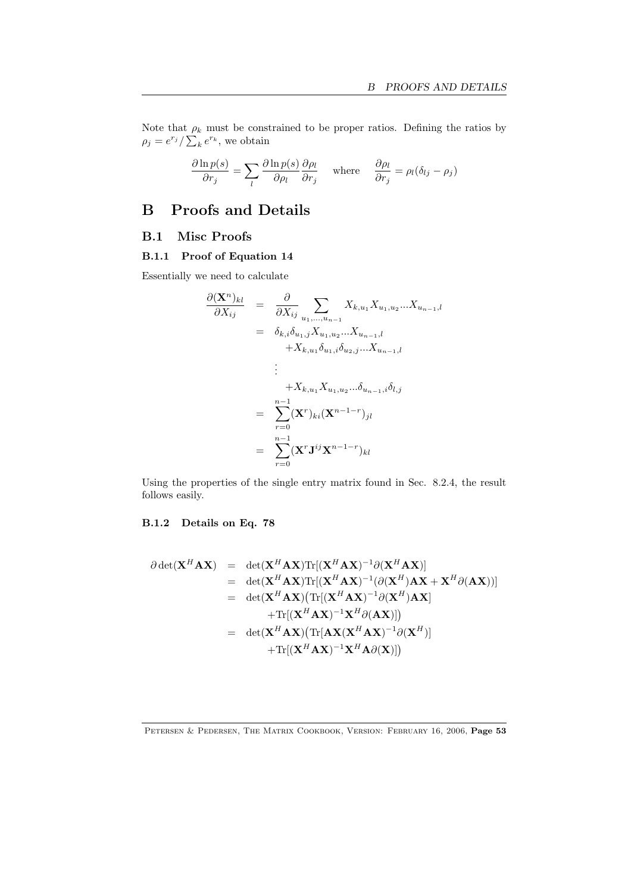Note that $\rho_k$ must be constrained to be proper ratios. Defining the ratios by $\rho_j = e^{r_j}/\sum_k e^{r_k}$, we obtain

$$\frac{\partial \ln p(s)}{\partial r_j} = \sum_l \frac{\partial \ln p(s)}{\partial \rho_l}\frac{\partial \rho_l}{\partial r_j} \quad \text{where} \quad \frac{\partial \rho_l}{\partial r_j} = \rho_l(\delta_{lj} - \rho_j)$$

# B Proofs and Details

## B.1 Misc Proofs

### B.1.1 Proof of Equation 14

Essentially we need to calculate

$$\begin{aligned}
\frac{\partial (\mathbf{X}^n)_{kl}}{\partial X_{ij}} &= \frac{\partial}{\partial X_{ij}} \sum_{u_1,\dots,u_{n-1}} X_{k,u_1}X_{u_1,u_2}...X_{u_{n-1},l} \\
&= \delta_{k,i}\delta_{u_1,j}X_{u_1,u_2}...X_{u_{n-1},l} \\
&\quad + X_{k,u_1}\delta_{u_1,i}\delta_{u_2,j}...X_{u_{n-1},l} \\
&\quad \vdots \\
&\quad + X_{k,u_1}X_{u_1,u_2}...\delta_{u_{n-1},i}\delta_{l,j} \\
&= \sum_{r=0}^{n-1} (\mathbf{X}^r)_{ki}(\mathbf{X}^{n-1-r})_{jl} \\
&= \sum_{r=0}^{n-1} (\mathbf{X}^r \mathbf{J}^{ij} \mathbf{X}^{n-1-r})_{kl}
\end{aligned}$$

Using the properties of the single entry matrix found in Sec. 8.2.4, the result follows easily.

### B.1.2 Details on Eq. 78

$$\begin{aligned}
\partial \det(\mathbf{X}^H\mathbf{A}\mathbf{X}) &= \det(\mathbf{X}^H\mathbf{A}\mathbf{X})\text{Tr}[(\mathbf{X}^H\mathbf{A}\mathbf{X})^{-1}\partial(\mathbf{X}^H\mathbf{A}\mathbf{X})] \\
&= \det(\mathbf{X}^H\mathbf{A}\mathbf{X})\text{Tr}[(\mathbf{X}^H\mathbf{A}\mathbf{X})^{-1}(\partial(\mathbf{X}^H)\mathbf{A}\mathbf{X} + \mathbf{X}^H\partial(\mathbf{A}\mathbf{X}))] \\
&= \det(\mathbf{X}^H\mathbf{A}\mathbf{X})\big(\text{Tr}[(\mathbf{X}^H\mathbf{A}\mathbf{X})^{-1}\partial(\mathbf{X}^H)\mathbf{A}\mathbf{X}] \\
&\quad + \text{Tr}[(\mathbf{X}^H\mathbf{A}\mathbf{X})^{-1}\mathbf{X}^H\partial(\mathbf{A}\mathbf{X})]\big) \\
&= \det(\mathbf{X}^H\mathbf{A}\mathbf{X})\big(\text{Tr}[\mathbf{A}\mathbf{X}(\mathbf{X}^H\mathbf{A}\mathbf{X})^{-1}\partial(\mathbf{X}^H)] \\
&\quad + \text{Tr}[(\mathbf{X}^H\mathbf{A}\mathbf{X})^{-1}\mathbf{X}^H\mathbf{A}\partial(\mathbf{X})]\big)
\end{aligned}$$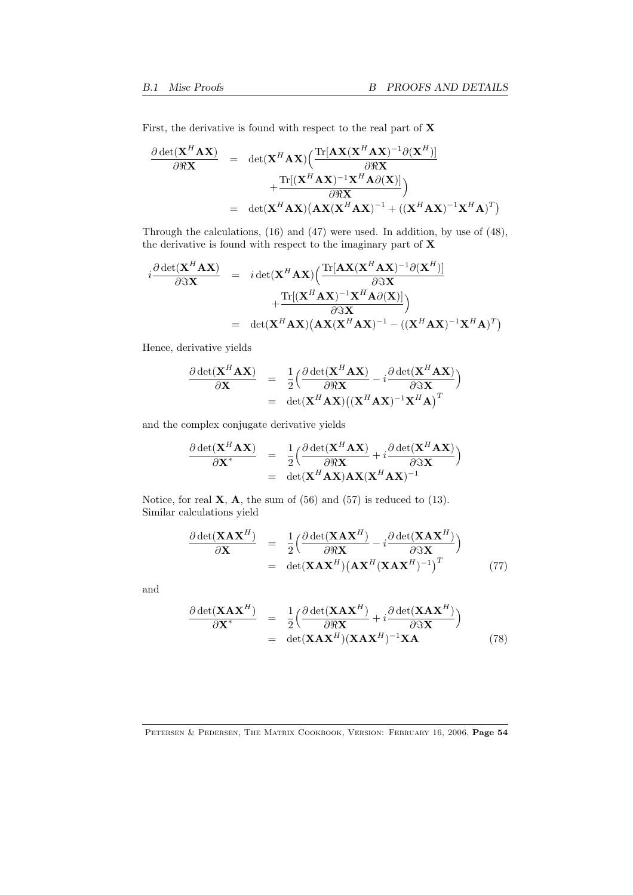First, the derivative is found with respect to the real part of $\mathbf{X}$

$$
\begin{aligned}
\frac{\partial \det(\mathbf{X}^H\mathbf{A}\mathbf{X})}{\partial \Re\mathbf{X}} &= \det(\mathbf{X}^H\mathbf{A}\mathbf{X})\Big(\frac{\mathrm{Tr}[\mathbf{A}\mathbf{X}(\mathbf{X}^H\mathbf{A}\mathbf{X})^{-1}\partial(\mathbf{X}^H)]}{\partial \Re\mathbf{X}} \\
&\quad + \frac{\mathrm{Tr}[(\mathbf{X}^H\mathbf{A}\mathbf{X})^{-1}\mathbf{X}^H\mathbf{A}\partial(\mathbf{X})]}{\partial \Re\mathbf{X}}\Big) \\
&= \det(\mathbf{X}^H\mathbf{A}\mathbf{X})\big(\mathbf{A}\mathbf{X}(\mathbf{X}^H\mathbf{A}\mathbf{X})^{-1} + ((\mathbf{X}^H\mathbf{A}\mathbf{X})^{-1}\mathbf{X}^H\mathbf{A})^T\big)
\end{aligned}
$$

Through the calculations, (16) and (47) were used. In addition, by use of (48), the derivative is found with respect to the imaginary part of $\mathbf{X}$

$$
\begin{aligned}
i\frac{\partial \det(\mathbf{X}^H\mathbf{A}\mathbf{X})}{\partial \Im\mathbf{X}} &= i\det(\mathbf{X}^H\mathbf{A}\mathbf{X})\Big(\frac{\mathrm{Tr}[\mathbf{A}\mathbf{X}(\mathbf{X}^H\mathbf{A}\mathbf{X})^{-1}\partial(\mathbf{X}^H)]}{\partial \Im\mathbf{X}} \\
&\quad + \frac{\mathrm{Tr}[(\mathbf{X}^H\mathbf{A}\mathbf{X})^{-1}\mathbf{X}^H\mathbf{A}\partial(\mathbf{X})]}{\partial \Im\mathbf{X}}\Big) \\
&= \det(\mathbf{X}^H\mathbf{A}\mathbf{X})\big(\mathbf{A}\mathbf{X}(\mathbf{X}^H\mathbf{A}\mathbf{X})^{-1} - ((\mathbf{X}^H\mathbf{A}\mathbf{X})^{-1}\mathbf{X}^H\mathbf{A})^T\big)
\end{aligned}
$$

Hence, derivative yields

$$
\begin{aligned}
\frac{\partial \det(\mathbf{X}^H\mathbf{A}\mathbf{X})}{\partial \mathbf{X}} &= \frac{1}{2}\Big(\frac{\partial \det(\mathbf{X}^H\mathbf{A}\mathbf{X})}{\partial \Re\mathbf{X}} - i\frac{\partial \det(\mathbf{X}^H\mathbf{A}\mathbf{X})}{\partial \Im\mathbf{X}}\Big) \\
&= \det(\mathbf{X}^H\mathbf{A}\mathbf{X})\big((\mathbf{X}^H\mathbf{A}\mathbf{X})^{-1}\mathbf{X}^H\mathbf{A}\big)^T
\end{aligned}
$$

and the complex conjugate derivative yields

$$
\begin{aligned}
\frac{\partial \det(\mathbf{X}^H\mathbf{A}\mathbf{X})}{\partial \mathbf{X}^*} &= \frac{1}{2}\Big(\frac{\partial \det(\mathbf{X}^H\mathbf{A}\mathbf{X})}{\partial \Re\mathbf{X}} + i\frac{\partial \det(\mathbf{X}^H\mathbf{A}\mathbf{X})}{\partial \Im\mathbf{X}}\Big) \\
&= \det(\mathbf{X}^H\mathbf{A}\mathbf{X})\mathbf{A}\mathbf{X}(\mathbf{X}^H\mathbf{A}\mathbf{X})^{-1}
\end{aligned}
$$

Notice, for real $\mathbf{X}$, $\mathbf{A}$, the sum of (56) and (57) is reduced to (13).
Similar calculations yield

$$
\begin{aligned}
\frac{\partial \det(\mathbf{X}\mathbf{A}\mathbf{X}^H)}{\partial \mathbf{X}} &= \frac{1}{2}\Big(\frac{\partial \det(\mathbf{X}\mathbf{A}\mathbf{X}^H)}{\partial \Re\mathbf{X}} - i\frac{\partial \det(\mathbf{X}\mathbf{A}\mathbf{X}^H)}{\partial \Im\mathbf{X}}\Big) \\
&= \det(\mathbf{X}\mathbf{A}\mathbf{X}^H)\big(\mathbf{A}\mathbf{X}^H(\mathbf{X}\mathbf{A}\mathbf{X}^H)^{-1}\big)^T \qquad (77)
\end{aligned}
$$

and

$$
\begin{aligned}
\frac{\partial \det(\mathbf{X}\mathbf{A}\mathbf{X}^H)}{\partial \mathbf{X}^*} &= \frac{1}{2}\Big(\frac{\partial \det(\mathbf{X}\mathbf{A}\mathbf{X}^H)}{\partial \Re\mathbf{X}} + i\frac{\partial \det(\mathbf{X}\mathbf{A}\mathbf{X}^H)}{\partial \Im\mathbf{X}}\Big) \\
&= \det(\mathbf{X}\mathbf{A}\mathbf{X}^H)(\mathbf{X}\mathbf{A}\mathbf{X}^H)^{-1}\mathbf{X}\mathbf{A} \qquad (78)
\end{aligned}
$$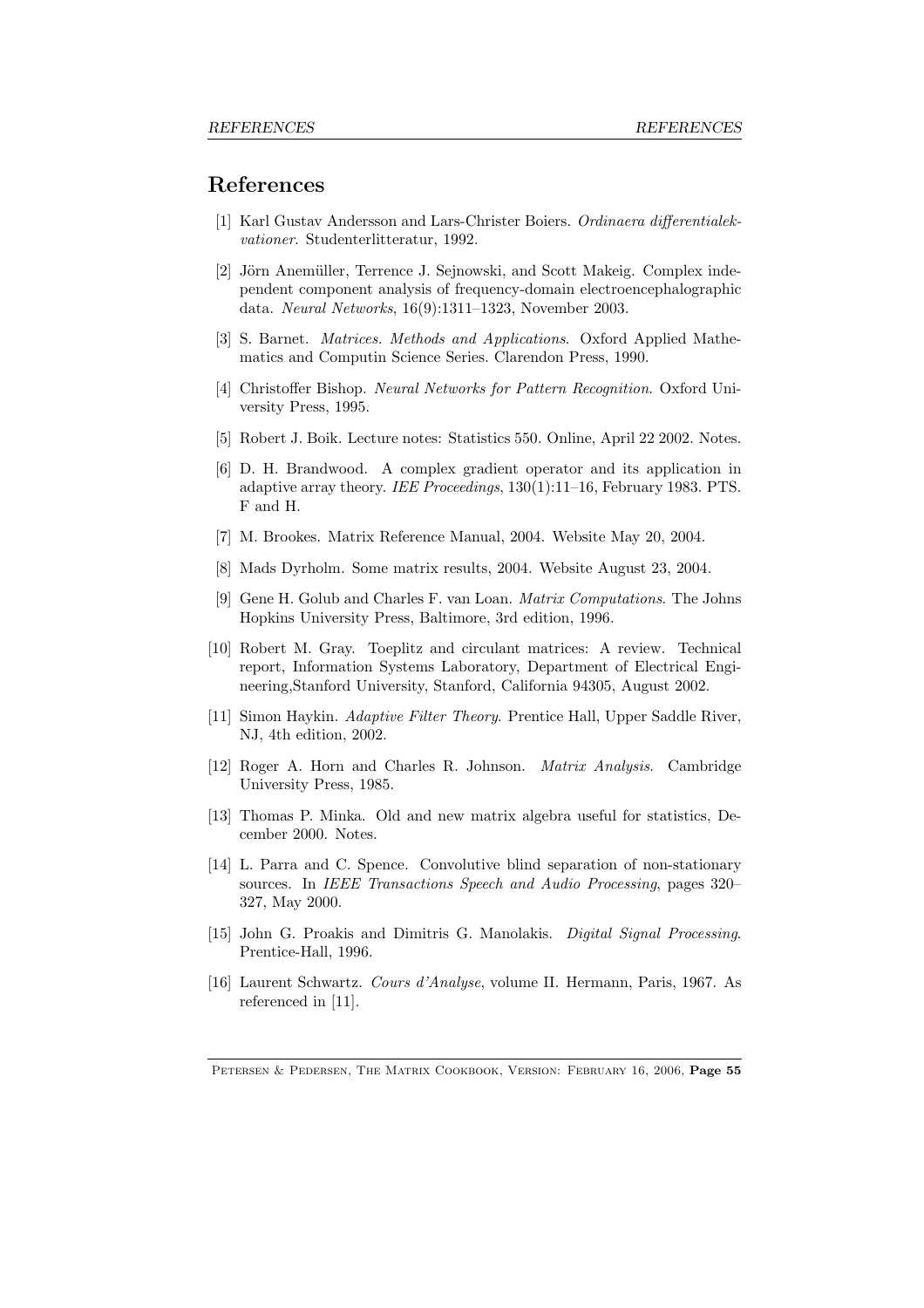# References

[1] Karl Gustav Andersson and Lars-Christer Boiers. *Ordinaera differentialekvationer*. Studenterlitteratur, 1992.

[2] Jörn Anemüller, Terrence J. Sejnowski, and Scott Makeig. Complex independent component analysis of frequency-domain electroencephalographic data. *Neural Networks*, 16(9):1311–1323, November 2003.

[3] S. Barnet. *Matrices. Methods and Applications*. Oxford Applied Mathematics and Computin Science Series. Clarendon Press, 1990.

[4] Christoffer Bishop. *Neural Networks for Pattern Recognition*. Oxford University Press, 1995.

[5] Robert J. Boik. Lecture notes: Statistics 550. Online, April 22 2002. Notes.

[6] D. H. Brandwood. A complex gradient operator and its application in adaptive array theory. *IEE Proceedings*, 130(1):11–16, February 1983. PTS. F and H.

[7] M. Brookes. Matrix Reference Manual, 2004. Website May 20, 2004.

[8] Mads Dyrholm. Some matrix results, 2004. Website August 23, 2004.

[9] Gene H. Golub and Charles F. van Loan. *Matrix Computations*. The Johns Hopkins University Press, Baltimore, 3rd edition, 1996.

[10] Robert M. Gray. Toeplitz and circulant matrices: A review. Technical report, Information Systems Laboratory, Department of Electrical Engineering,Stanford University, Stanford, California 94305, August 2002.

[11] Simon Haykin. *Adaptive Filter Theory*. Prentice Hall, Upper Saddle River, NJ, 4th edition, 2002.

[12] Roger A. Horn and Charles R. Johnson. *Matrix Analysis*. Cambridge University Press, 1985.

[13] Thomas P. Minka. Old and new matrix algebra useful for statistics, December 2000. Notes.

[14] L. Parra and C. Spence. Convolutive blind separation of non-stationary sources. In *IEEE Transactions Speech and Audio Processing*, pages 320–327, May 2000.

[15] John G. Proakis and Dimitris G. Manolakis. *Digital Signal Processing*. Prentice-Hall, 1996.

[16] Laurent Schwartz. *Cours d'Analyse*, volume II. Hermann, Paris, 1967. As referenced in [11].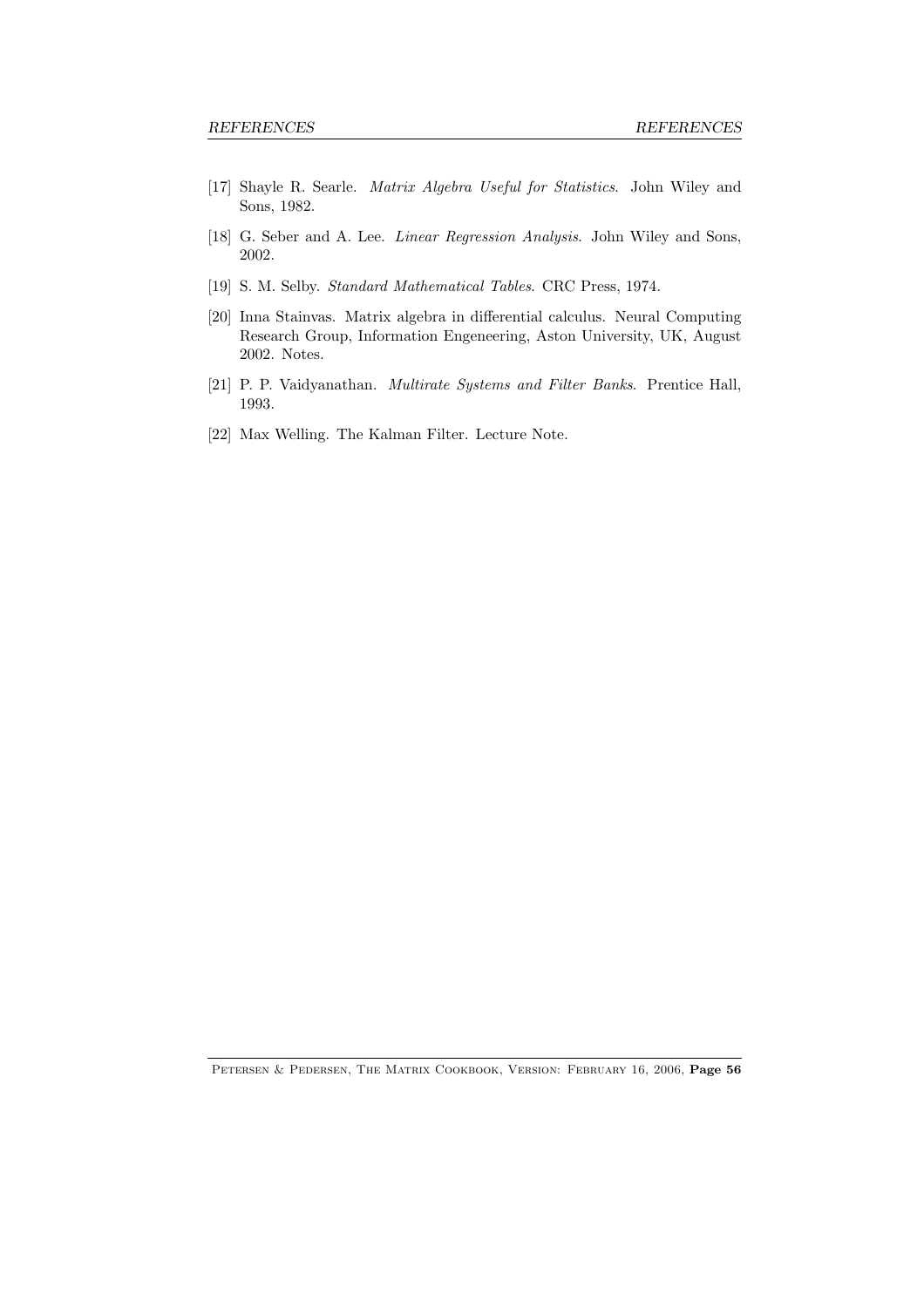[17] Shayle R. Searle. *Matrix Algebra Useful for Statistics*. John Wiley and Sons, 1982.

[18] G. Seber and A. Lee. *Linear Regression Analysis*. John Wiley and Sons, 2002.

[19] S. M. Selby. *Standard Mathematical Tables*. CRC Press, 1974.

[20] Inna Stainvas. Matrix algebra in differential calculus. Neural Computing Research Group, Information Engeneering, Aston University, UK, August 2002. Notes.

[21] P. P. Vaidyanathan. *Multirate Systems and Filter Banks*. Prentice Hall, 1993.

[22] Max Welling. The Kalman Filter. Lecture Note.